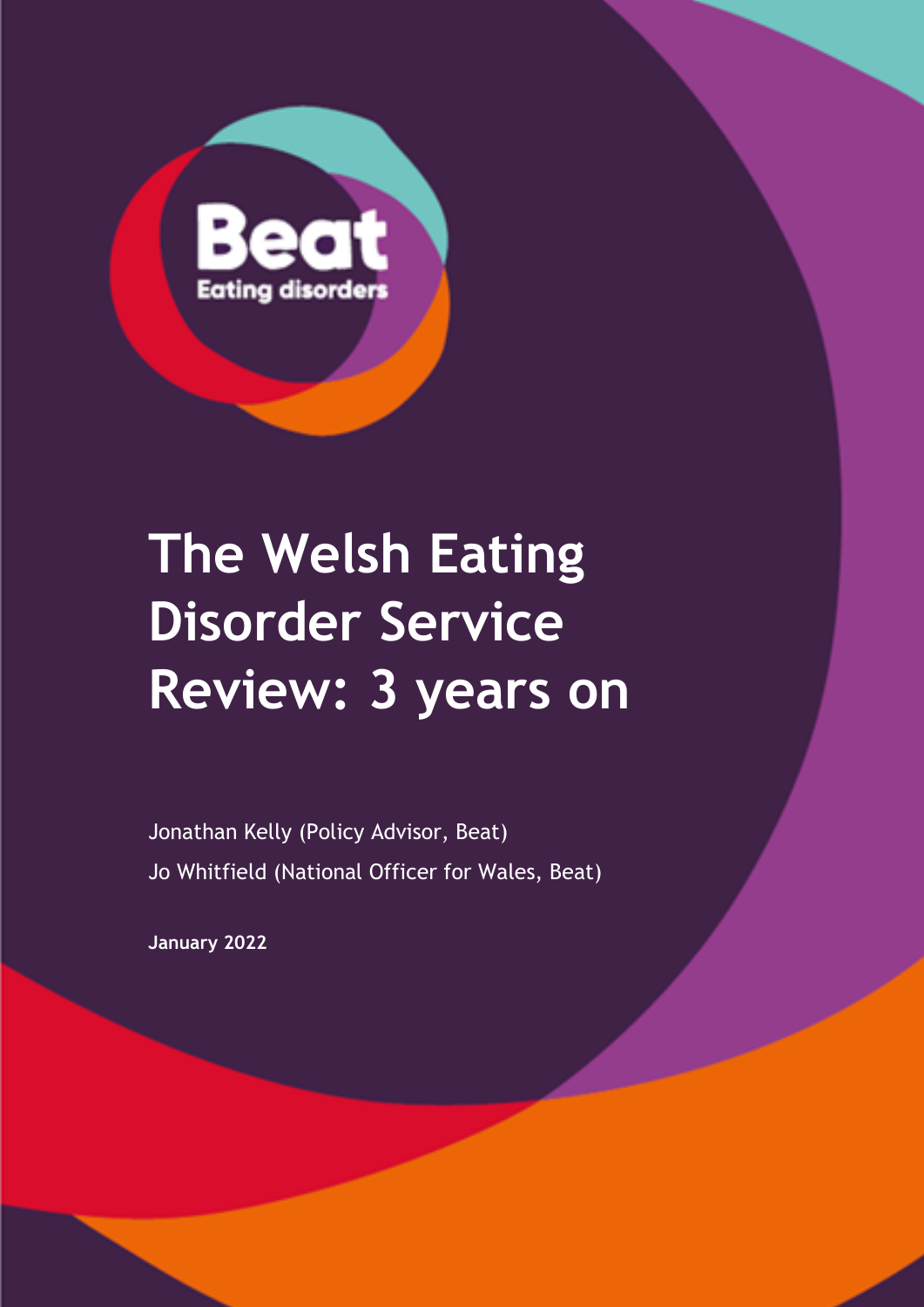Beat

Eating disorders

# The Welsh Eating Disorder Service Review: 3 years on

Jonathan Kelly (Policy Advisor, Beat)

Jo Whitfield (National Officer for Wales, Beat)

**January 2022**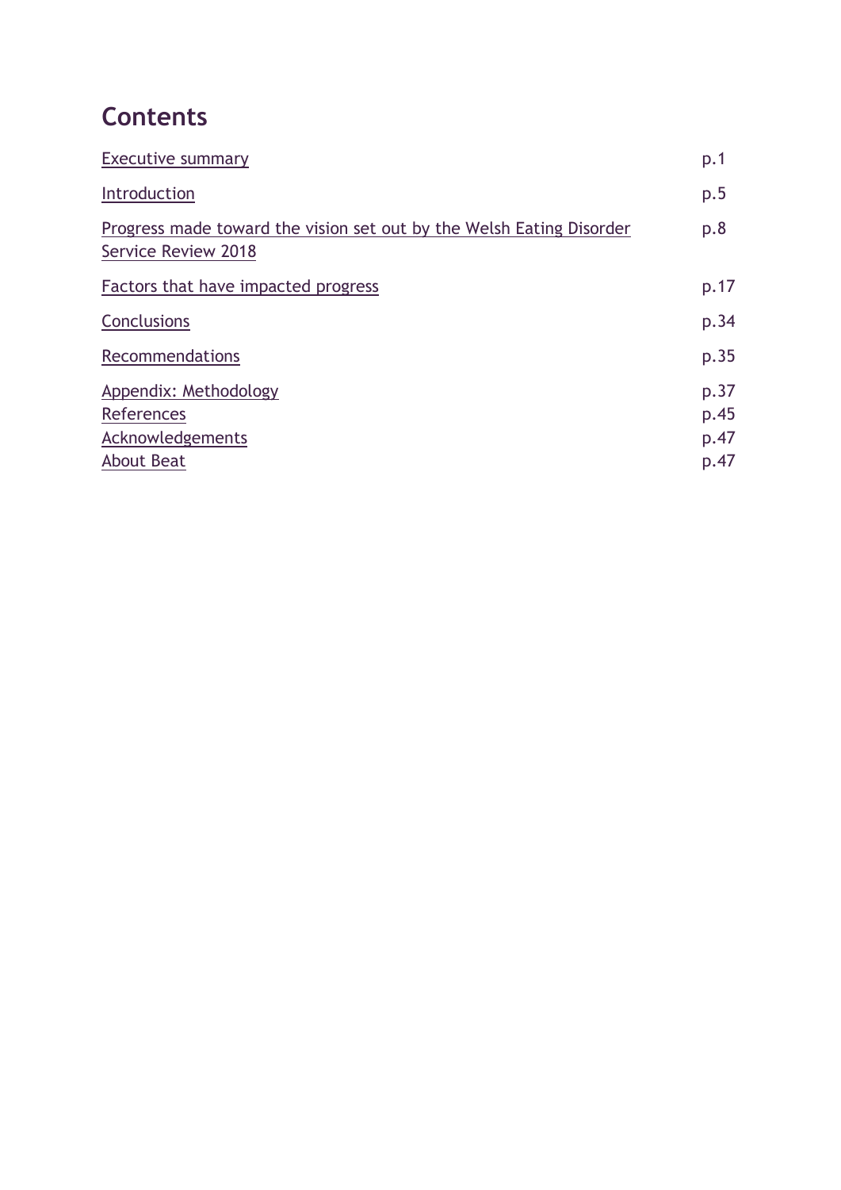## Contents

| | |
|---|---|
| Executive summary | p.1 |
| Introduction | p.5 |
| Progress made toward the vision set out by the Welsh Eating Disorder Service Review 2018 | p.8 |
| Factors that have impacted progress | p.17 |
| Conclusions | p.34 |
| Recommendations | p.35 |
| Appendix: Methodology | p.37 |
| References | p.45 |
| Acknowledgements | p.47 |
| About Beat | p.47 |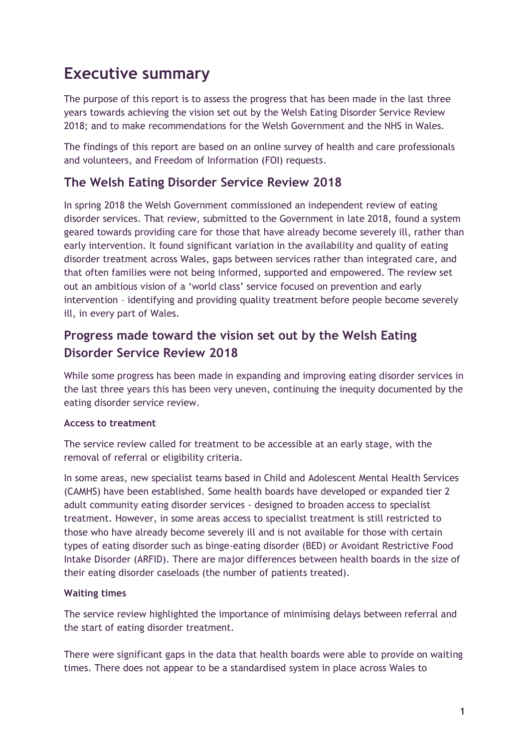# Executive summary

The purpose of this report is to assess the progress that has been made in the last three years towards achieving the vision set out by the Welsh Eating Disorder Service Review 2018; and to make recommendations for the Welsh Government and the NHS in Wales.

The findings of this report are based on an online survey of health and care professionals and volunteers, and Freedom of Information (FOI) requests.

## The Welsh Eating Disorder Service Review 2018

In spring 2018 the Welsh Government commissioned an independent review of eating disorder services. That review, submitted to the Government in late 2018, found a system geared towards providing care for those that have already become severely ill, rather than early intervention. It found significant variation in the availability and quality of eating disorder treatment across Wales, gaps between services rather than integrated care, and that often families were not being informed, supported and empowered. The review set out an ambitious vision of a 'world class' service focused on prevention and early intervention – identifying and providing quality treatment before people become severely ill, in every part of Wales.

## Progress made toward the vision set out by the Welsh Eating Disorder Service Review 2018

While some progress has been made in expanding and improving eating disorder services in the last three years this has been very uneven, continuing the inequity documented by the eating disorder service review.

**Access to treatment**

The service review called for treatment to be accessible at an early stage, with the removal of referral or eligibility criteria.

In some areas, new specialist teams based in Child and Adolescent Mental Health Services (CAMHS) have been established. Some health boards have developed or expanded tier 2 adult community eating disorder services - designed to broaden access to specialist treatment. However, in some areas access to specialist treatment is still restricted to those who have already become severely ill and is not available for those with certain types of eating disorder such as binge-eating disorder (BED) or Avoidant Restrictive Food Intake Disorder (ARFID). There are major differences between health boards in the size of their eating disorder caseloads (the number of patients treated).

**Waiting times**

The service review highlighted the importance of minimising delays between referral and the start of eating disorder treatment.

There were significant gaps in the data that health boards were able to provide on waiting times. There does not appear to be a standardised system in place across Wales to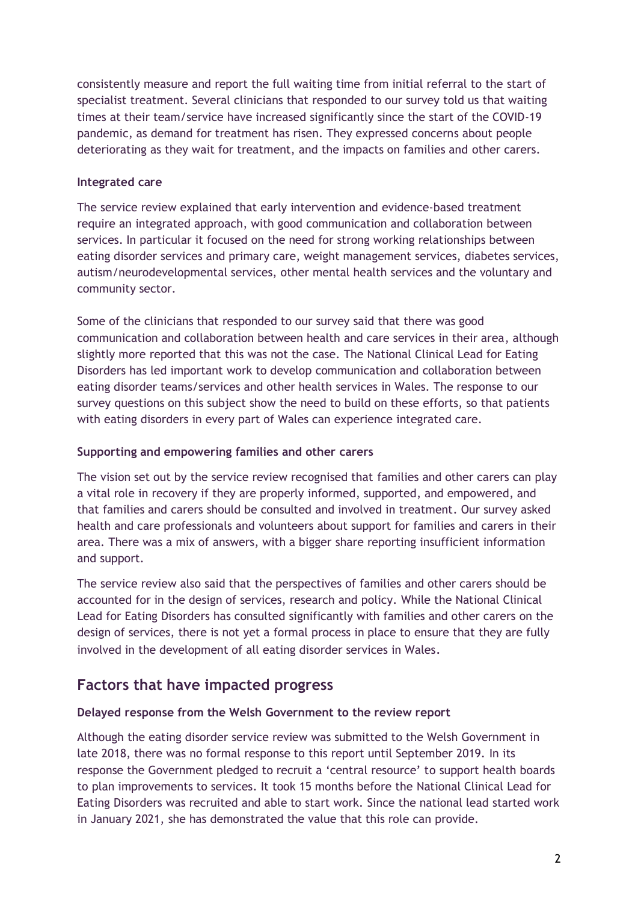consistently measure and report the full waiting time from initial referral to the start of specialist treatment. Several clinicians that responded to our survey told us that waiting times at their team/service have increased significantly since the start of the COVID-19 pandemic, as demand for treatment has risen. They expressed concerns about people deteriorating as they wait for treatment, and the impacts on families and other carers.

**Integrated care**

The service review explained that early intervention and evidence-based treatment require an integrated approach, with good communication and collaboration between services. In particular it focused on the need for strong working relationships between eating disorder services and primary care, weight management services, diabetes services, autism/neurodevelopmental services, other mental health services and the voluntary and community sector.

Some of the clinicians that responded to our survey said that there was good communication and collaboration between health and care services in their area, although slightly more reported that this was not the case. The National Clinical Lead for Eating Disorders has led important work to develop communication and collaboration between eating disorder teams/services and other health services in Wales. The response to our survey questions on this subject show the need to build on these efforts, so that patients with eating disorders in every part of Wales can experience integrated care.

**Supporting and empowering families and other carers**

The vision set out by the service review recognised that families and other carers can play a vital role in recovery if they are properly informed, supported, and empowered, and that families and carers should be consulted and involved in treatment. Our survey asked health and care professionals and volunteers about support for families and carers in their area. There was a mix of answers, with a bigger share reporting insufficient information and support.

The service review also said that the perspectives of families and other carers should be accounted for in the design of services, research and policy. While the National Clinical Lead for Eating Disorders has consulted significantly with families and other carers on the design of services, there is not yet a formal process in place to ensure that they are fully involved in the development of all eating disorder services in Wales.

## Factors that have impacted progress

**Delayed response from the Welsh Government to the review report**

Although the eating disorder service review was submitted to the Welsh Government in late 2018, there was no formal response to this report until September 2019. In its response the Government pledged to recruit a 'central resource' to support health boards to plan improvements to services. It took 15 months before the National Clinical Lead for Eating Disorders was recruited and able to start work. Since the national lead started work in January 2021, she has demonstrated the value that this role can provide.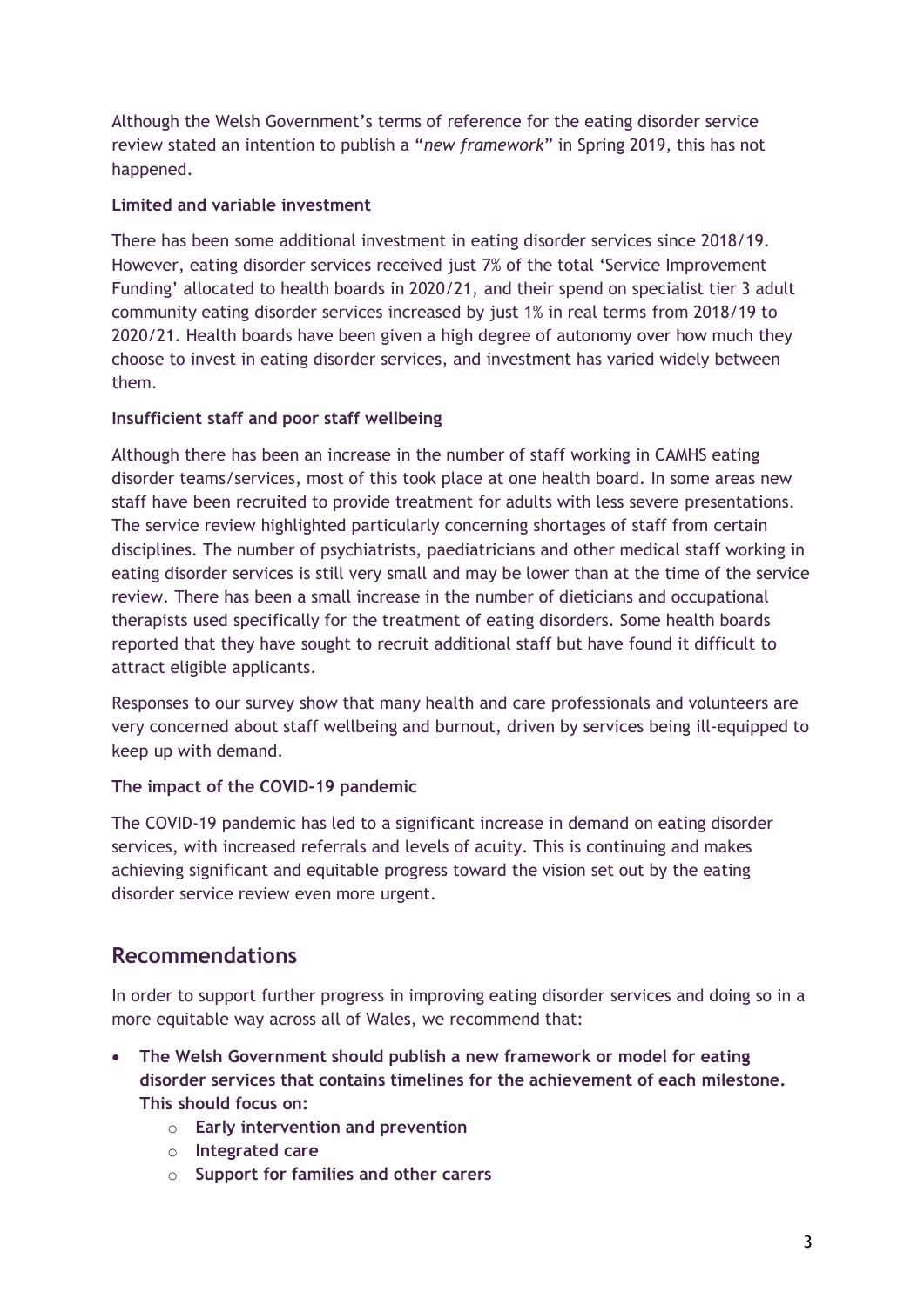Although the Welsh Government's terms of reference for the eating disorder service review stated an intention to publish a "*new framework*" in Spring 2019, this has not happened.

**Limited and variable investment**

There has been some additional investment in eating disorder services since 2018/19. However, eating disorder services received just 7% of the total 'Service Improvement Funding' allocated to health boards in 2020/21, and their spend on specialist tier 3 adult community eating disorder services increased by just 1% in real terms from 2018/19 to 2020/21. Health boards have been given a high degree of autonomy over how much they choose to invest in eating disorder services, and investment has varied widely between them.

**Insufficient staff and poor staff wellbeing**

Although there has been an increase in the number of staff working in CAMHS eating disorder teams/services, most of this took place at one health board. In some areas new staff have been recruited to provide treatment for adults with less severe presentations. The service review highlighted particularly concerning shortages of staff from certain disciplines. The number of psychiatrists, paediatricians and other medical staff working in eating disorder services is still very small and may be lower than at the time of the service review. There has been a small increase in the number of dieticians and occupational therapists used specifically for the treatment of eating disorders. Some health boards reported that they have sought to recruit additional staff but have found it difficult to attract eligible applicants.

Responses to our survey show that many health and care professionals and volunteers are very concerned about staff wellbeing and burnout, driven by services being ill-equipped to keep up with demand.

**The impact of the COVID-19 pandemic**

The COVID-19 pandemic has led to a significant increase in demand on eating disorder services, with increased referrals and levels of acuity. This is continuing and makes achieving significant and equitable progress toward the vision set out by the eating disorder service review even more urgent.

## Recommendations

In order to support further progress in improving eating disorder services and doing so in a more equitable way across all of Wales, we recommend that:

- **The Welsh Government should publish a new framework or model for eating disorder services that contains timelines for the achievement of each milestone. This should focus on:**
  - **Early intervention and prevention**
  - **Integrated care**
  - **Support for families and other carers**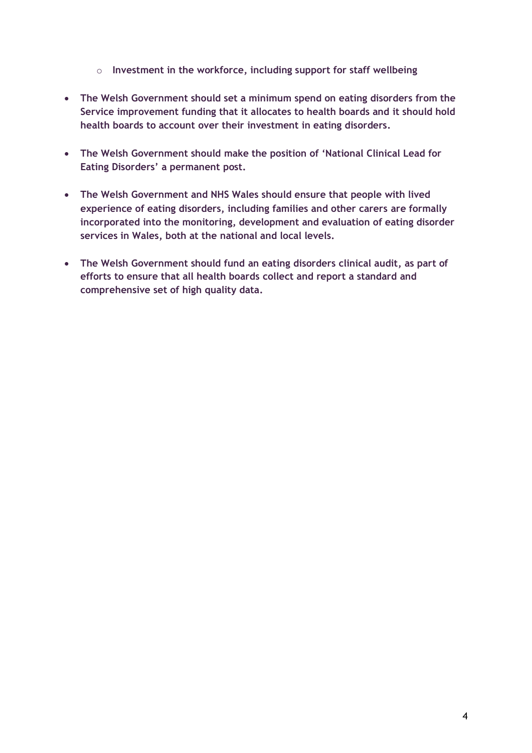- **Investment in the workforce, including support for staff wellbeing**

- **The Welsh Government should set a minimum spend on eating disorders from the Service improvement funding that it allocates to health boards and it should hold health boards to account over their investment in eating disorders.**

- **The Welsh Government should make the position of 'National Clinical Lead for Eating Disorders' a permanent post.**

- **The Welsh Government and NHS Wales should ensure that people with lived experience of eating disorders, including families and other carers are formally incorporated into the monitoring, development and evaluation of eating disorder services in Wales, both at the national and local levels.**

- **The Welsh Government should fund an eating disorders clinical audit, as part of efforts to ensure that all health boards collect and report a standard and comprehensive set of high quality data.**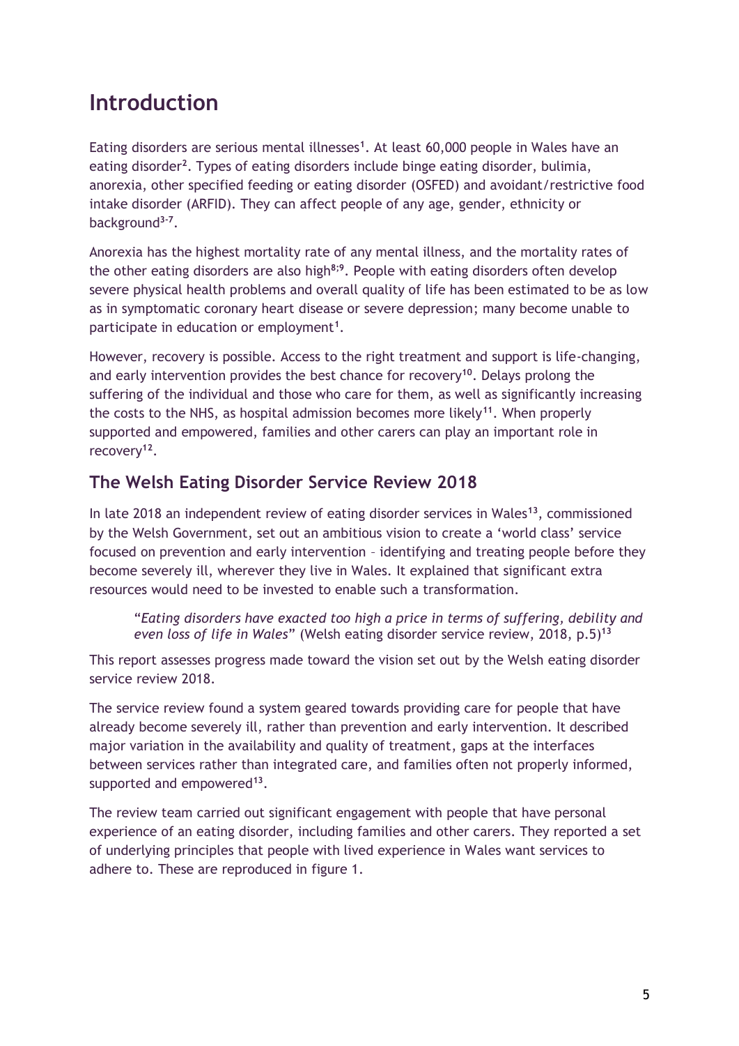# Introduction

Eating disorders are serious mental illnesses[1]. At least 60,000 people in Wales have an eating disorder[2]. Types of eating disorders include binge eating disorder, bulimia, anorexia, other specified feeding or eating disorder (OSFED) and avoidant/restrictive food intake disorder (ARFID). They can affect people of any age, gender, ethnicity or background[3-7].

Anorexia has the highest mortality rate of any mental illness, and the mortality rates of the other eating disorders are also high[8;9]. People with eating disorders often develop severe physical health problems and overall quality of life has been estimated to be as low as in symptomatic coronary heart disease or severe depression; many become unable to participate in education or employment[1].

However, recovery is possible. Access to the right treatment and support is life-changing, and early intervention provides the best chance for recovery[10]. Delays prolong the suffering of the individual and those who care for them, as well as significantly increasing the costs to the NHS, as hospital admission becomes more likely[11]. When properly supported and empowered, families and other carers can play an important role in recovery[12].

## The Welsh Eating Disorder Service Review 2018

In late 2018 an independent review of eating disorder services in Wales[13], commissioned by the Welsh Government, set out an ambitious vision to create a 'world class' service focused on prevention and early intervention – identifying and treating people before they become severely ill, wherever they live in Wales. It explained that significant extra resources would need to be invested to enable such a transformation.

> "*Eating disorders have exacted too high a price in terms of suffering, debility and even loss of life in Wales*" (Welsh eating disorder service review, 2018, p.5)[13]

This report assesses progress made toward the vision set out by the Welsh eating disorder service review 2018.

The service review found a system geared towards providing care for people that have already become severely ill, rather than prevention and early intervention. It described major variation in the availability and quality of treatment, gaps at the interfaces between services rather than integrated care, and families often not properly informed, supported and empowered[13].

The review team carried out significant engagement with people that have personal experience of an eating disorder, including families and other carers. They reported a set of underlying principles that people with lived experience in Wales want services to adhere to. These are reproduced in figure 1.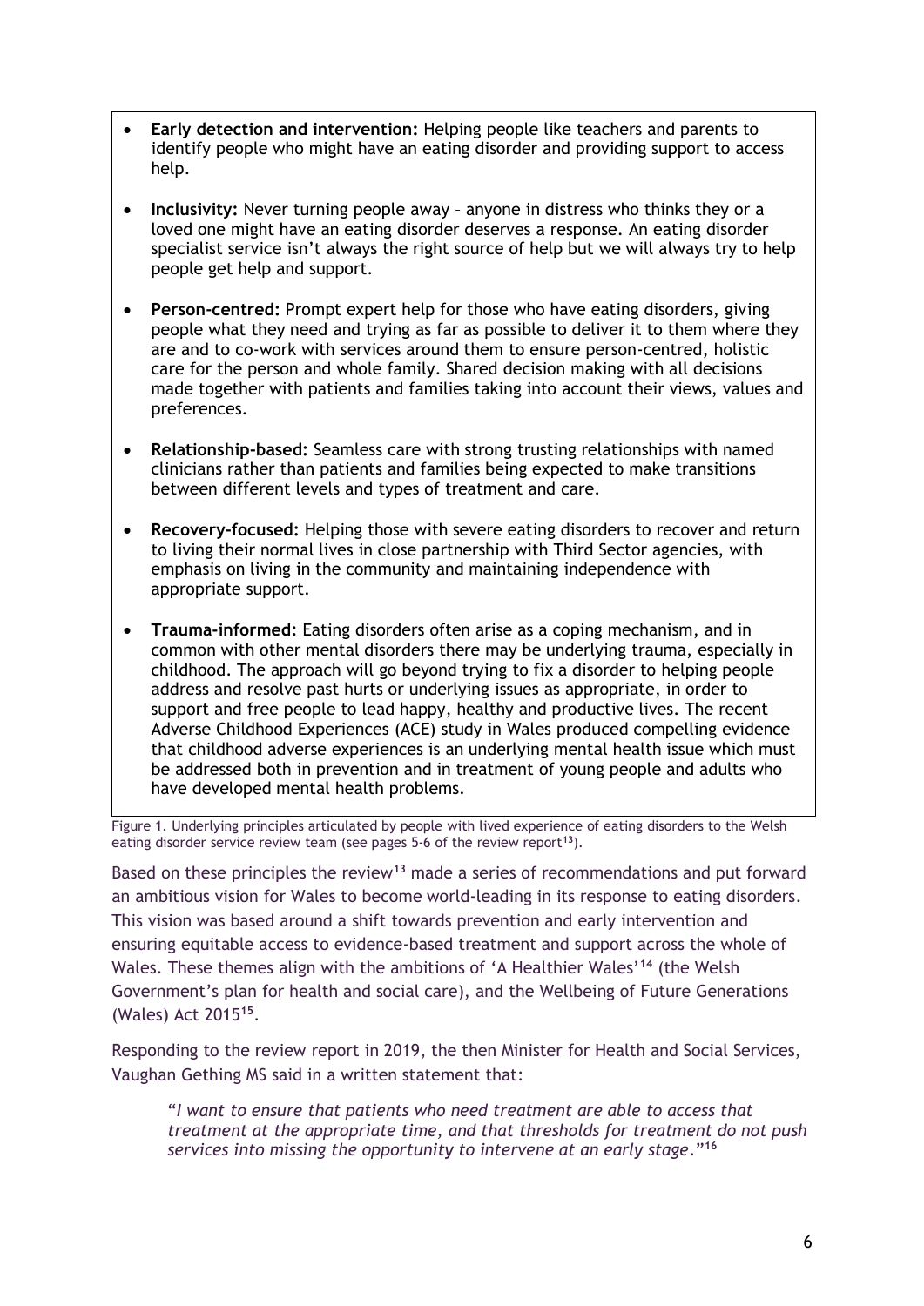- **Early detection and intervention:** Helping people like teachers and parents to identify people who might have an eating disorder and providing support to access help.
- **Inclusivity:** Never turning people away – anyone in distress who thinks they or a loved one might have an eating disorder deserves a response. An eating disorder specialist service isn't always the right source of help but we will always try to help people get help and support.
- **Person-centred:** Prompt expert help for those who have eating disorders, giving people what they need and trying as far as possible to deliver it to them where they are and to co-work with services around them to ensure person-centred, holistic care for the person and whole family. Shared decision making with all decisions made together with patients and families taking into account their views, values and preferences.
- **Relationship-based:** Seamless care with strong trusting relationships with named clinicians rather than patients and families being expected to make transitions between different levels and types of treatment and care.
- **Recovery-focused:** Helping those with severe eating disorders to recover and return to living their normal lives in close partnership with Third Sector agencies, with emphasis on living in the community and maintaining independence with appropriate support.
- **Trauma-informed:** Eating disorders often arise as a coping mechanism, and in common with other mental disorders there may be underlying trauma, especially in childhood. The approach will go beyond trying to fix a disorder to helping people address and resolve past hurts or underlying issues as appropriate, in order to support and free people to lead happy, healthy and productive lives. The recent Adverse Childhood Experiences (ACE) study in Wales produced compelling evidence that childhood adverse experiences is an underlying mental health issue which must be addressed both in prevention and in treatment of young people and adults who have developed mental health problems.

Figure 1. Underlying principles articulated by people with lived experience of eating disorders to the Welsh eating disorder service review team (see pages 5-6 of the review report[13]).

Based on these principles the review[13] made a series of recommendations and put forward an ambitious vision for Wales to become world-leading in its response to eating disorders. This vision was based around a shift towards prevention and early intervention and ensuring equitable access to evidence-based treatment and support across the whole of Wales. These themes align with the ambitions of 'A Healthier Wales'[14] (the Welsh Government's plan for health and social care), and the Wellbeing of Future Generations (Wales) Act 2015[15].

Responding to the review report in 2019, the then Minister for Health and Social Services, Vaughan Gething MS said in a written statement that:

> "*I want to ensure that patients who need treatment are able to access that treatment at the appropriate time, and that thresholds for treatment do not push services into missing the opportunity to intervene at an early stage*."[16]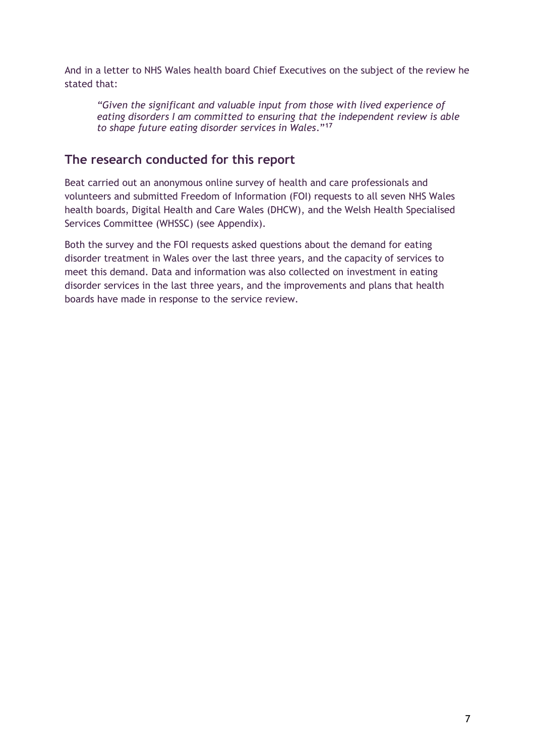And in a letter to NHS Wales health board Chief Executives on the subject of the review he stated that:

> *"Given the significant and valuable input from those with lived experience of eating disorders I am committed to ensuring that the independent review is able to shape future eating disorder services in Wales."*[17]

## The research conducted for this report

Beat carried out an anonymous online survey of health and care professionals and volunteers and submitted Freedom of Information (FOI) requests to all seven NHS Wales health boards, Digital Health and Care Wales (DHCW), and the Welsh Health Specialised Services Committee (WHSSC) (see Appendix).

Both the survey and the FOI requests asked questions about the demand for eating disorder treatment in Wales over the last three years, and the capacity of services to meet this demand. Data and information was also collected on investment in eating disorder services in the last three years, and the improvements and plans that health boards have made in response to the service review.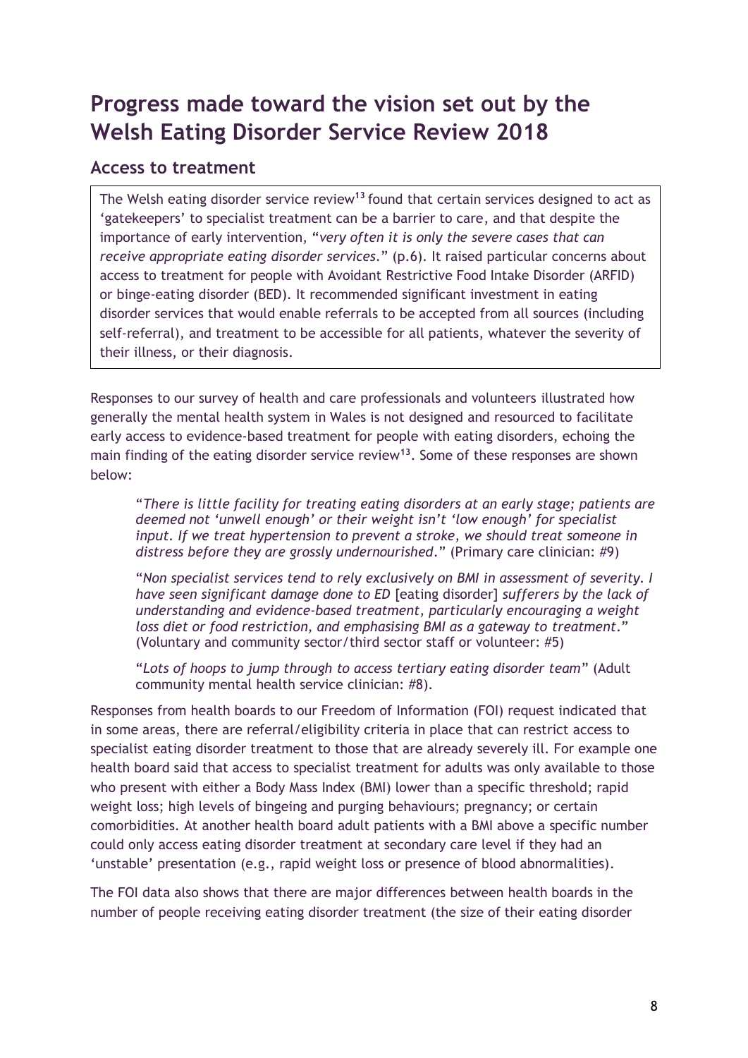# Progress made toward the vision set out by the Welsh Eating Disorder Service Review 2018

## Access to treatment

The Welsh eating disorder service review[13] found that certain services designed to act as 'gatekeepers' to specialist treatment can be a barrier to care, and that despite the importance of early intervention, "*very often it is only the severe cases that can receive appropriate eating disorder services*." (p.6). It raised particular concerns about access to treatment for people with Avoidant Restrictive Food Intake Disorder (ARFID) or binge-eating disorder (BED). It recommended significant investment in eating disorder services that would enable referrals to be accepted from all sources (including self-referral), and treatment to be accessible for all patients, whatever the severity of their illness, or their diagnosis.

Responses to our survey of health and care professionals and volunteers illustrated how generally the mental health system in Wales is not designed and resourced to facilitate early access to evidence-based treatment for people with eating disorders, echoing the main finding of the eating disorder service review[13]. Some of these responses are shown below:

> "*There is little facility for treating eating disorders at an early stage; patients are deemed not 'unwell enough' or their weight isn't 'low enough' for specialist input. If we treat hypertension to prevent a stroke, we should treat someone in distress before they are grossly undernourished*." (Primary care clinician: #9)
>
> "*Non specialist services tend to rely exclusively on BMI in assessment of severity. I have seen significant damage done to ED* [eating disorder] *sufferers by the lack of understanding and evidence-based treatment, particularly encouraging a weight loss diet or food restriction, and emphasising BMI as a gateway to treatment*." (Voluntary and community sector/third sector staff or volunteer: #5)
>
> "*Lots of hoops to jump through to access tertiary eating disorder team*" (Adult community mental health service clinician: #8).

Responses from health boards to our Freedom of Information (FOI) request indicated that in some areas, there are referral/eligibility criteria in place that can restrict access to specialist eating disorder treatment to those that are already severely ill. For example one health board said that access to specialist treatment for adults was only available to those who present with either a Body Mass Index (BMI) lower than a specific threshold; rapid weight loss; high levels of bingeing and purging behaviours; pregnancy; or certain comorbidities. At another health board adult patients with a BMI above a specific number could only access eating disorder treatment at secondary care level if they had an 'unstable' presentation (e.g., rapid weight loss or presence of blood abnormalities).

The FOI data also shows that there are major differences between health boards in the number of people receiving eating disorder treatment (the size of their eating disorder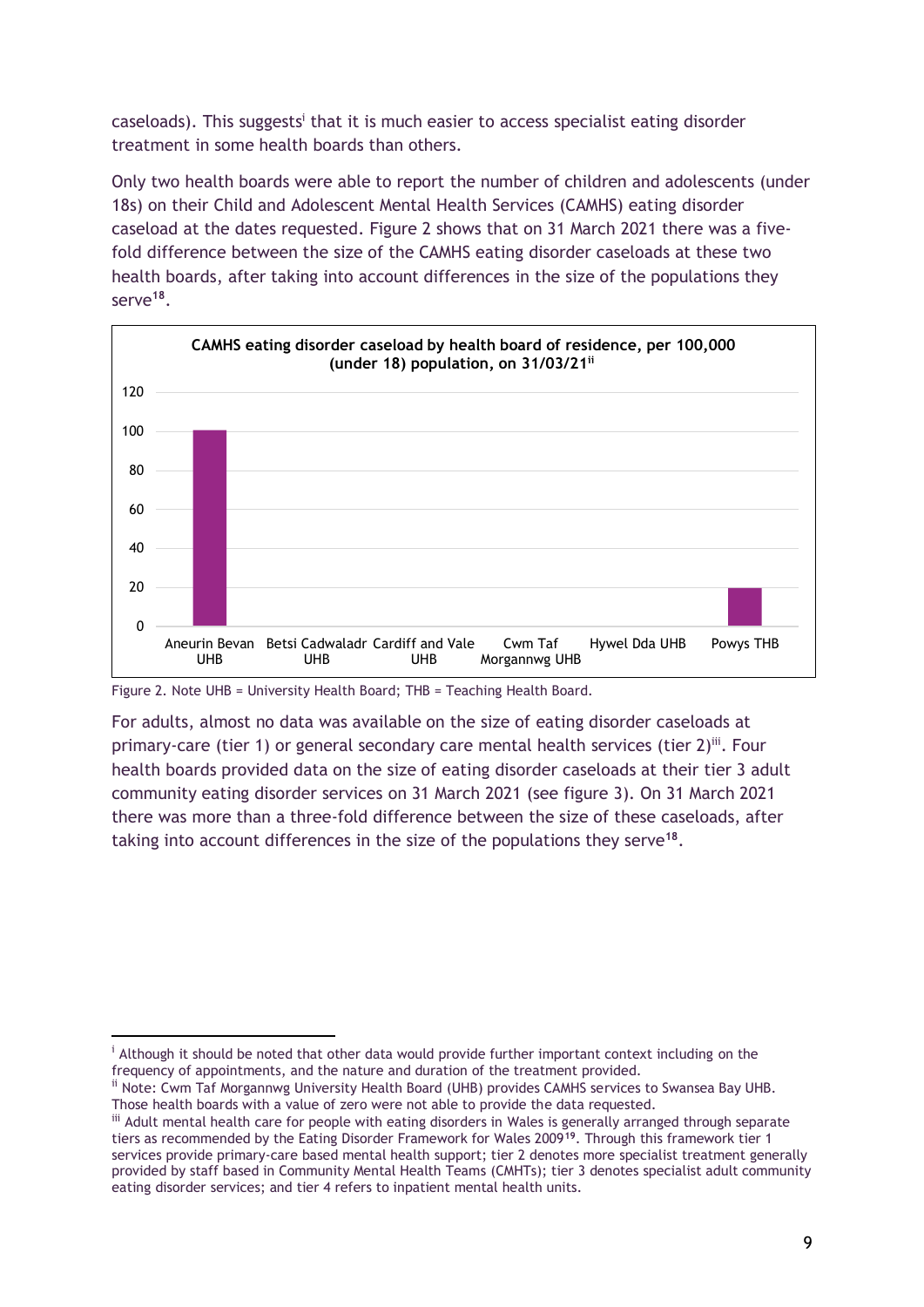caseloads). This suggests[i] that it is much easier to access specialist eating disorder treatment in some health boards than others.

Only two health boards were able to report the number of children and adolescents (under 18s) on their Child and Adolescent Mental Health Services (CAMHS) eating disorder caseload at the dates requested. Figure 2 shows that on 31 March 2021 there was a five-fold difference between the size of the CAMHS eating disorder caseloads at these two health boards, after taking into account differences in the size of the populations they serve[18].

**CAMHS eating disorder caseload by health board of residence, per 100,000 (under 18) population, on 31/03/21[ii]**

| Health board | Caseload per 100,000 (under 18) population |
|---|---|
| Aneurin Bevan UHB | 100 |
| Betsi Cadwaladr UHB | 0 |
| Cardiff and Vale UHB | 0 |
| Cwm Taf Morgannwg UHB | 0 |
| Hywel Dda UHB | 0 |
| Powys THB | 19 |

Figure 2. Note UHB = University Health Board; THB = Teaching Health Board.

For adults, almost no data was available on the size of eating disorder caseloads at primary-care (tier 1) or general secondary care mental health services (tier 2)[iii]. Four health boards provided data on the size of eating disorder caseloads at their tier 3 adult community eating disorder services on 31 March 2021 (see figure 3). On 31 March 2021 there was more than a three-fold difference between the size of these caseloads, after taking into account differences in the size of the populations they serve[18].

---

[i] Although it should be noted that other data would provide further important context including on the frequency of appointments, and the nature and duration of the treatment provided.

[ii] Note: Cwm Taf Morgannwg University Health Board (UHB) provides CAMHS services to Swansea Bay UHB. Those health boards with a value of zero were not able to provide the data requested.

[iii] Adult mental health care for people with eating disorders in Wales is generally arranged through separate tiers as recommended by the Eating Disorder Framework for Wales 2009[19]. Through this framework tier 1 services provide primary-care based mental health support; tier 2 denotes more specialist treatment generally provided by staff based in Community Mental Health Teams (CMHTs); tier 3 denotes specialist adult community eating disorder services; and tier 4 refers to inpatient mental health units.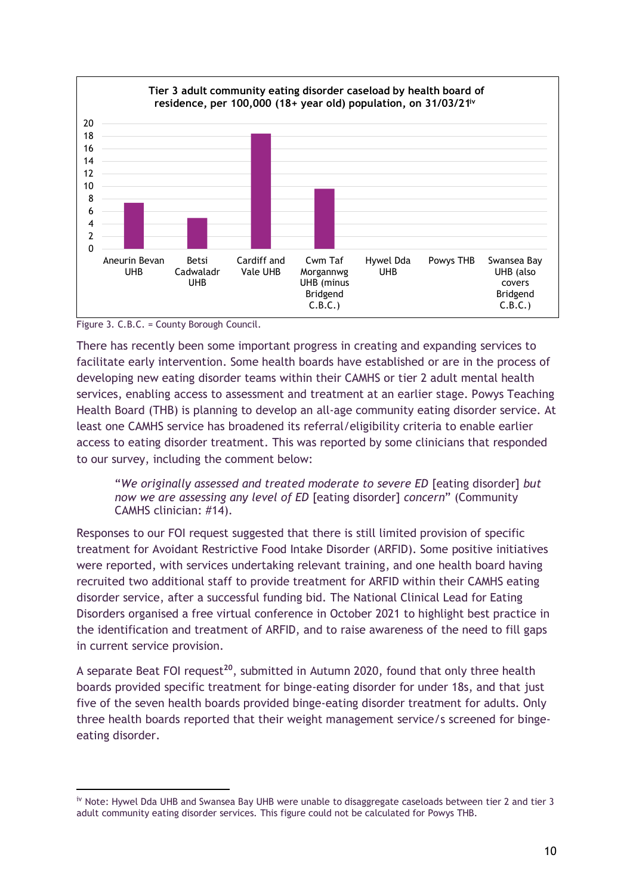**Tier 3 adult community eating disorder caseload by health board of residence, per 100,000 (18+ year old) population, on 31/03/21[iv]**

| Health board | Caseload per 100,000 |
|---|---|
| Aneurin Bevan UHB | ~7.3 |
| Betsi Cadwaladr UHB | ~4.9 |
| Cardiff and Vale UHB | ~18.3 |
| Cwm Taf Morgannwg UHB (minus Bridgend C.B.C.) | ~9.6 |
| Hywel Dda UHB | |
| Powys THB | |
| Swansea Bay UHB (also covers Bridgend C.B.C.) | |

Figure 3. C.B.C. = County Borough Council.

There has recently been some important progress in creating and expanding services to facilitate early intervention. Some health boards have established or are in the process of developing new eating disorder teams within their CAMHS or tier 2 adult mental health services, enabling access to assessment and treatment at an earlier stage. Powys Teaching Health Board (THB) is planning to develop an all-age community eating disorder service. At least one CAMHS service has broadened its referral/eligibility criteria to enable earlier access to eating disorder treatment. This was reported by some clinicians that responded to our survey, including the comment below:

> "*We originally assessed and treated moderate to severe ED* [eating disorder] *but now we are assessing any level of ED* [eating disorder] *concern*" (Community CAMHS clinician: #14).

Responses to our FOI request suggested that there is still limited provision of specific treatment for Avoidant Restrictive Food Intake Disorder (ARFID). Some positive initiatives were reported, with services undertaking relevant training, and one health board having recruited two additional staff to provide treatment for ARFID within their CAMHS eating disorder service, after a successful funding bid. The National Clinical Lead for Eating Disorders organised a free virtual conference in October 2021 to highlight best practice in the identification and treatment of ARFID, and to raise awareness of the need to fill gaps in current service provision.

A separate Beat FOI request[20], submitted in Autumn 2020, found that only three health boards provided specific treatment for binge-eating disorder for under 18s, and that just five of the seven health boards provided binge-eating disorder treatment for adults. Only three health boards reported that their weight management service/s screened for binge-eating disorder.

---

[iv] Note: Hywel Dda UHB and Swansea Bay UHB were unable to disaggregate caseloads between tier 2 and tier 3 adult community eating disorder services. This figure could not be calculated for Powys THB.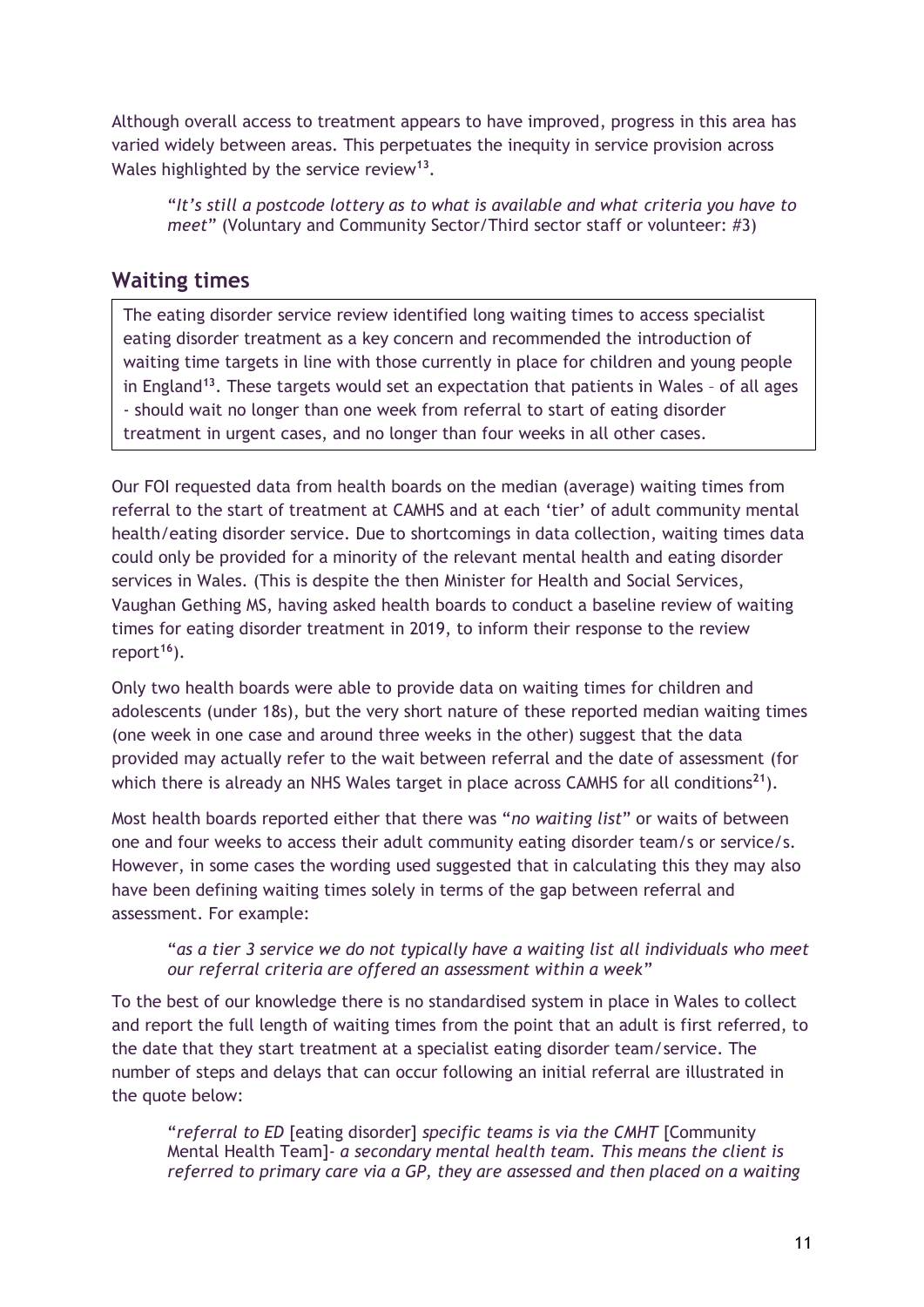Although overall access to treatment appears to have improved, progress in this area has varied widely between areas. This perpetuates the inequity in service provision across Wales highlighted by the service review[13].

> "*It's still a postcode lottery as to what is available and what criteria you have to meet*" (Voluntary and Community Sector/Third sector staff or volunteer: #3)

## Waiting times

> The eating disorder service review identified long waiting times to access specialist eating disorder treatment as a key concern and recommended the introduction of waiting time targets in line with those currently in place for children and young people in England[13]. These targets would set an expectation that patients in Wales – of all ages - should wait no longer than one week from referral to start of eating disorder treatment in urgent cases, and no longer than four weeks in all other cases.

Our FOI requested data from health boards on the median (average) waiting times from referral to the start of treatment at CAMHS and at each 'tier' of adult community mental health/eating disorder service. Due to shortcomings in data collection, waiting times data could only be provided for a minority of the relevant mental health and eating disorder services in Wales. (This is despite the then Minister for Health and Social Services, Vaughan Gething MS, having asked health boards to conduct a baseline review of waiting times for eating disorder treatment in 2019, to inform their response to the review report[16]).

Only two health boards were able to provide data on waiting times for children and adolescents (under 18s), but the very short nature of these reported median waiting times (one week in one case and around three weeks in the other) suggest that the data provided may actually refer to the wait between referral and the date of assessment (for which there is already an NHS Wales target in place across CAMHS for all conditions[21]).

Most health boards reported either that there was "*no waiting list*" or waits of between one and four weeks to access their adult community eating disorder team/s or service/s. However, in some cases the wording used suggested that in calculating this they may also have been defining waiting times solely in terms of the gap between referral and assessment. For example:

> "*as a tier 3 service we do not typically have a waiting list all individuals who meet our referral criteria are offered an assessment within a week*"

To the best of our knowledge there is no standardised system in place in Wales to collect and report the full length of waiting times from the point that an adult is first referred, to the date that they start treatment at a specialist eating disorder team/service. The number of steps and delays that can occur following an initial referral are illustrated in the quote below:

> "*referral to ED* [eating disorder] *specific teams is via the CMHT* [Community Mental Health Team]*- a secondary mental health team. This means the client is referred to primary care via a GP, they are assessed and then placed on a waiting*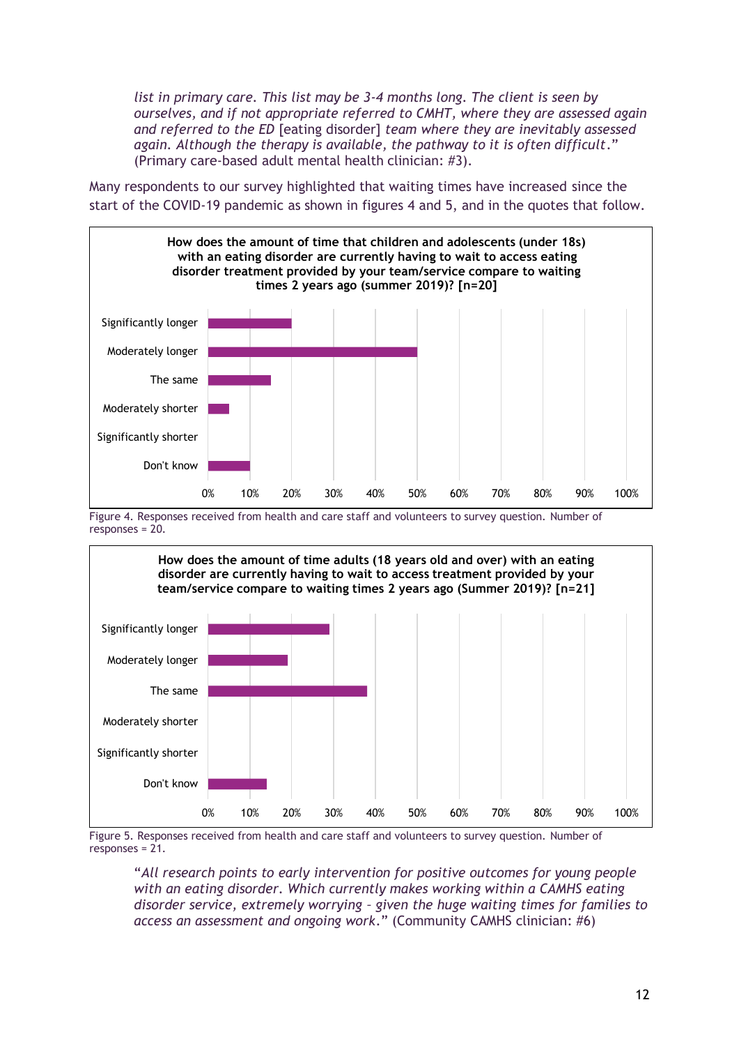*list in primary care. This list may be 3-4 months long. The client is seen by ourselves, and if not appropriate referred to CMHT, where they are assessed again and referred to the ED* [eating disorder] *team where they are inevitably assessed again. Although the therapy is available, the pathway to it is often difficult*." (Primary care-based adult mental health clinician: #3).

Many respondents to our survey highlighted that waiting times have increased since the start of the COVID-19 pandemic as shown in figures 4 and 5, and in the quotes that follow.

**How does the amount of time that children and adolescents (under 18s) with an eating disorder are currently having to wait to access eating disorder treatment provided by your team/service compare to waiting times 2 years ago (summer 2019)? [n=20]**

| Response | Percentage |
| --- | --- |
| Significantly longer | 20% |
| Moderately longer | 50% |
| The same | 15% |
| Moderately shorter | 5% |
| Significantly shorter | 0% |
| Don't know | 10% |

Figure 4. Responses received from health and care staff and volunteers to survey question. Number of responses = 20.

**How does the amount of time adults (18 years old and over) with an eating disorder are currently having to wait to access treatment provided by your team/service compare to waiting times 2 years ago (Summer 2019)? [n=21]**

| Response | Percentage |
| --- | --- |
| Significantly longer | 29% |
| Moderately longer | 19% |
| The same | 38% |
| Moderately shorter | 0% |
| Significantly shorter | 0% |
| Don't know | 14% |

Figure 5. Responses received from health and care staff and volunteers to survey question. Number of responses = 21.

"*All research points to early intervention for positive outcomes for young people with an eating disorder. Which currently makes working within a CAMHS eating disorder service, extremely worrying - given the huge waiting times for families to access an assessment and ongoing work*." (Community CAMHS clinician: #6)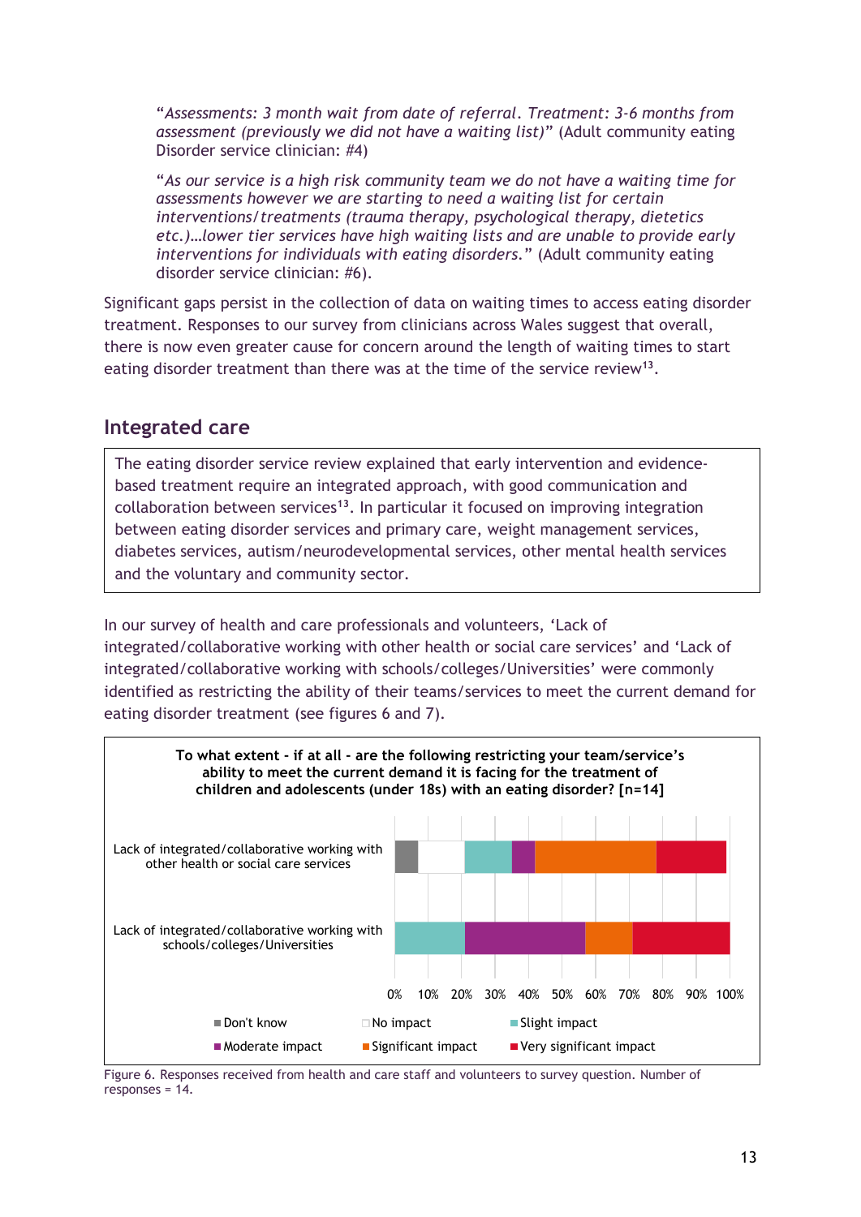"*Assessments: 3 month wait from date of referral. Treatment: 3-6 months from assessment (previously we did not have a waiting list)*" (Adult community eating Disorder service clinician: #4)

"*As our service is a high risk community team we do not have a waiting time for assessments however we are starting to need a waiting list for certain interventions/treatments (trauma therapy, psychological therapy, dietetics etc.)…lower tier services have high waiting lists and are unable to provide early interventions for individuals with eating disorders.*" (Adult community eating disorder service clinician: #6).

Significant gaps persist in the collection of data on waiting times to access eating disorder treatment. Responses to our survey from clinicians across Wales suggest that overall, there is now even greater cause for concern around the length of waiting times to start eating disorder treatment than there was at the time of the service review[13].

## Integrated care

The eating disorder service review explained that early intervention and evidence-based treatment require an integrated approach, with good communication and collaboration between services[13]. In particular it focused on improving integration between eating disorder services and primary care, weight management services, diabetes services, autism/neurodevelopmental services, other mental health services and the voluntary and community sector.

In our survey of health and care professionals and volunteers, 'Lack of integrated/collaborative working with other health or social care services' and 'Lack of integrated/collaborative working with schools/colleges/Universities' were commonly identified as restricting the ability of their teams/services to meet the current demand for eating disorder treatment (see figures 6 and 7).

**To what extent - if at all - are the following restricting your team/service's ability to meet the current demand it is facing for the treatment of children and adolescents (under 18s) with an eating disorder? [n=14]**

Lack of integrated/collaborative working with other health or social care services

Lack of integrated/collaborative working with schools/colleges/Universities

0% 10% 20% 30% 40% 50% 60% 70% 80% 90% 100%

Don't know | No impact | Slight impact | Moderate impact | Significant impact | Very significant impact

Figure 6. Responses received from health and care staff and volunteers to survey question. Number of responses = 14.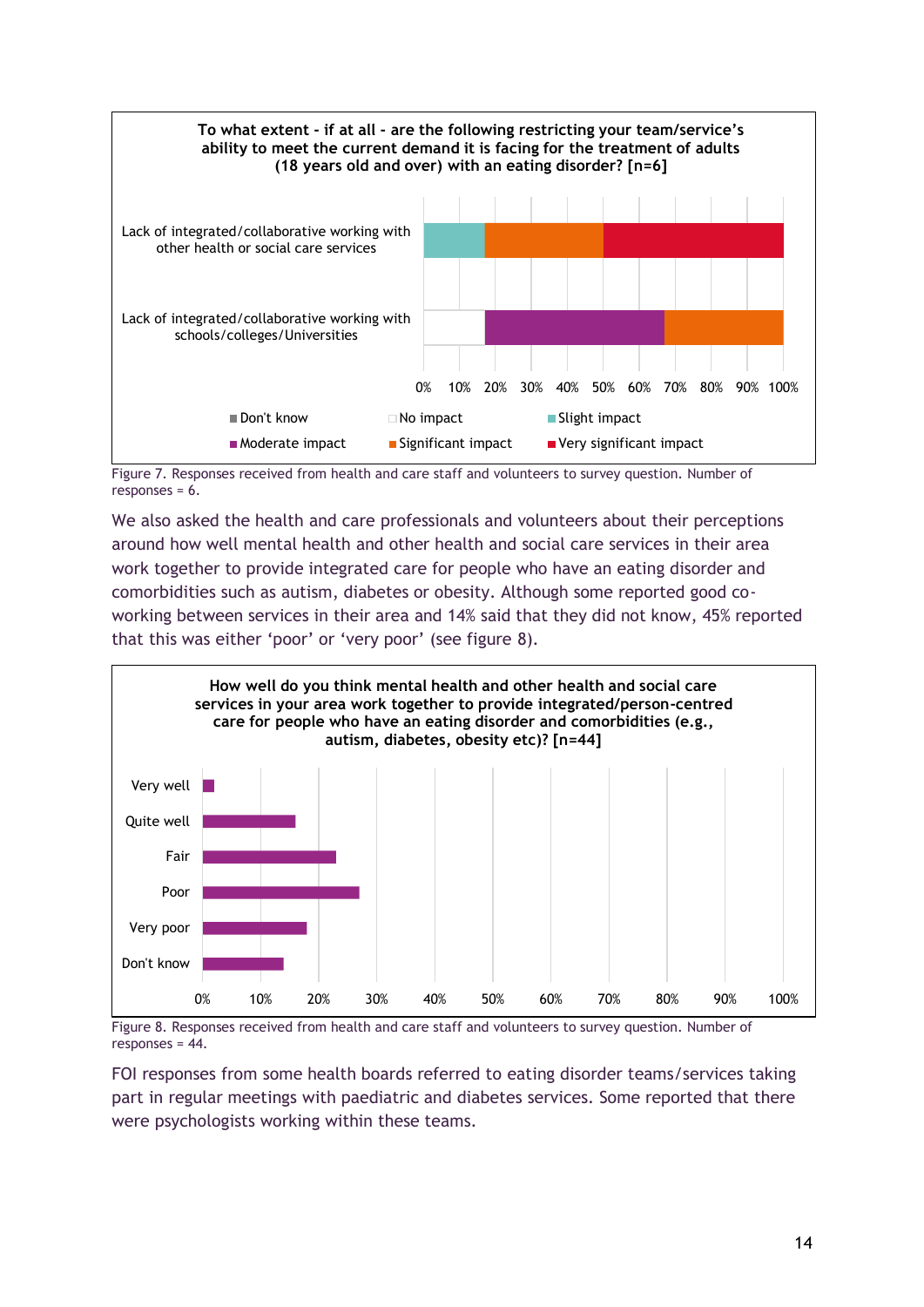**To what extent - if at all - are the following restricting your team/service's ability to meet the current demand it is facing for the treatment of adults (18 years old and over) with an eating disorder? [n=6]**

Lack of integrated/collaborative working with other health or social care services

Lack of integrated/collaborative working with schools/colleges/Universities

0% 10% 20% 30% 40% 50% 60% 70% 80% 90% 100%

Don't know | No impact | Slight impact | Moderate impact | Significant impact | Very significant impact

Figure 7. Responses received from health and care staff and volunteers to survey question. Number of responses = 6.

We also asked the health and care professionals and volunteers about their perceptions around how well mental health and other health and social care services in their area work together to provide integrated care for people who have an eating disorder and comorbidities such as autism, diabetes or obesity. Although some reported good co-working between services in their area and 14% said that they did not know, 45% reported that this was either 'poor' or 'very poor' (see figure 8).

**How well do you think mental health and other health and social care services in your area work together to provide integrated/person-centred care for people who have an eating disorder and comorbidities (e.g., autism, diabetes, obesity etc)? [n=44]**

Very well

Quite well

Fair

Poor

Very poor

Don't know

0% 10% 20% 30% 40% 50% 60% 70% 80% 90% 100%

Figure 8. Responses received from health and care staff and volunteers to survey question. Number of responses = 44.

FOI responses from some health boards referred to eating disorder teams/services taking part in regular meetings with paediatric and diabetes services. Some reported that there were psychologists working within these teams.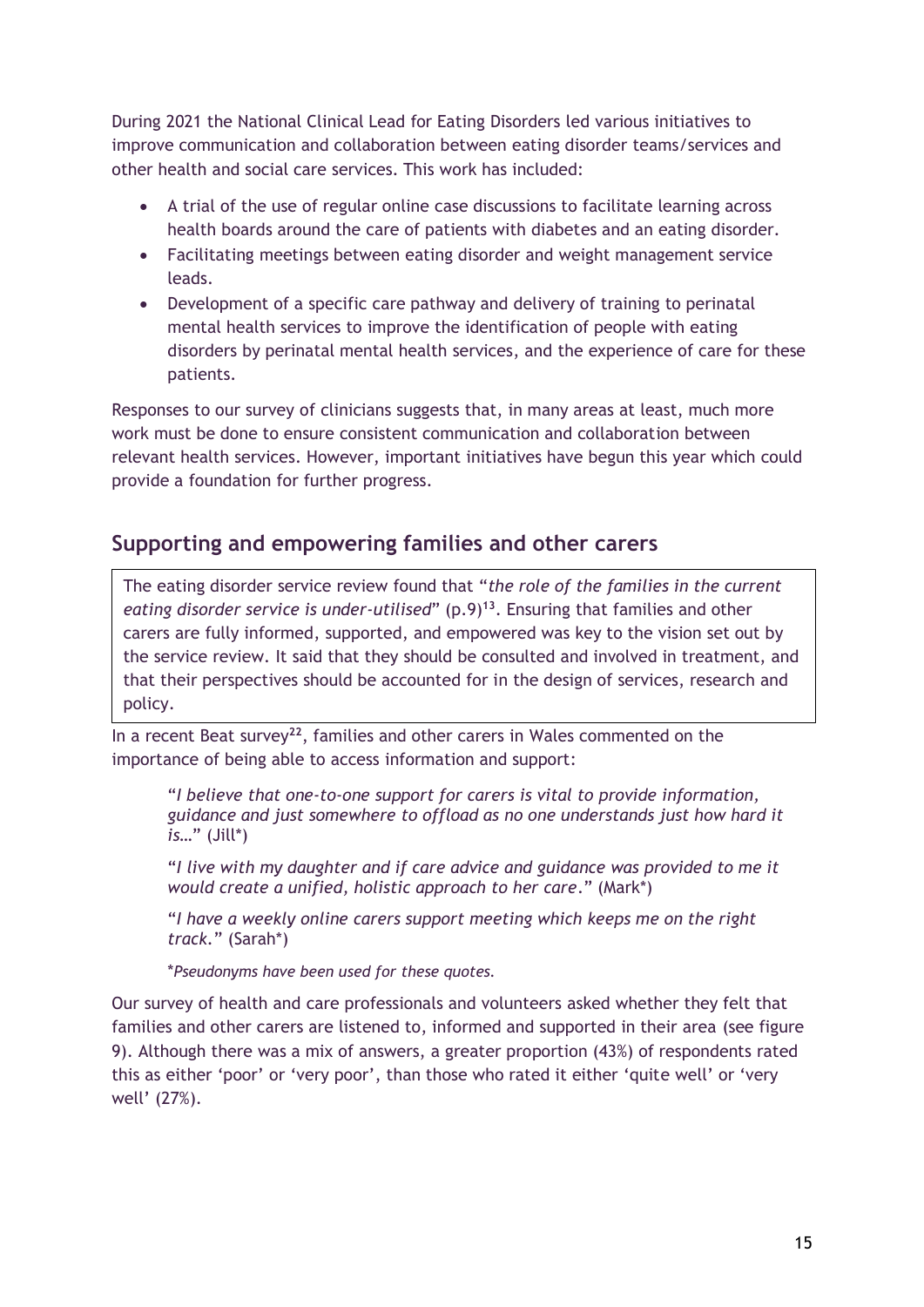During 2021 the National Clinical Lead for Eating Disorders led various initiatives to improve communication and collaboration between eating disorder teams/services and other health and social care services. This work has included:

- A trial of the use of regular online case discussions to facilitate learning across health boards around the care of patients with diabetes and an eating disorder.
- Facilitating meetings between eating disorder and weight management service leads.
- Development of a specific care pathway and delivery of training to perinatal mental health services to improve the identification of people with eating disorders by perinatal mental health services, and the experience of care for these patients.

Responses to our survey of clinicians suggests that, in many areas at least, much more work must be done to ensure consistent communication and collaboration between relevant health services. However, important initiatives have begun this year which could provide a foundation for further progress.

## Supporting and empowering families and other carers

The eating disorder service review found that "*the role of the families in the current eating disorder service is under-utilised*" (p.9)[13]. Ensuring that families and other carers are fully informed, supported, and empowered was key to the vision set out by the service review. It said that they should be consulted and involved in treatment, and that their perspectives should be accounted for in the design of services, research and policy.

In a recent Beat survey[22], families and other carers in Wales commented on the importance of being able to access information and support:

> "*I believe that one-to-one support for carers is vital to provide information, guidance and just somewhere to offload as no one understands just how hard it is…*" (Jill*)
>
> "*I live with my daughter and if care advice and guidance was provided to me it would create a unified, holistic approach to her care*." (Mark*)
>
> "*I have a weekly online carers support meeting which keeps me on the right track*." (Sarah*)
>
> **Pseudonyms have been used for these quotes.*

Our survey of health and care professionals and volunteers asked whether they felt that families and other carers are listened to, informed and supported in their area (see figure 9). Although there was a mix of answers, a greater proportion (43%) of respondents rated this as either 'poor' or 'very poor', than those who rated it either 'quite well' or 'very well' (27%).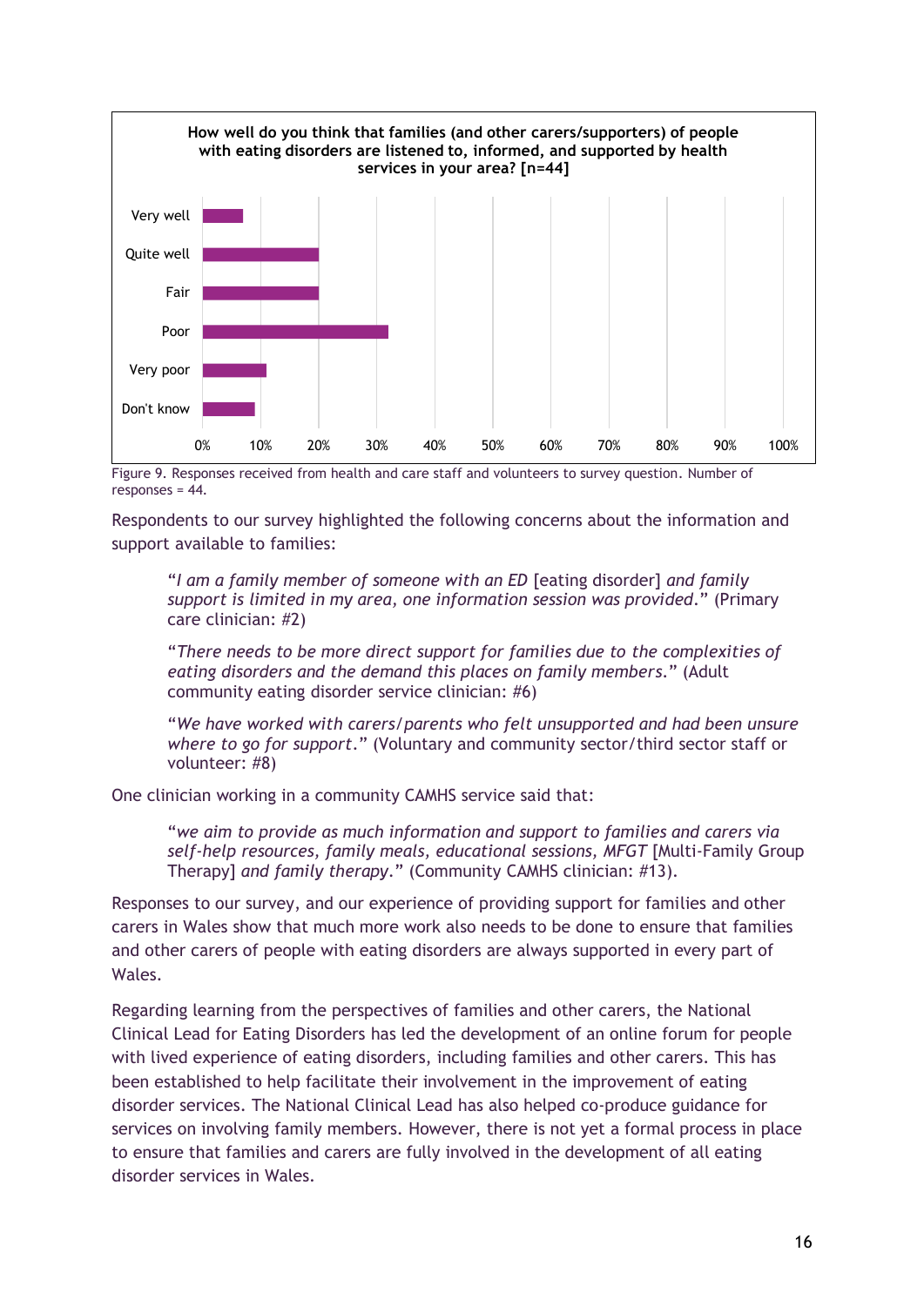**How well do you think that families (and other carers/supporters) of people with eating disorders are listened to, informed, and supported by health services in your area? [n=44]**

| Response | Approximate % |
|---|---|
| Very well | 7% |
| Quite well | 20% |
| Fair | 20% |
| Poor | 32% |
| Very poor | 11% |
| Don't know | 9% |

Figure 9. Responses received from health and care staff and volunteers to survey question. Number of responses = 44.

Respondents to our survey highlighted the following concerns about the information and support available to families:

> "*I am a family member of someone with an ED* [eating disorder] *and family support is limited in my area, one information session was provided*." (Primary care clinician: #2)

> "*There needs to be more direct support for families due to the complexities of eating disorders and the demand this places on family members*." (Adult community eating disorder service clinician: #6)

> "*We have worked with carers/parents who felt unsupported and had been unsure where to go for support*." (Voluntary and community sector/third sector staff or volunteer: #8)

One clinician working in a community CAMHS service said that:

> "*we aim to provide as much information and support to families and carers via self-help resources, family meals, educational sessions, MFGT* [Multi-Family Group Therapy] *and family therapy*." (Community CAMHS clinician: #13).

Responses to our survey, and our experience of providing support for families and other carers in Wales show that much more work also needs to be done to ensure that families and other carers of people with eating disorders are always supported in every part of Wales.

Regarding learning from the perspectives of families and other carers, the National Clinical Lead for Eating Disorders has led the development of an online forum for people with lived experience of eating disorders, including families and other carers. This has been established to help facilitate their involvement in the improvement of eating disorder services. The National Clinical Lead has also helped co-produce guidance for services on involving family members. However, there is not yet a formal process in place to ensure that families and carers are fully involved in the development of all eating disorder services in Wales.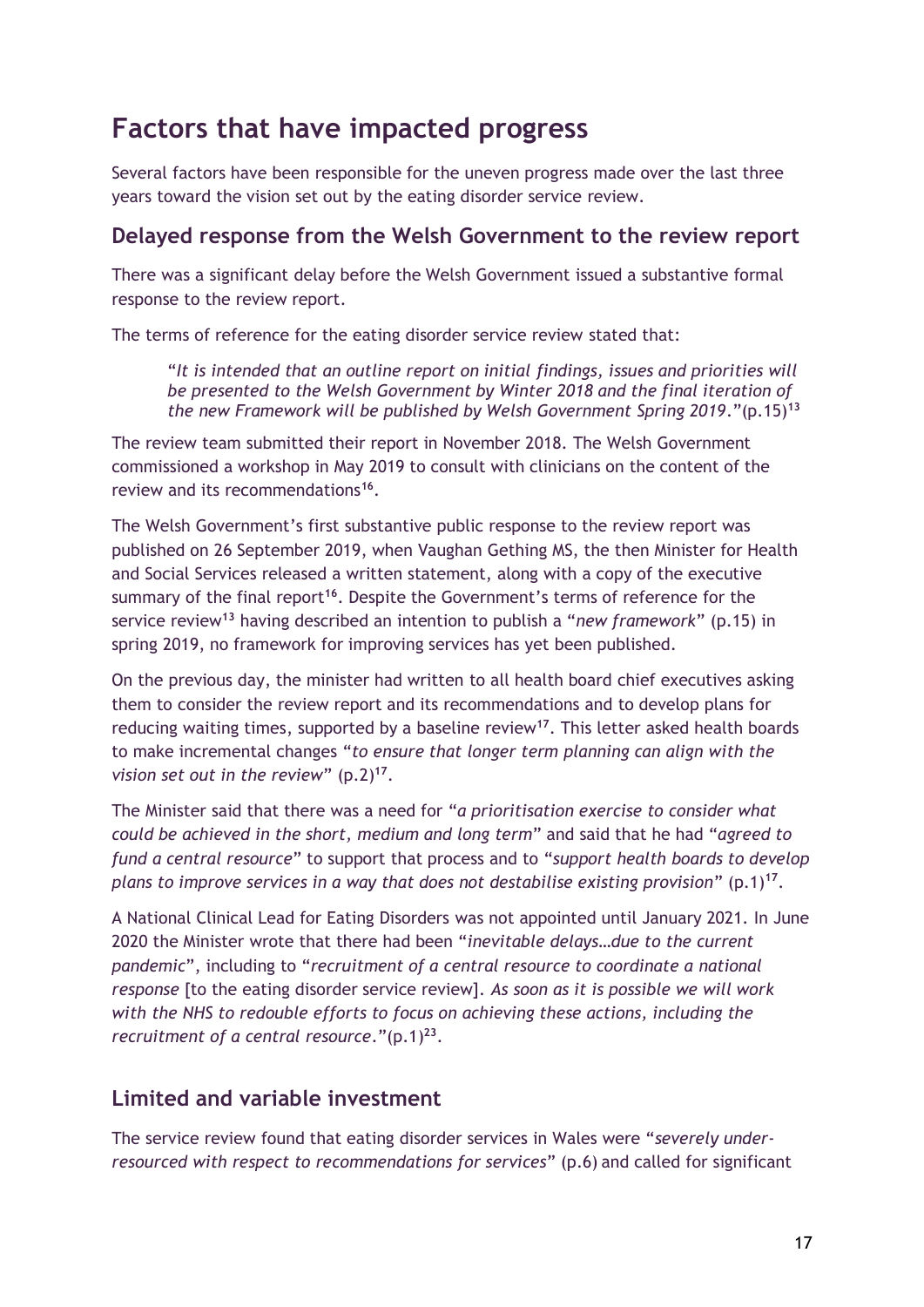# Factors that have impacted progress

Several factors have been responsible for the uneven progress made over the last three years toward the vision set out by the eating disorder service review.

## Delayed response from the Welsh Government to the review report

There was a significant delay before the Welsh Government issued a substantive formal response to the review report.

The terms of reference for the eating disorder service review stated that:

> "*It is intended that an outline report on initial findings, issues and priorities will be presented to the Welsh Government by Winter 2018 and the final iteration of the new Framework will be published by Welsh Government Spring 2019*."(p.15)[13]

The review team submitted their report in November 2018. The Welsh Government commissioned a workshop in May 2019 to consult with clinicians on the content of the review and its recommendations[16].

The Welsh Government's first substantive public response to the review report was published on 26 September 2019, when Vaughan Gething MS, the then Minister for Health and Social Services released a written statement, along with a copy of the executive summary of the final report[16]. Despite the Government's terms of reference for the service review[13] having described an intention to publish a "*new framework*" (p.15) in spring 2019, no framework for improving services has yet been published.

On the previous day, the minister had written to all health board chief executives asking them to consider the review report and its recommendations and to develop plans for reducing waiting times, supported by a baseline review[17]. This letter asked health boards to make incremental changes "*to ensure that longer term planning can align with the vision set out in the review*" (p.2)[17].

The Minister said that there was a need for "*a prioritisation exercise to consider what could be achieved in the short, medium and long term*" and said that he had "*agreed to fund a central resource*" to support that process and to "*support health boards to develop plans to improve services in a way that does not destabilise existing provision*" (p.1)[17].

A National Clinical Lead for Eating Disorders was not appointed until January 2021. In June 2020 the Minister wrote that there had been "*inevitable delays…due to the current pandemic*", including to "*recruitment of a central resource to coordinate a national response* [to the eating disorder service review]. *As soon as it is possible we will work with the NHS to redouble efforts to focus on achieving these actions, including the recruitment of a central resource*."(p.1)[23].

## Limited and variable investment

The service review found that eating disorder services in Wales were "*severely under-resourced with respect to recommendations for services*" (p.6) and called for significant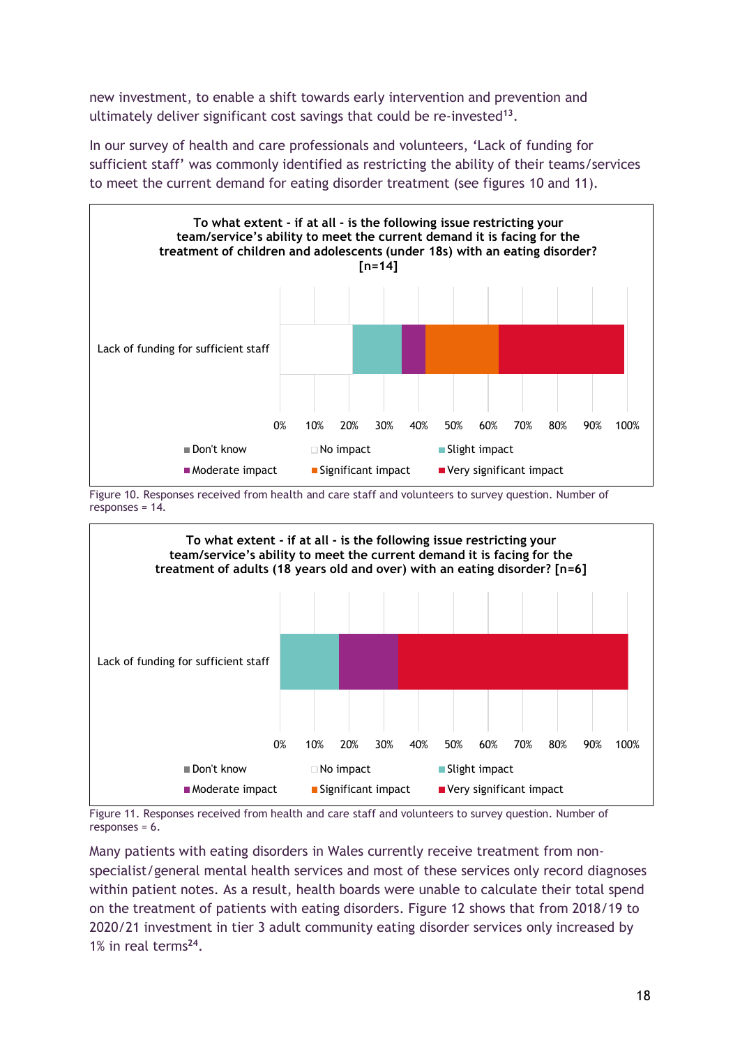new investment, to enable a shift towards early intervention and prevention and ultimately deliver significant cost savings that could be re-invested[13].

In our survey of health and care professionals and volunteers, 'Lack of funding for sufficient staff' was commonly identified as restricting the ability of their teams/services to meet the current demand for eating disorder treatment (see figures 10 and 11).

**To what extent - if at all - is the following issue restricting your team/service's ability to meet the current demand it is facing for the treatment of children and adolescents (under 18s) with an eating disorder? [n=14]**

Lack of funding for sufficient staff

0% 10% 20% 30% 40% 50% 60% 70% 80% 90% 100%

Don't know · No impact · Slight impact · Moderate impact · Significant impact · Very significant impact

Figure 10. Responses received from health and care staff and volunteers to survey question. Number of responses = 14.

**To what extent - if at all - is the following issue restricting your team/service's ability to meet the current demand it is facing for the treatment of adults (18 years old and over) with an eating disorder? [n=6]**

Lack of funding for sufficient staff

0% 10% 20% 30% 40% 50% 60% 70% 80% 90% 100%

Don't know · No impact · Slight impact · Moderate impact · Significant impact · Very significant impact

Figure 11. Responses received from health and care staff and volunteers to survey question. Number of responses = 6.

Many patients with eating disorders in Wales currently receive treatment from non-specialist/general mental health services and most of these services only record diagnoses within patient notes. As a result, health boards were unable to calculate their total spend on the treatment of patients with eating disorders. Figure 12 shows that from 2018/19 to 2020/21 investment in tier 3 adult community eating disorder services only increased by 1% in real terms[24].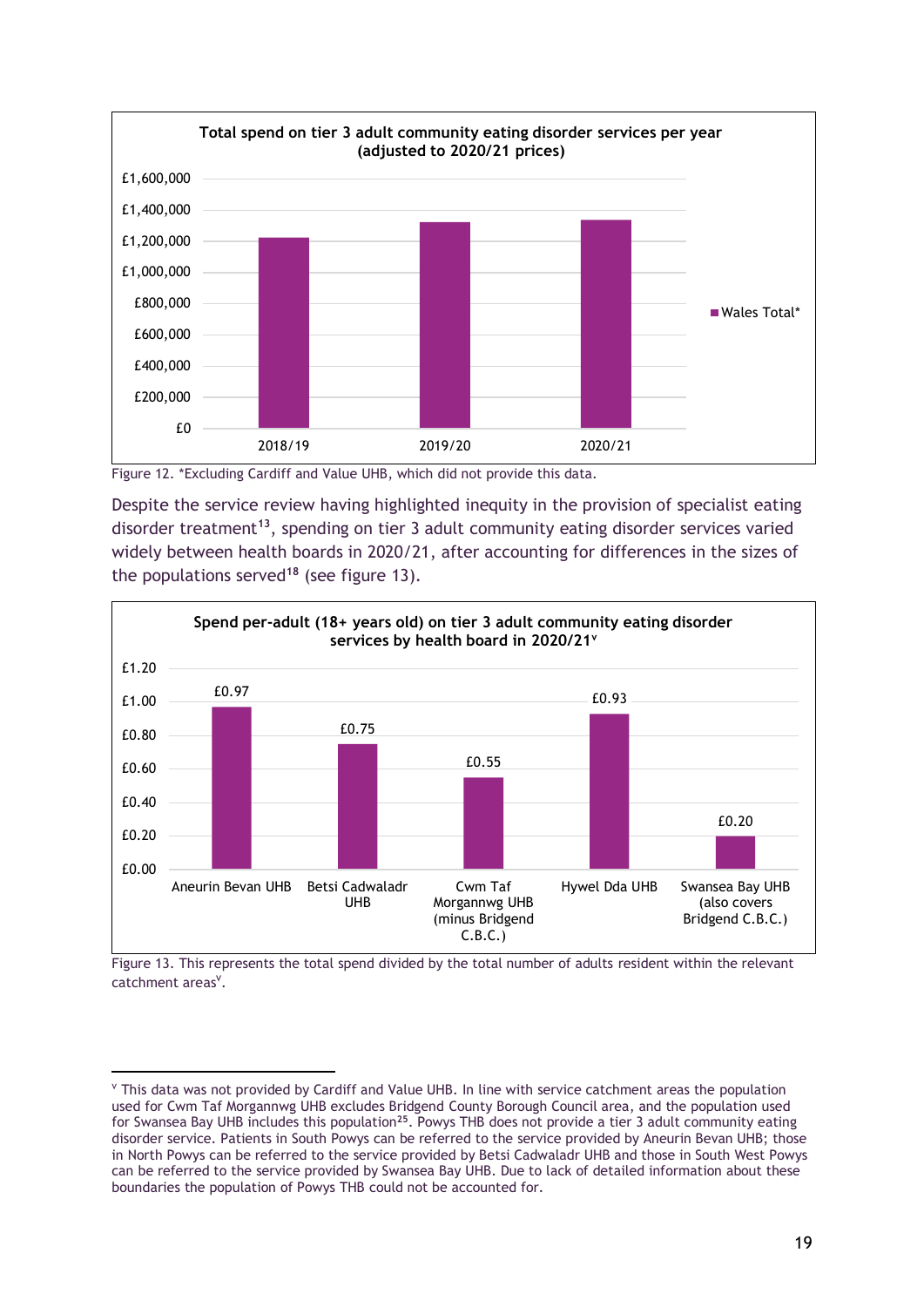**Total spend on tier 3 adult community eating disorder services per year (adjusted to 2020/21 prices)**

| | Wales Total* |
|---|---|
| 2018/19 | ~£1,220,000 |
| 2019/20 | ~£1,320,000 |
| 2020/21 | ~£1,330,000 |

Figure 12. *Excluding Cardiff and Value UHB, which did not provide this data.

Despite the service review having highlighted inequity in the provision of specialist eating disorder treatment[13], spending on tier 3 adult community eating disorder services varied widely between health boards in 2020/21, after accounting for differences in the sizes of the populations served[18] (see figure 13).

**Spend per-adult (18+ years old) on tier 3 adult community eating disorder services by health board in 2020/21[v]**

| Health board | Spend per adult |
|---|---|
| Aneurin Bevan UHB | £0.97 |
| Betsi Cadwaladr UHB | £0.75 |
| Cwm Taf Morgannwg UHB (minus Bridgend C.B.C.) | £0.55 |
| Hywel Dda UHB | £0.93 |
| Swansea Bay UHB (also covers Bridgend C.B.C.) | £0.20 |

Figure 13. This represents the total spend divided by the total number of adults resident within the relevant catchment areas[v].

---

[v] This data was not provided by Cardiff and Value UHB. In line with service catchment areas the population used for Cwm Taf Morgannwg UHB excludes Bridgend County Borough Council area, and the population used for Swansea Bay UHB includes this population[25]. Powys THB does not provide a tier 3 adult community eating disorder service. Patients in South Powys can be referred to the service provided by Aneurin Bevan UHB; those in North Powys can be referred to the service provided by Betsi Cadwaladr UHB and those in South West Powys can be referred to the service provided by Swansea Bay UHB. Due to lack of detailed information about these boundaries the population of Powys THB could not be accounted for.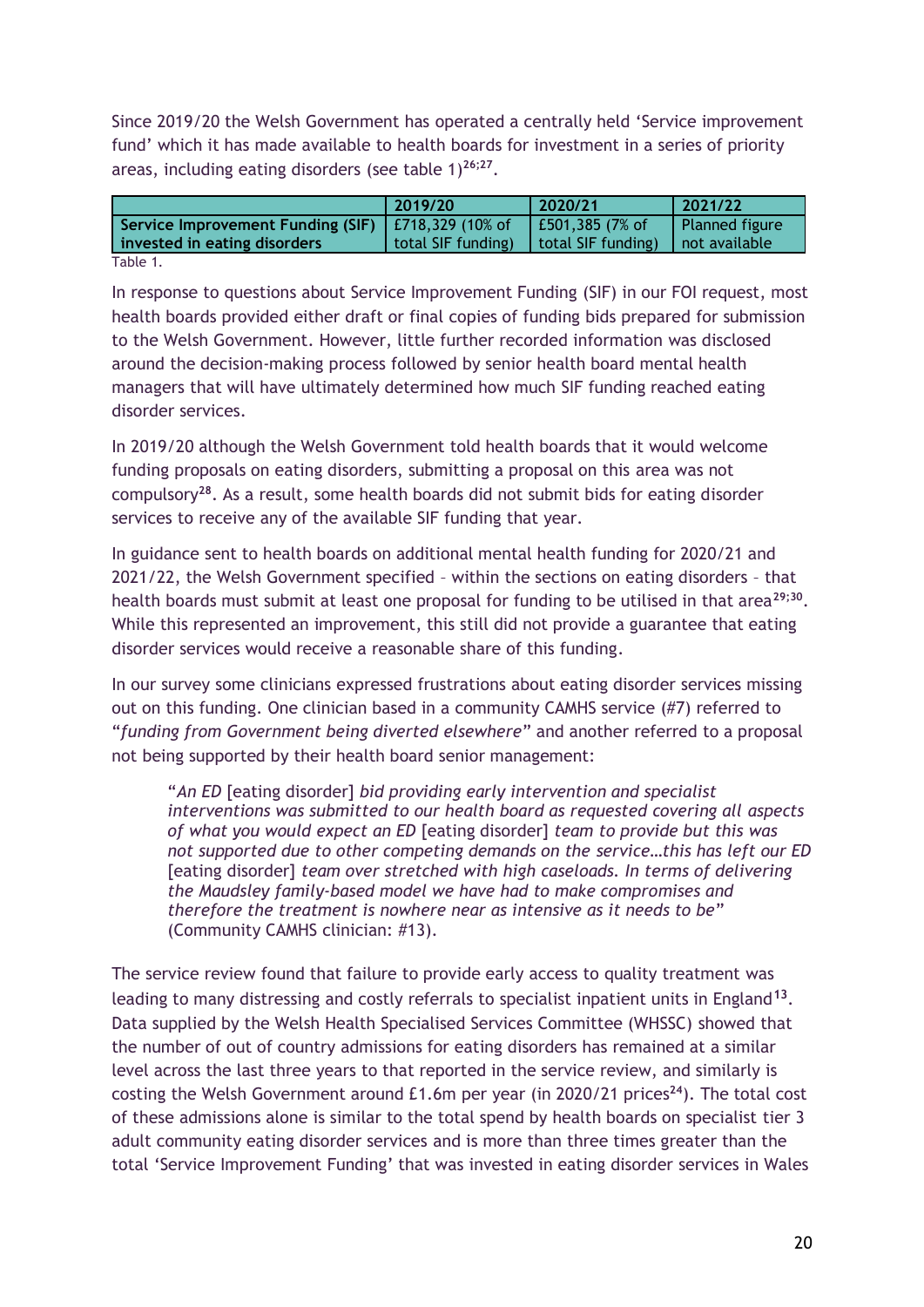Since 2019/20 the Welsh Government has operated a centrally held 'Service improvement fund' which it has made available to health boards for investment in a series of priority areas, including eating disorders (see table 1)[26;27].

| | 2019/20 | 2020/21 | 2021/22 |
|---|---|---|---|
| **Service Improvement Funding (SIF) invested in eating disorders** | £718,329 (10% of total SIF funding) | £501,385 (7% of total SIF funding) | Planned figure not available |

Table 1.

In response to questions about Service Improvement Funding (SIF) in our FOI request, most health boards provided either draft or final copies of funding bids prepared for submission to the Welsh Government. However, little further recorded information was disclosed around the decision-making process followed by senior health board mental health managers that will have ultimately determined how much SIF funding reached eating disorder services.

In 2019/20 although the Welsh Government told health boards that it would welcome funding proposals on eating disorders, submitting a proposal on this area was not compulsory[28]. As a result, some health boards did not submit bids for eating disorder services to receive any of the available SIF funding that year.

In guidance sent to health boards on additional mental health funding for 2020/21 and 2021/22, the Welsh Government specified – within the sections on eating disorders – that health boards must submit at least one proposal for funding to be utilised in that area[29;30]. While this represented an improvement, this still did not provide a guarantee that eating disorder services would receive a reasonable share of this funding.

In our survey some clinicians expressed frustrations about eating disorder services missing out on this funding. One clinician based in a community CAMHS service (#7) referred to "*funding from Government being diverted elsewhere*" and another referred to a proposal not being supported by their health board senior management:

> "*An ED* [eating disorder] *bid providing early intervention and specialist interventions was submitted to our health board as requested covering all aspects of what you would expect an ED* [eating disorder] *team to provide but this was not supported due to other competing demands on the service…this has left our ED* [eating disorder] *team over stretched with high caseloads. In terms of delivering the Maudsley family-based model we have had to make compromises and therefore the treatment is nowhere near as intensive as it needs to be*" (Community CAMHS clinician: #13).

The service review found that failure to provide early access to quality treatment was leading to many distressing and costly referrals to specialist inpatient units in England[13]. Data supplied by the Welsh Health Specialised Services Committee (WHSSC) showed that the number of out of country admissions for eating disorders has remained at a similar level across the last three years to that reported in the service review, and similarly is costing the Welsh Government around £1.6m per year (in 2020/21 prices[24]). The total cost of these admissions alone is similar to the total spend by health boards on specialist tier 3 adult community eating disorder services and is more than three times greater than the total 'Service Improvement Funding' that was invested in eating disorder services in Wales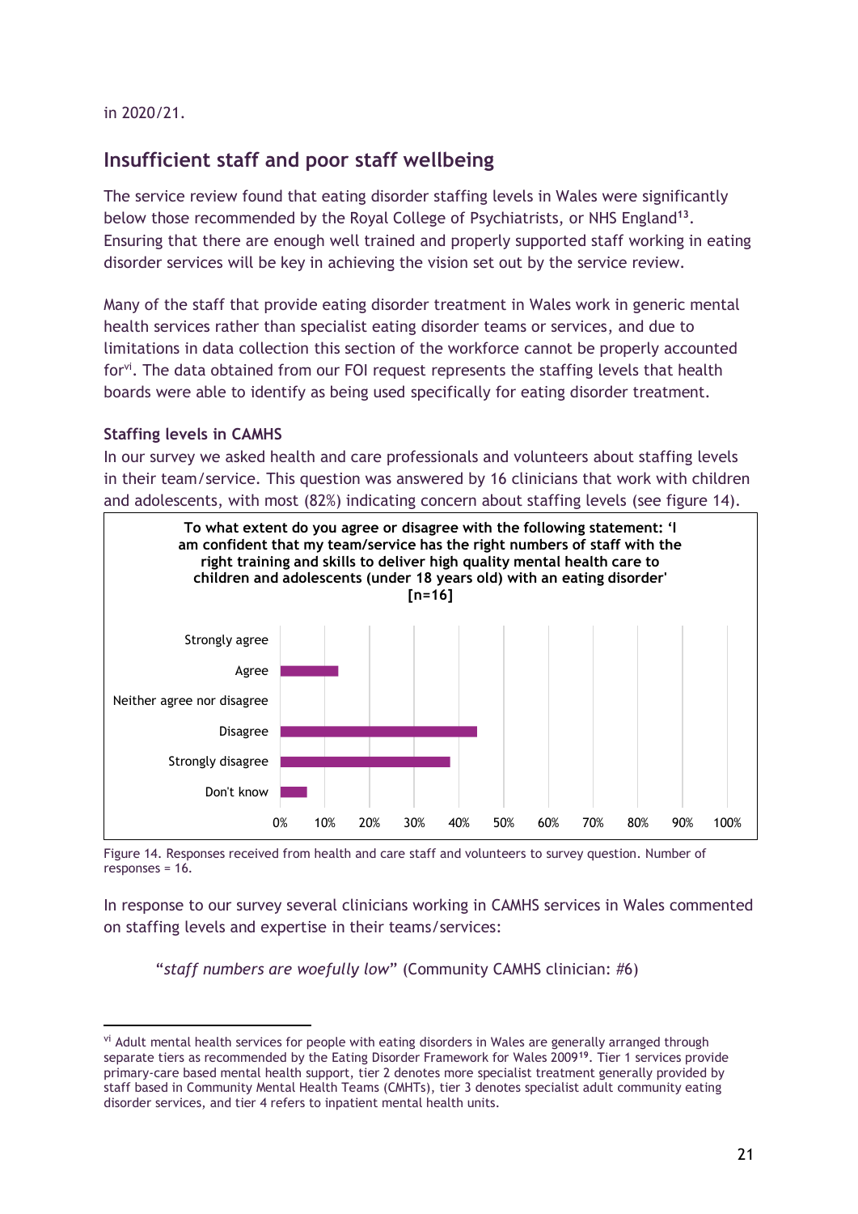in 2020/21.

## Insufficient staff and poor staff wellbeing

The service review found that eating disorder staffing levels in Wales were significantly below those recommended by the Royal College of Psychiatrists, or NHS England[13]. Ensuring that there are enough well trained and properly supported staff working in eating disorder services will be key in achieving the vision set out by the service review.

Many of the staff that provide eating disorder treatment in Wales work in generic mental health services rather than specialist eating disorder teams or services, and due to limitations in data collection this section of the workforce cannot be properly accounted for[vi]. The data obtained from our FOI request represents the staffing levels that health boards were able to identify as being used specifically for eating disorder treatment.

### Staffing levels in CAMHS

In our survey we asked health and care professionals and volunteers about staffing levels in their team/service. This question was answered by 16 clinicians that work with children and adolescents, with most (82%) indicating concern about staffing levels (see figure 14).

**To what extent do you agree or disagree with the following statement: 'I am confident that my team/service has the right numbers of staff with the right training and skills to deliver high quality mental health care to children and adolescents (under 18 years old) with an eating disorder' [n=16]**

Strongly agree
Agree
Neither agree nor disagree
Disagree
Strongly disagree
Don't know

0% 10% 20% 30% 40% 50% 60% 70% 80% 90% 100%

Figure 14. Responses received from health and care staff and volunteers to survey question. Number of responses = 16.

In response to our survey several clinicians working in CAMHS services in Wales commented on staffing levels and expertise in their teams/services:

> "*staff numbers are woefully low*" (Community CAMHS clinician: #6)

---

[vi] Adult mental health services for people with eating disorders in Wales are generally arranged through separate tiers as recommended by the Eating Disorder Framework for Wales 2009[19]. Tier 1 services provide primary-care based mental health support, tier 2 denotes more specialist treatment generally provided by staff based in Community Mental Health Teams (CMHTs), tier 3 denotes specialist adult community eating disorder services, and tier 4 refers to inpatient mental health units.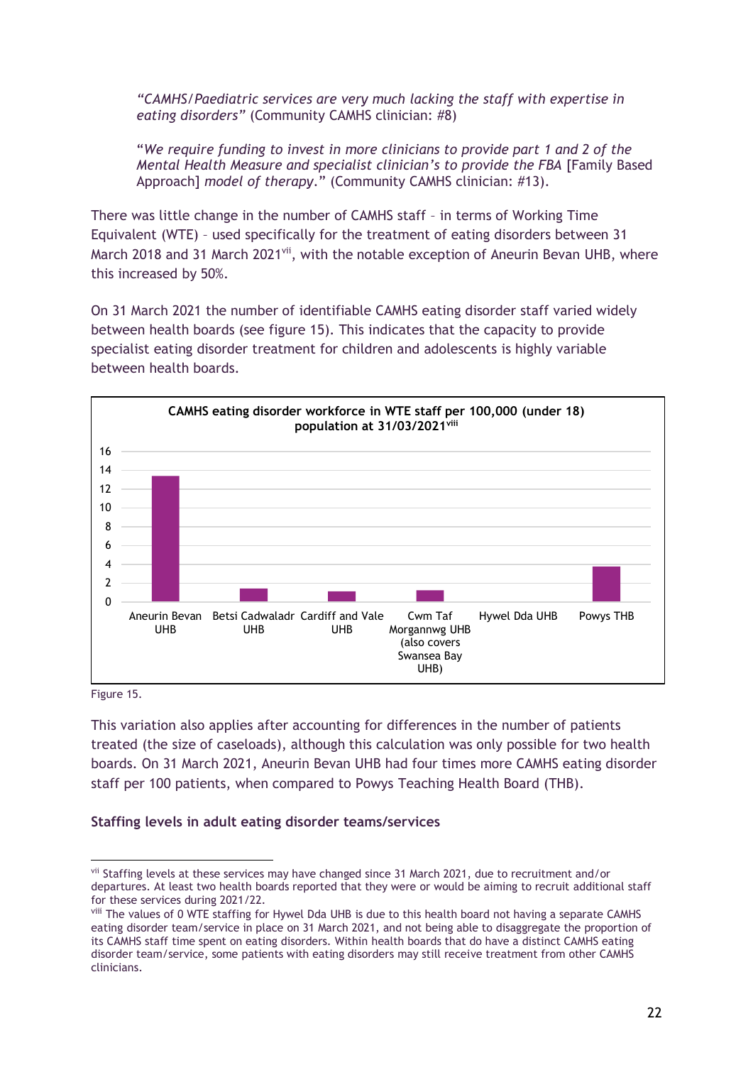*"CAMHS/Paediatric services are very much lacking the staff with expertise in eating disorders"* (Community CAMHS clinician: #8)

"*We require funding to invest in more clinicians to provide part 1 and 2 of the Mental Health Measure and specialist clinician's to provide the FBA* [Family Based Approach] *model of therapy*." (Community CAMHS clinician: #13).

There was little change in the number of CAMHS staff – in terms of Working Time Equivalent (WTE) – used specifically for the treatment of eating disorders between 31 March 2018 and 31 March 2021[vii], with the notable exception of Aneurin Bevan UHB, where this increased by 50%.

On 31 March 2021 the number of identifiable CAMHS eating disorder staff varied widely between health boards (see figure 15). This indicates that the capacity to provide specialist eating disorder treatment for children and adolescents is highly variable between health boards.

**CAMHS eating disorder workforce in WTE staff per 100,000 (under 18) population at 31/03/2021[viii]**

Figure 15.

This variation also applies after accounting for differences in the number of patients treated (the size of caseloads), although this calculation was only possible for two health boards. On 31 March 2021, Aneurin Bevan UHB had four times more CAMHS eating disorder staff per 100 patients, when compared to Powys Teaching Health Board (THB).

**Staffing levels in adult eating disorder teams/services**

---

[vii] Staffing levels at these services may have changed since 31 March 2021, due to recruitment and/or departures. At least two health boards reported that they were or would be aiming to recruit additional staff for these services during 2021/22.

[viii] The values of 0 WTE staffing for Hywel Dda UHB is due to this health board not having a separate CAMHS eating disorder team/service in place on 31 March 2021, and not being able to disaggregate the proportion of its CAMHS staff time spent on eating disorders. Within health boards that do have a distinct CAMHS eating disorder team/service, some patients with eating disorders may still receive treatment from other CAMHS clinicians.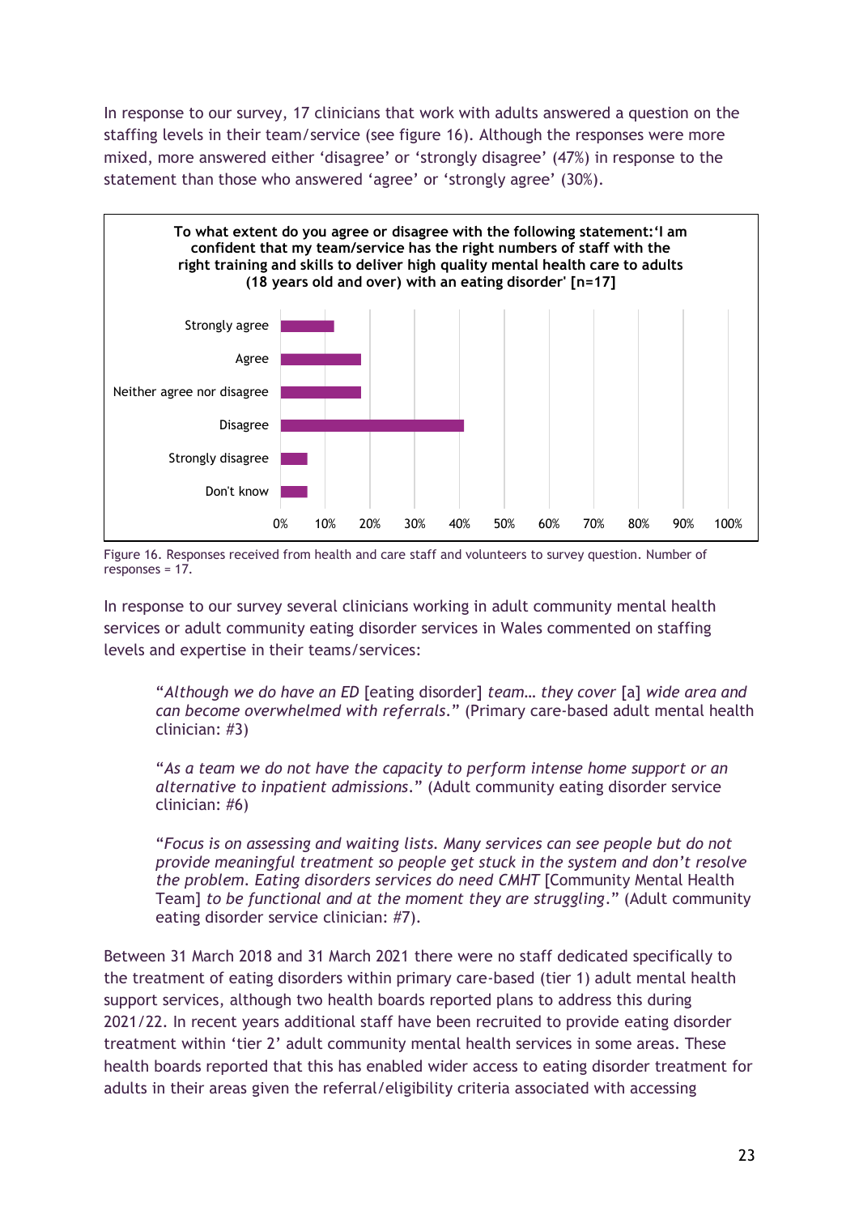In response to our survey, 17 clinicians that work with adults answered a question on the staffing levels in their team/service (see figure 16). Although the responses were more mixed, more answered either 'disagree' or 'strongly disagree' (47%) in response to the statement than those who answered 'agree' or 'strongly agree' (30%).

**To what extent do you agree or disagree with the following statement:'I am confident that my team/service has the right numbers of staff with the right training and skills to deliver high quality mental health care to adults (18 years old and over) with an eating disorder' [n=17]**

Figure 16. Responses received from health and care staff and volunteers to survey question. Number of responses = 17.

In response to our survey several clinicians working in adult community mental health services or adult community eating disorder services in Wales commented on staffing levels and expertise in their teams/services:

> "*Although we do have an ED* [eating disorder] *team… they cover* [a] *wide area and can become overwhelmed with referrals*." (Primary care-based adult mental health clinician: #3)

> "*As a team we do not have the capacity to perform intense home support or an alternative to inpatient admissions*." (Adult community eating disorder service clinician: #6)

> "*Focus is on assessing and waiting lists. Many services can see people but do not provide meaningful treatment so people get stuck in the system and don't resolve the problem. Eating disorders services do need CMHT* [Community Mental Health Team] *to be functional and at the moment they are struggling*." (Adult community eating disorder service clinician: #7).

Between 31 March 2018 and 31 March 2021 there were no staff dedicated specifically to the treatment of eating disorders within primary care-based (tier 1) adult mental health support services, although two health boards reported plans to address this during 2021/22. In recent years additional staff have been recruited to provide eating disorder treatment within 'tier 2' adult community mental health services in some areas. These health boards reported that this has enabled wider access to eating disorder treatment for adults in their areas given the referral/eligibility criteria associated with accessing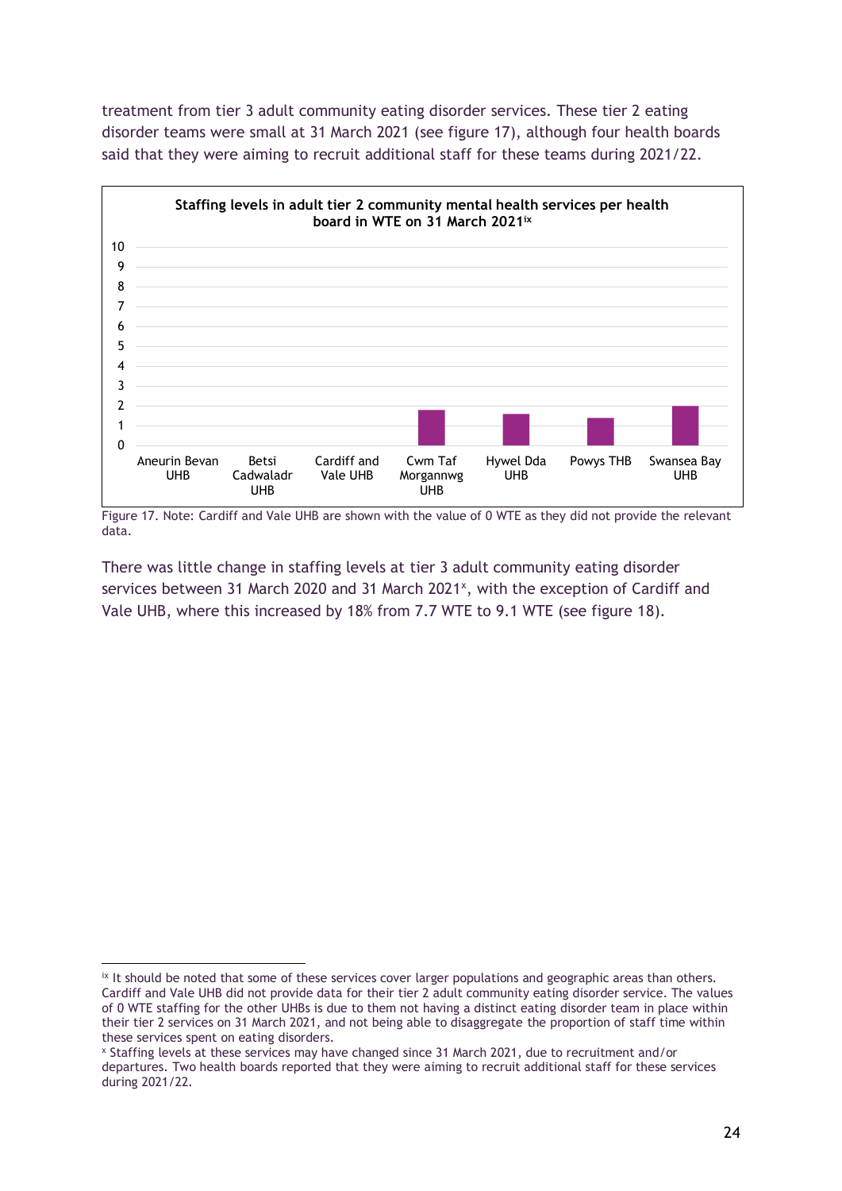treatment from tier 3 adult community eating disorder services. These tier 2 eating disorder teams were small at 31 March 2021 (see figure 17), although four health boards said that they were aiming to recruit additional staff for these teams during 2021/22.

**Staffing levels in adult tier 2 community mental health services per health board in WTE on 31 March 2021[ix]**

Health boards shown: Aneurin Bevan UHB, Betsi Cadwaladr UHB, Cardiff and Vale UHB, Cwm Taf Morgannwg UHB, Hywel Dda UHB, Powys THB, Swansea Bay UHB (vertical axis: 0 to 10 WTE)

Figure 17. Note: Cardiff and Vale UHB are shown with the value of 0 WTE as they did not provide the relevant data.

There was little change in staffing levels at tier 3 adult community eating disorder services between 31 March 2020 and 31 March 2021[x], with the exception of Cardiff and Vale UHB, where this increased by 18% from 7.7 WTE to 9.1 WTE (see figure 18).

---

[ix] It should be noted that some of these services cover larger populations and geographic areas than others. Cardiff and Vale UHB did not provide data for their tier 2 adult community eating disorder service. The values of 0 WTE staffing for the other UHBs is due to them not having a distinct eating disorder team in place within their tier 2 services on 31 March 2021, and not being able to disaggregate the proportion of staff time within these services spent on eating disorders.

[x] Staffing levels at these services may have changed since 31 March 2021, due to recruitment and/or departures. Two health boards reported that they were aiming to recruit additional staff for these services during 2021/22.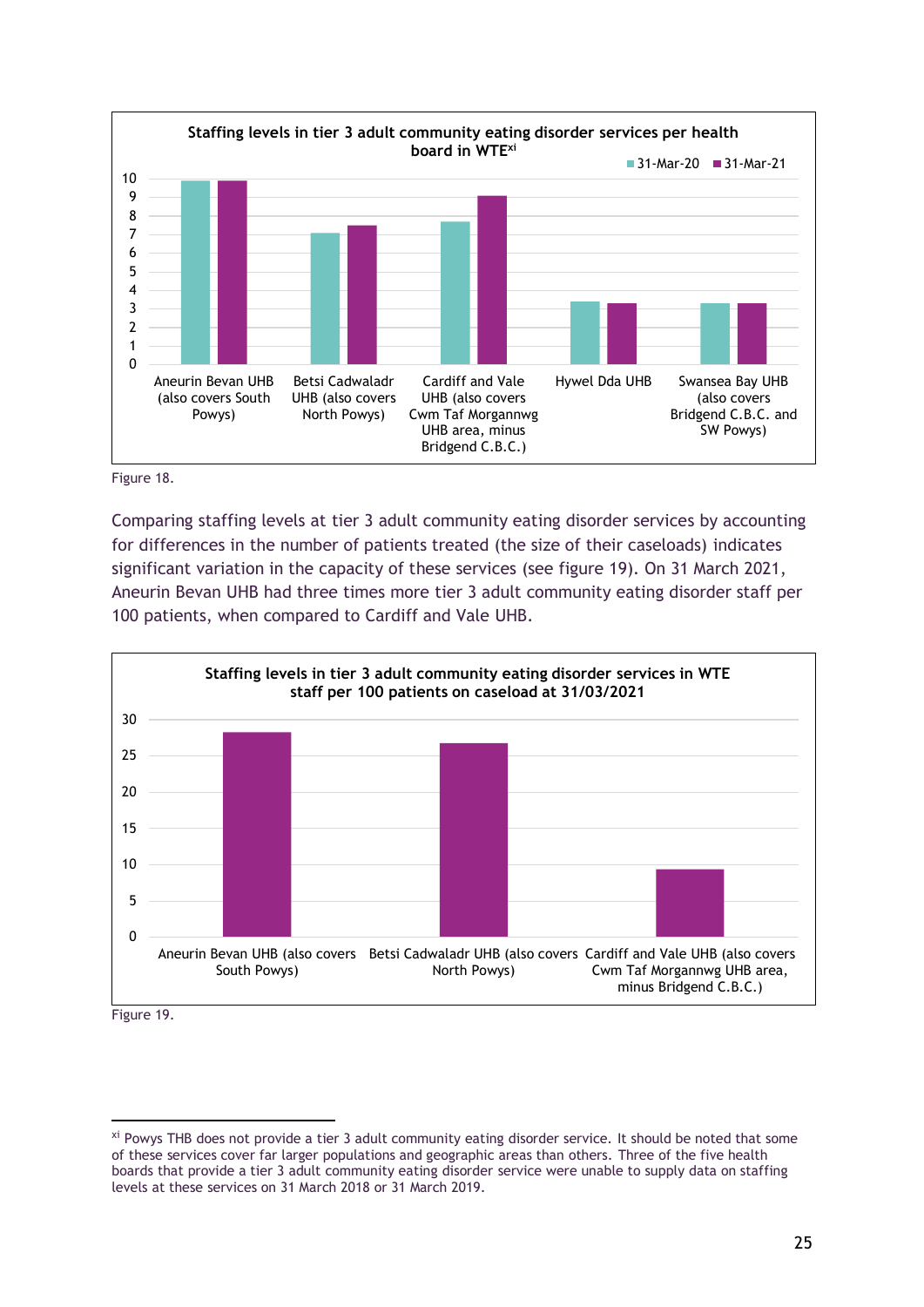**Staffing levels in tier 3 adult community eating disorder services per health board in WTE[xi]**

31-Mar-20 | 31-Mar-21

Aneurin Bevan UHB (also covers South Powys) | Betsi Cadwaladr UHB (also covers North Powys) | Cardiff and Vale UHB (also covers Cwm Taf Morgannwg UHB area, minus Bridgend C.B.C.) | Hywel Dda UHB | Swansea Bay UHB (also covers Bridgend C.B.C. and SW Powys)

Figure 18.

Comparing staffing levels at tier 3 adult community eating disorder services by accounting for differences in the number of patients treated (the size of their caseloads) indicates significant variation in the capacity of these services (see figure 19). On 31 March 2021, Aneurin Bevan UHB had three times more tier 3 adult community eating disorder staff per 100 patients, when compared to Cardiff and Vale UHB.

**Staffing levels in tier 3 adult community eating disorder services in WTE staff per 100 patients on caseload at 31/03/2021**

Aneurin Bevan UHB (also covers South Powys) | Betsi Cadwaladr UHB (also covers North Powys) | Cardiff and Vale UHB (also covers Cwm Taf Morgannwg UHB area, minus Bridgend C.B.C.)

Figure 19.

---

[xi] Powys THB does not provide a tier 3 adult community eating disorder service. It should be noted that some of these services cover far larger populations and geographic areas than others. Three of the five health boards that provide a tier 3 adult community eating disorder service were unable to supply data on staffing levels at these services on 31 March 2018 or 31 March 2019.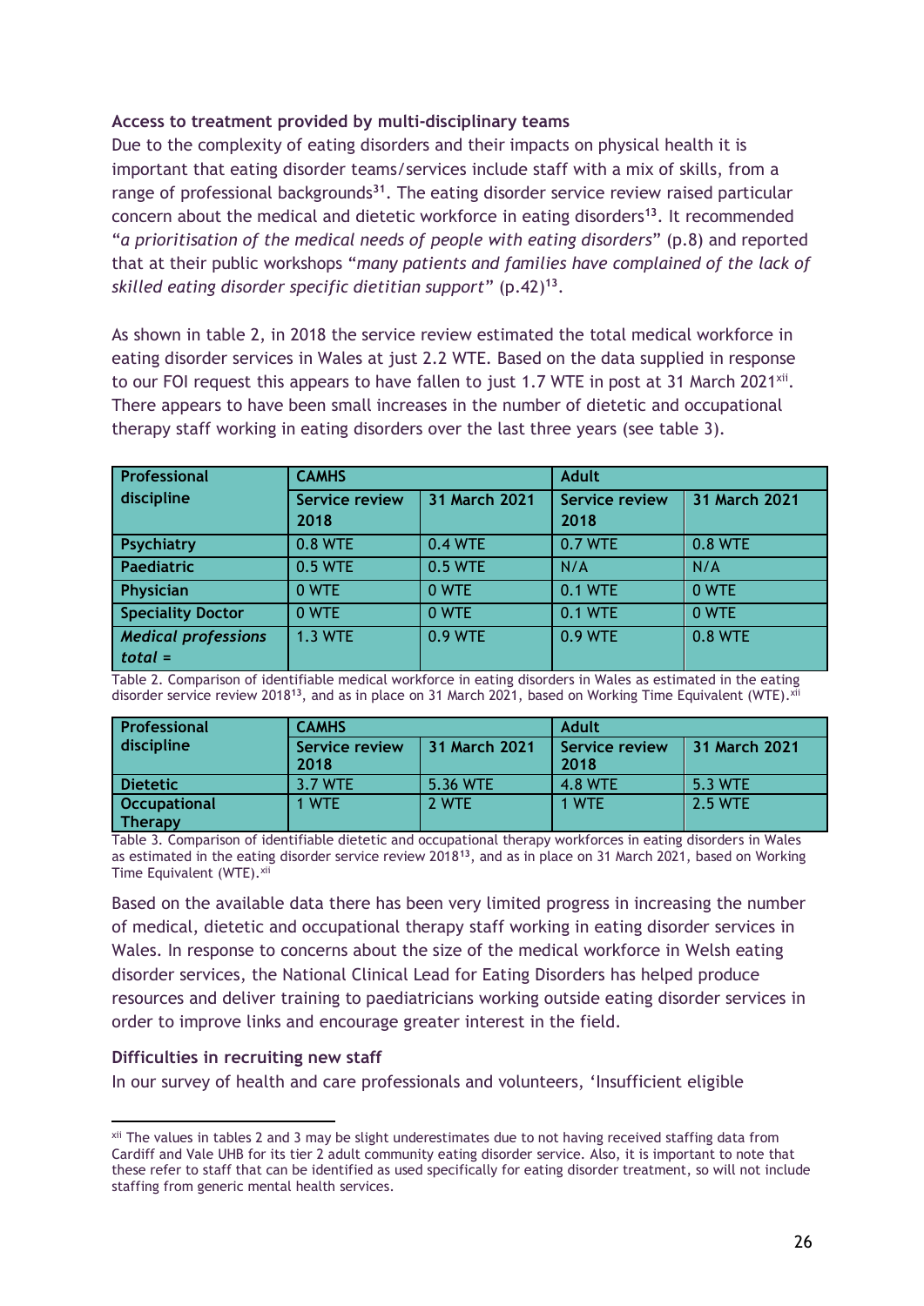### Access to treatment provided by multi-disciplinary teams

Due to the complexity of eating disorders and their impacts on physical health it is important that eating disorder teams/services include staff with a mix of skills, from a range of professional backgrounds[31]. The eating disorder service review raised particular concern about the medical and dietetic workforce in eating disorders[13]. It recommended "*a prioritisation of the medical needs of people with eating disorders*" (p.8) and reported that at their public workshops "*many patients and families have complained of the lack of skilled eating disorder specific dietitian support*" (p.42)[13].

As shown in table 2, in 2018 the service review estimated the total medical workforce in eating disorder services in Wales at just 2.2 WTE. Based on the data supplied in response to our FOI request this appears to have fallen to just 1.7 WTE in post at 31 March 2021[xii]. There appears to have been small increases in the number of dietetic and occupational therapy staff working in eating disorders over the last three years (see table 3).

| Professional discipline | CAMHS | | Adult | |
|---|---|---|---|---|
| | Service review 2018 | 31 March 2021 | Service review 2018 | 31 March 2021 |
| Psychiatry | 0.8 WTE | 0.4 WTE | 0.7 WTE | 0.8 WTE |
| Paediatric | 0.5 WTE | 0.5 WTE | N/A | N/A |
| Physician | 0 WTE | 0 WTE | 0.1 WTE | 0 WTE |
| Speciality Doctor | 0 WTE | 0 WTE | 0.1 WTE | 0 WTE |
| ***Medical professions total =*** | 1.3 WTE | 0.9 WTE | 0.9 WTE | 0.8 WTE |

Table 2. Comparison of identifiable medical workforce in eating disorders in Wales as estimated in the eating disorder service review 2018[13], and as in place on 31 March 2021, based on Working Time Equivalent (WTE).[xii]

| Professional discipline | CAMHS | | Adult | |
|---|---|---|---|---|
| | Service review 2018 | 31 March 2021 | Service review 2018 | 31 March 2021 |
| Dietetic | 3.7 WTE | 5.36 WTE | 4.8 WTE | 5.3 WTE |
| Occupational Therapy | 1 WTE | 2 WTE | 1 WTE | 2.5 WTE |

Table 3. Comparison of identifiable dietetic and occupational therapy workforces in eating disorders in Wales as estimated in the eating disorder service review 2018[13], and as in place on 31 March 2021, based on Working Time Equivalent (WTE).[xii]

Based on the available data there has been very limited progress in increasing the number of medical, dietetic and occupational therapy staff working in eating disorder services in Wales. In response to concerns about the size of the medical workforce in Welsh eating disorder services, the National Clinical Lead for Eating Disorders has helped produce resources and deliver training to paediatricians working outside eating disorder services in order to improve links and encourage greater interest in the field.

### Difficulties in recruiting new staff

In our survey of health and care professionals and volunteers, 'Insufficient eligible

---

[xii] The values in tables 2 and 3 may be slight underestimates due to not having received staffing data from Cardiff and Vale UHB for its tier 2 adult community eating disorder service. Also, it is important to note that these refer to staff that can be identified as used specifically for eating disorder treatment, so will not include staffing from generic mental health services.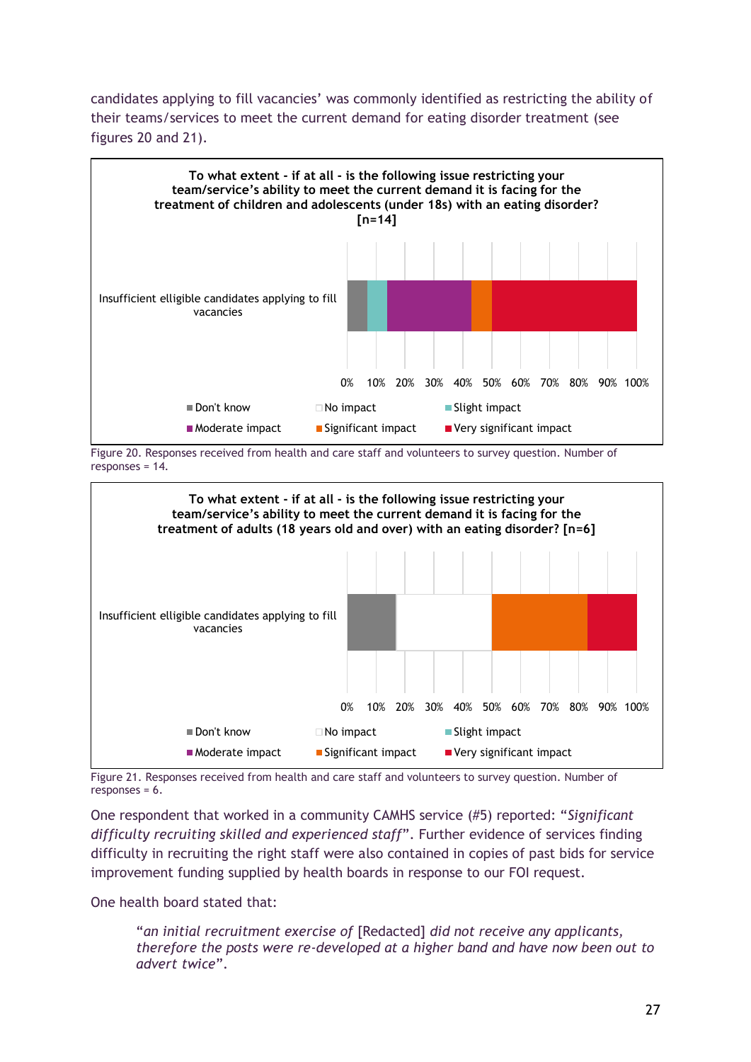candidates applying to fill vacancies' was commonly identified as restricting the ability of their teams/services to meet the current demand for eating disorder treatment (see figures 20 and 21).

**To what extent - if at all - is the following issue restricting your team/service's ability to meet the current demand it is facing for the treatment of children and adolescents (under 18s) with an eating disorder? [n=14]**

Insufficient elligible candidates applying to fill vacancies

0% 10% 20% 30% 40% 50% 60% 70% 80% 90% 100%

Don't know | No impact | Slight impact | Moderate impact | Significant impact | Very significant impact

Figure 20. Responses received from health and care staff and volunteers to survey question. Number of responses = 14.

**To what extent - if at all - is the following issue restricting your team/service's ability to meet the current demand it is facing for the treatment of adults (18 years old and over) with an eating disorder? [n=6]**

Insufficient elligible candidates applying to fill vacancies

0% 10% 20% 30% 40% 50% 60% 70% 80% 90% 100%

Don't know | No impact | Slight impact | Moderate impact | Significant impact | Very significant impact

Figure 21. Responses received from health and care staff and volunteers to survey question. Number of responses = 6.

One respondent that worked in a community CAMHS service (#5) reported: "*Significant difficulty recruiting skilled and experienced staff*". Further evidence of services finding difficulty in recruiting the right staff were also contained in copies of past bids for service improvement funding supplied by health boards in response to our FOI request.

One health board stated that:

> "*an initial recruitment exercise of* [Redacted] *did not receive any applicants, therefore the posts were re-developed at a higher band and have now been out to advert twice*".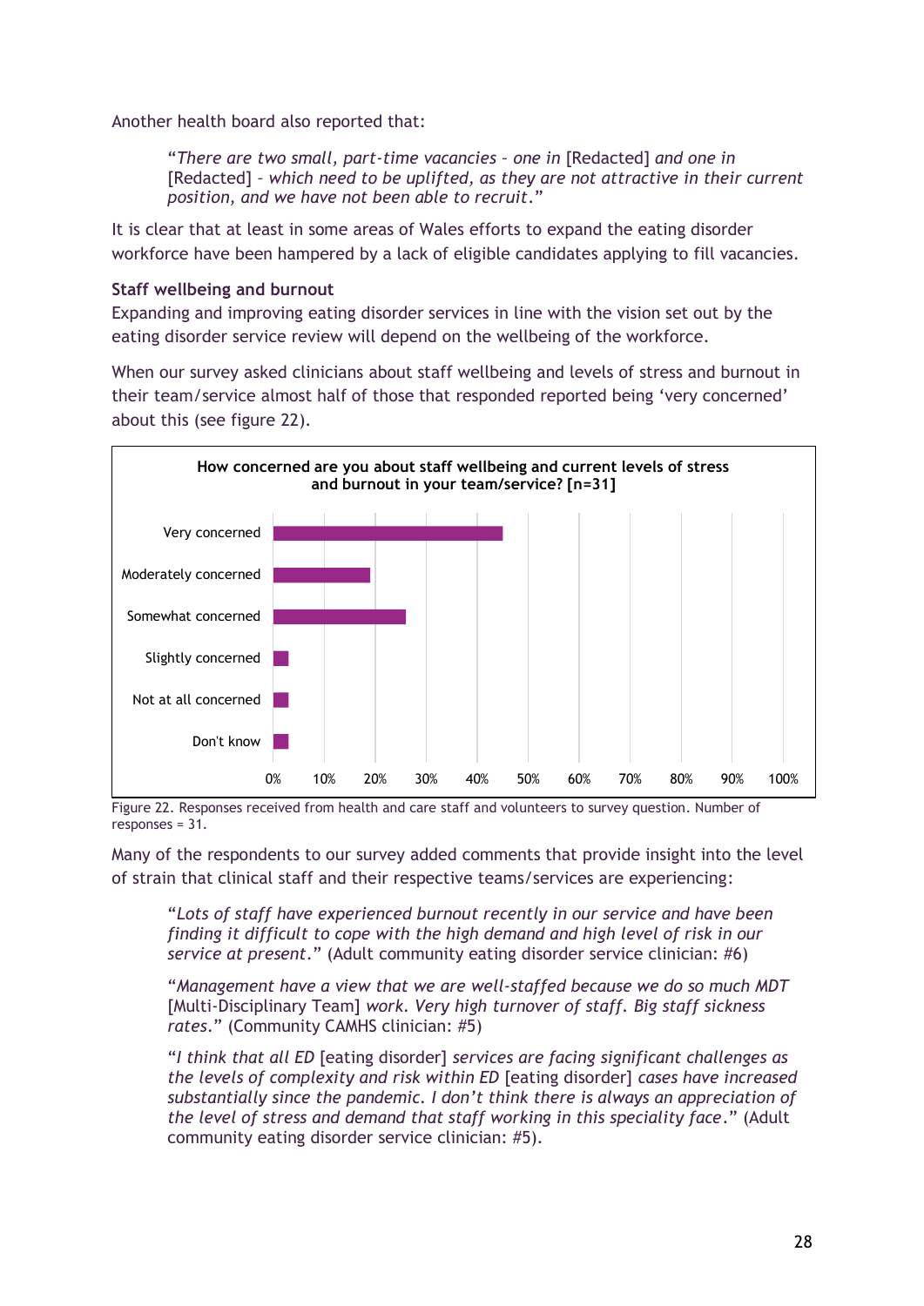Another health board also reported that:

> "*There are two small, part-time vacancies – one in* [Redacted] *and one in* [Redacted] *– which need to be uplifted, as they are not attractive in their current position, and we have not been able to recruit*."

It is clear that at least in some areas of Wales efforts to expand the eating disorder workforce have been hampered by a lack of eligible candidates applying to fill vacancies.

**Staff wellbeing and burnout**

Expanding and improving eating disorder services in line with the vision set out by the eating disorder service review will depend on the wellbeing of the workforce.

When our survey asked clinicians about staff wellbeing and levels of stress and burnout in their team/service almost half of those that responded reported being 'very concerned' about this (see figure 22).

**How concerned are you about staff wellbeing and current levels of stress and burnout in your team/service? [n=31]**

- Very concerned
- Moderately concerned
- Somewhat concerned
- Slightly concerned
- Not at all concerned
- Don't know

Figure 22. Responses received from health and care staff and volunteers to survey question. Number of responses = 31.

Many of the respondents to our survey added comments that provide insight into the level of strain that clinical staff and their respective teams/services are experiencing:

> "*Lots of staff have experienced burnout recently in our service and have been finding it difficult to cope with the high demand and high level of risk in our service at present*." (Adult community eating disorder service clinician: #6)

> "*Management have a view that we are well-staffed because we do so much MDT* [Multi-Disciplinary Team] *work. Very high turnover of staff. Big staff sickness rates*." (Community CAMHS clinician: #5)

> "*I think that all ED* [eating disorder] *services are facing significant challenges as the levels of complexity and risk within ED* [eating disorder] *cases have increased substantially since the pandemic. I don't think there is always an appreciation of the level of stress and demand that staff working in this speciality face*." (Adult community eating disorder service clinician: #5).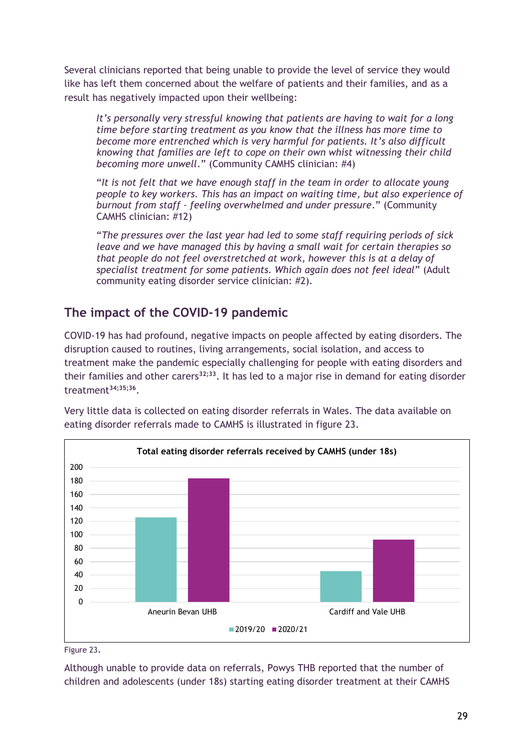Several clinicians reported that being unable to provide the level of service they would like has left them concerned about the welfare of patients and their families, and as a result has negatively impacted upon their wellbeing:

> *It's personally very stressful knowing that patients are having to wait for a long time before starting treatment as you know that the illness has more time to become more entrenched which is very harmful for patients. It's also difficult knowing that families are left to cope on their own whist witnessing their child becoming more unwell*." (Community CAMHS clinician: #4)

> "*It is not felt that we have enough staff in the team in order to allocate young people to key workers. This has an impact on waiting time, but also experience of burnout from staff – feeling overwhelmed and under pressure*." (Community CAMHS clinician: #12)

> "*The pressures over the last year had led to some staff requiring periods of sick leave and we have managed this by having a small wait for certain therapies so that people do not feel overstretched at work, however this is at a delay of specialist treatment for some patients. Which again does not feel ideal*" (Adult community eating disorder service clinician: #2).

## The impact of the COVID-19 pandemic

COVID-19 has had profound, negative impacts on people affected by eating disorders. The disruption caused to routines, living arrangements, social isolation, and access to treatment make the pandemic especially challenging for people with eating disorders and their families and other carers[32;33]. It has led to a major rise in demand for eating disorder treatment[34;35;36].

Very little data is collected on eating disorder referrals in Wales. The data available on eating disorder referrals made to CAMHS is illustrated in figure 23.

**Total eating disorder referrals received by CAMHS (under 18s)**

| | 2019/20 | 2020/21 |
|---|---|---|
| Aneurin Bevan UHB | ~126 | ~184 |
| Cardiff and Vale UHB | ~46 | ~93 |

Figure 23.

Although unable to provide data on referrals, Powys THB reported that the number of children and adolescents (under 18s) starting eating disorder treatment at their CAMHS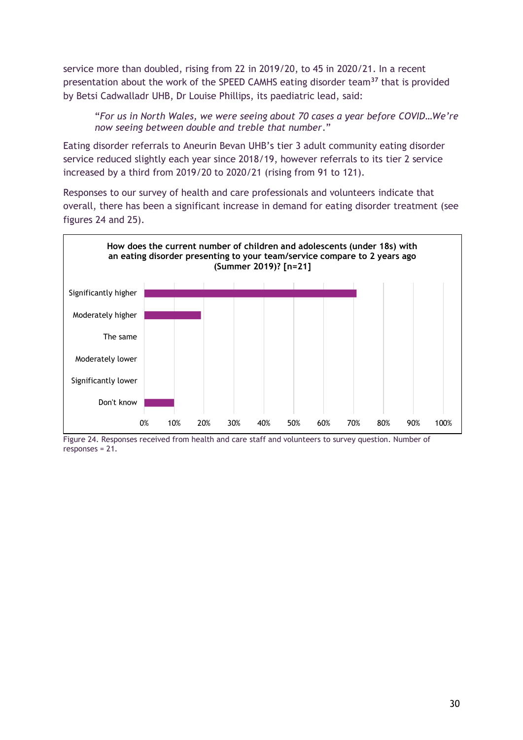service more than doubled, rising from 22 in 2019/20, to 45 in 2020/21. In a recent presentation about the work of the SPEED CAMHS eating disorder team[37] that is provided by Betsi Cadwalladr UHB, Dr Louise Phillips, its paediatric lead, said:

> "*For us in North Wales, we were seeing about 70 cases a year before COVID…We're now seeing between double and treble that number*."

Eating disorder referrals to Aneurin Bevan UHB's tier 3 adult community eating disorder service reduced slightly each year since 2018/19, however referrals to its tier 2 service increased by a third from 2019/20 to 2020/21 (rising from 91 to 121).

Responses to our survey of health and care professionals and volunteers indicate that overall, there has been a significant increase in demand for eating disorder treatment (see figures 24 and 25).

**How does the current number of children and adolescents (under 18s) with an eating disorder presenting to your team/service compare to 2 years ago (Summer 2019)? [n=21]**

| Response | Percentage |
|---|---|
| Significantly higher | ~71% |
| Moderately higher | ~19% |
| The same | 0% |
| Moderately lower | 0% |
| Significantly lower | 0% |
| Don't know | ~10% |

Figure 24. Responses received from health and care staff and volunteers to survey question. Number of responses = 21.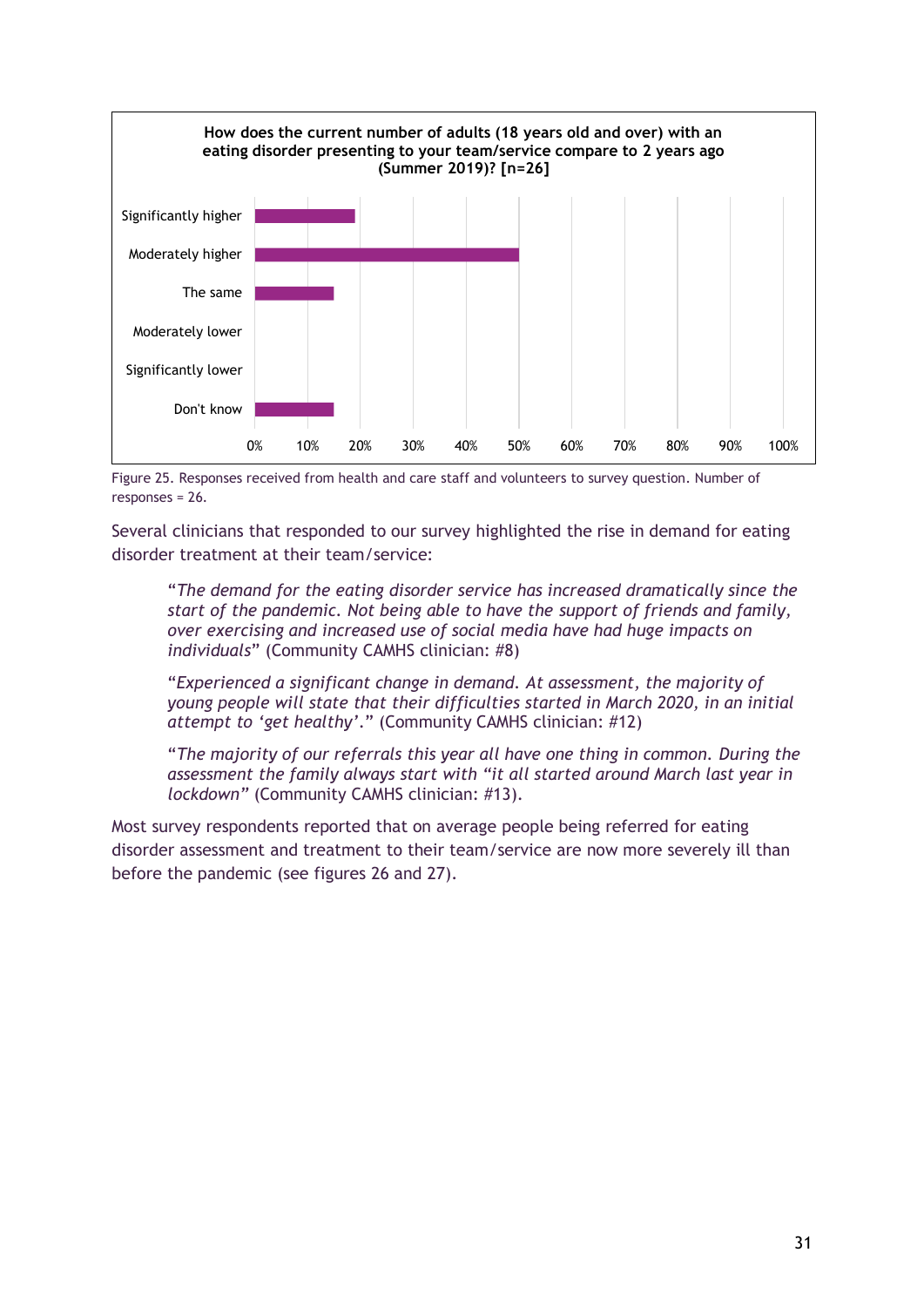How does the current number of adults (18 years old and over) with an eating disorder presenting to your team/service compare to 2 years ago (Summer 2019)? [n=26]

Figure 25. Responses received from health and care staff and volunteers to survey question. Number of responses = 26.

Several clinicians that responded to our survey highlighted the rise in demand for eating disorder treatment at their team/service:

> "*The demand for the eating disorder service has increased dramatically since the start of the pandemic. Not being able to have the support of friends and family, over exercising and increased use of social media have had huge impacts on individuals*" (Community CAMHS clinician: #8)

> "*Experienced a significant change in demand. At assessment, the majority of young people will state that their difficulties started in March 2020, in an initial attempt to 'get healthy'.*" (Community CAMHS clinician: #12)

> "*The majority of our referrals this year all have one thing in common. During the assessment the family always start with "it all started around March last year in lockdown*" (Community CAMHS clinician: #13).

Most survey respondents reported that on average people being referred for eating disorder assessment and treatment to their team/service are now more severely ill than before the pandemic (see figures 26 and 27).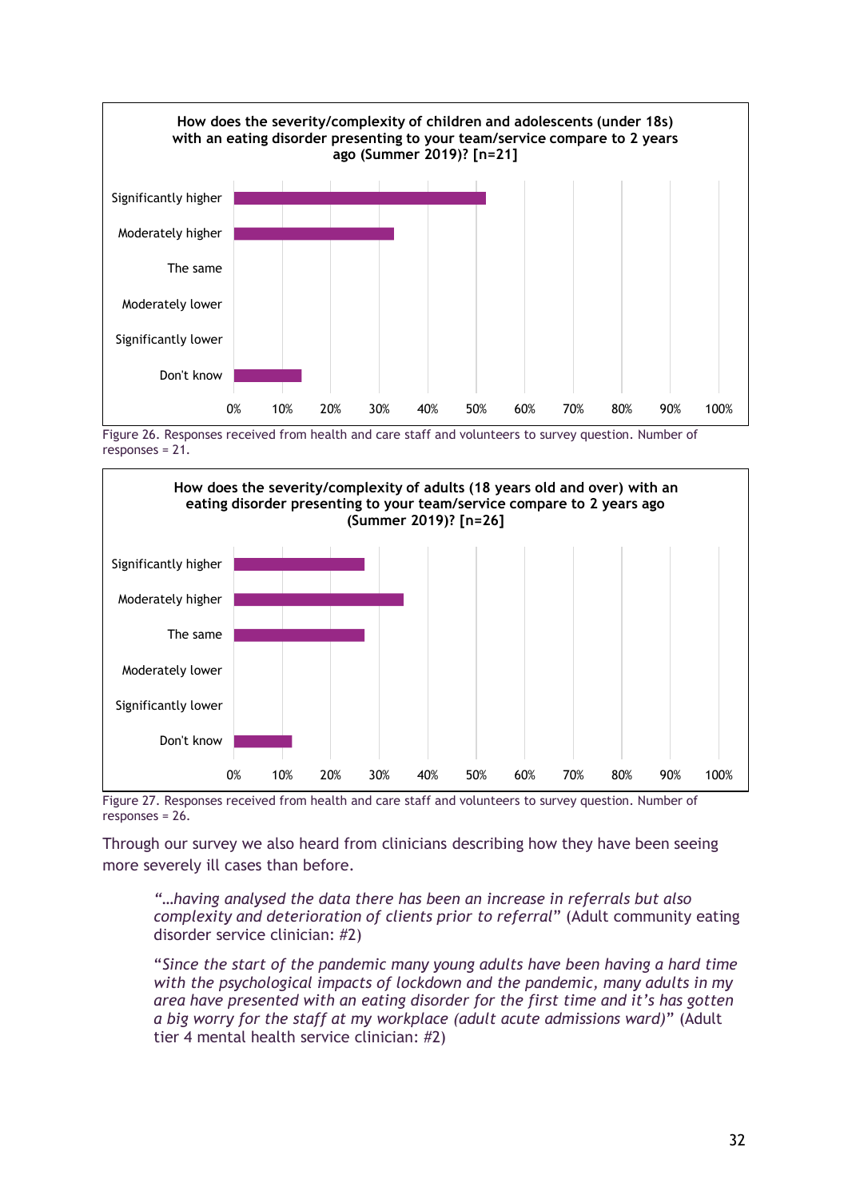**How does the severity/complexity of children and adolescents (under 18s) with an eating disorder presenting to your team/service compare to 2 years ago (Summer 2019)? [n=21]**

Figure 26. Responses received from health and care staff and volunteers to survey question. Number of responses = 21.

**How does the severity/complexity of adults (18 years old and over) with an eating disorder presenting to your team/service compare to 2 years ago (Summer 2019)? [n=26]**

Figure 27. Responses received from health and care staff and volunteers to survey question. Number of responses = 26.

Through our survey we also heard from clinicians describing how they have been seeing more severely ill cases than before.

> "*…having analysed the data there has been an increase in referrals but also complexity and deterioration of clients prior to referral*" (Adult community eating disorder service clinician: #2)

> "*Since the start of the pandemic many young adults have been having a hard time with the psychological impacts of lockdown and the pandemic, many adults in my area have presented with an eating disorder for the first time and it's has gotten a big worry for the staff at my workplace (adult acute admissions ward)*" (Adult tier 4 mental health service clinician: #2)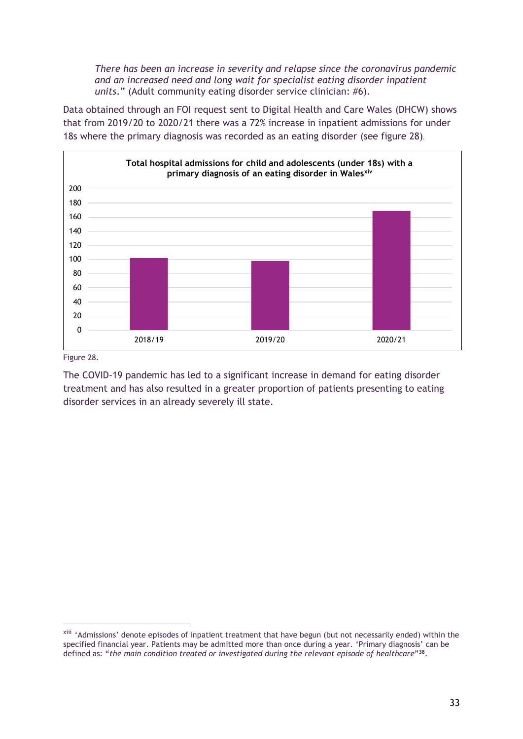*There has been an increase in severity and relapse since the coronavirus pandemic and an increased need and long wait for specialist eating disorder inpatient units.*" (Adult community eating disorder service clinician: #6).

Data obtained through an FOI request sent to Digital Health and Care Wales (DHCW) shows that from 2019/20 to 2020/21 there was a 72% increase in inpatient admissions for under 18s where the primary diagnosis was recorded as an eating disorder (see figure 28).

**Total hospital admissions for child and adolescents (under 18s) with a primary diagnosis of an eating disorder in Wales[xiv]**

Figure 28.

The COVID-19 pandemic has led to a significant increase in demand for eating disorder treatment and has also resulted in a greater proportion of patients presenting to eating disorder services in an already severely ill state.

---

[xiii] 'Admissions' denote episodes of inpatient treatment that have begun (but not necessarily ended) within the specified financial year. Patients may be admitted more than once during a year. 'Primary diagnosis' can be defined as: "*the main condition treated or investigated during the relevant episode of healthcare*"[38].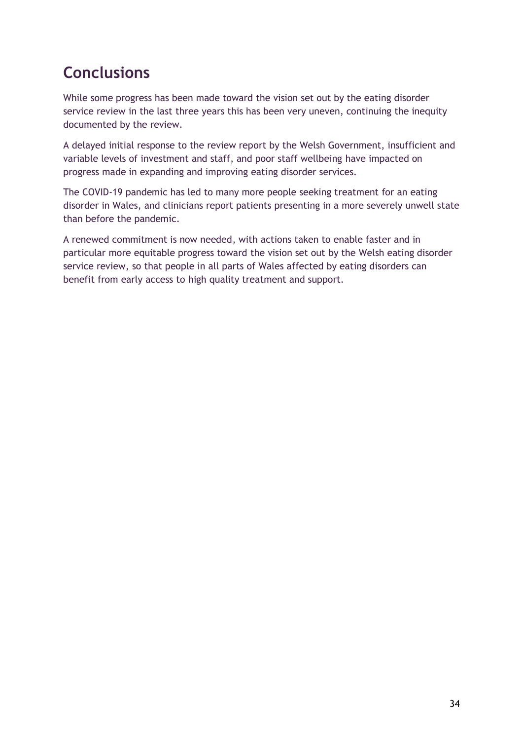## Conclusions

While some progress has been made toward the vision set out by the eating disorder service review in the last three years this has been very uneven, continuing the inequity documented by the review.

A delayed initial response to the review report by the Welsh Government, insufficient and variable levels of investment and staff, and poor staff wellbeing have impacted on progress made in expanding and improving eating disorder services.

The COVID-19 pandemic has led to many more people seeking treatment for an eating disorder in Wales, and clinicians report patients presenting in a more severely unwell state than before the pandemic.

A renewed commitment is now needed, with actions taken to enable faster and in particular more equitable progress toward the vision set out by the Welsh eating disorder service review, so that people in all parts of Wales affected by eating disorders can benefit from early access to high quality treatment and support.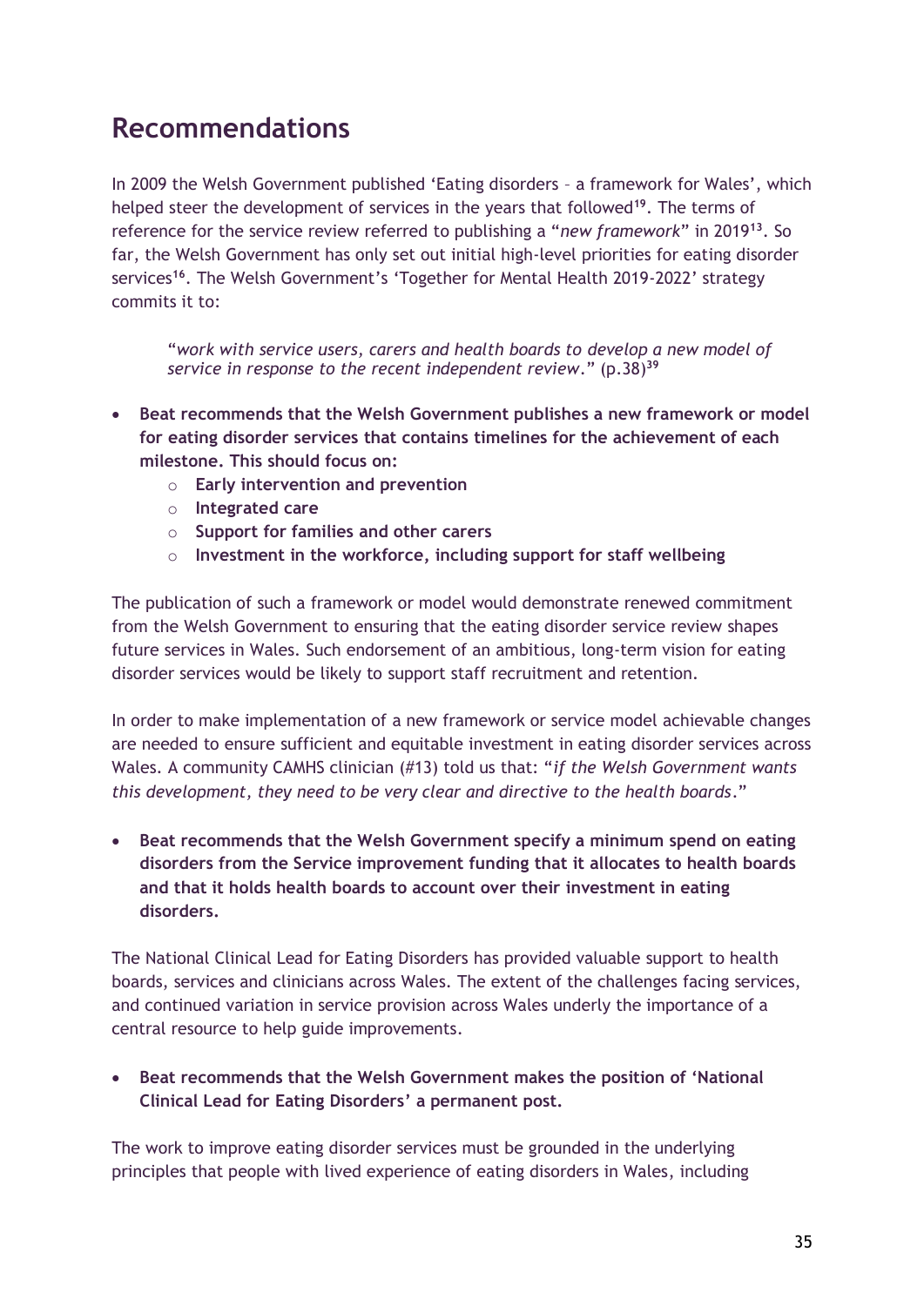## Recommendations

In 2009 the Welsh Government published 'Eating disorders – a framework for Wales', which helped steer the development of services in the years that followed[19]. The terms of reference for the service review referred to publishing a "*new framework*" in 2019[13]. So far, the Welsh Government has only set out initial high-level priorities for eating disorder services[16]. The Welsh Government's 'Together for Mental Health 2019-2022' strategy commits it to:

> "*work with service users, carers and health boards to develop a new model of service in response to the recent independent review*." (p.38)[39]

- **Beat recommends that the Welsh Government publishes a new framework or model for eating disorder services that contains timelines for the achievement of each milestone. This should focus on:**
  - **Early intervention and prevention**
  - **Integrated care**
  - **Support for families and other carers**
  - **Investment in the workforce, including support for staff wellbeing**

The publication of such a framework or model would demonstrate renewed commitment from the Welsh Government to ensuring that the eating disorder service review shapes future services in Wales. Such endorsement of an ambitious, long-term vision for eating disorder services would be likely to support staff recruitment and retention.

In order to make implementation of a new framework or service model achievable changes are needed to ensure sufficient and equitable investment in eating disorder services across Wales. A community CAMHS clinician (#13) told us that: "*if the Welsh Government wants this development, they need to be very clear and directive to the health boards*."

- **Beat recommends that the Welsh Government specify a minimum spend on eating disorders from the Service improvement funding that it allocates to health boards and that it holds health boards to account over their investment in eating disorders.**

The National Clinical Lead for Eating Disorders has provided valuable support to health boards, services and clinicians across Wales. The extent of the challenges facing services, and continued variation in service provision across Wales underly the importance of a central resource to help guide improvements.

- **Beat recommends that the Welsh Government makes the position of 'National Clinical Lead for Eating Disorders' a permanent post.**

The work to improve eating disorder services must be grounded in the underlying principles that people with lived experience of eating disorders in Wales, including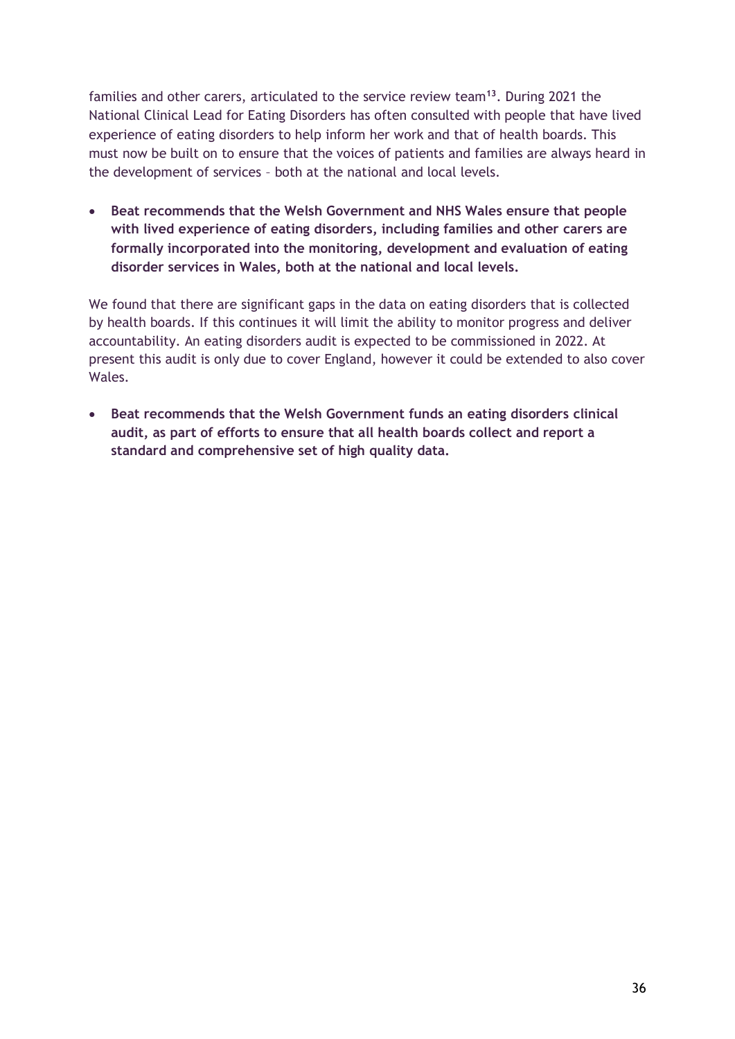families and other carers, articulated to the service review team[13]. During 2021 the National Clinical Lead for Eating Disorders has often consulted with people that have lived experience of eating disorders to help inform her work and that of health boards. This must now be built on to ensure that the voices of patients and families are always heard in the development of services – both at the national and local levels.

- **Beat recommends that the Welsh Government and NHS Wales ensure that people with lived experience of eating disorders, including families and other carers are formally incorporated into the monitoring, development and evaluation of eating disorder services in Wales, both at the national and local levels.**

We found that there are significant gaps in the data on eating disorders that is collected by health boards. If this continues it will limit the ability to monitor progress and deliver accountability. An eating disorders audit is expected to be commissioned in 2022. At present this audit is only due to cover England, however it could be extended to also cover Wales.

- **Beat recommends that the Welsh Government funds an eating disorders clinical audit, as part of efforts to ensure that all health boards collect and report a standard and comprehensive set of high quality data.**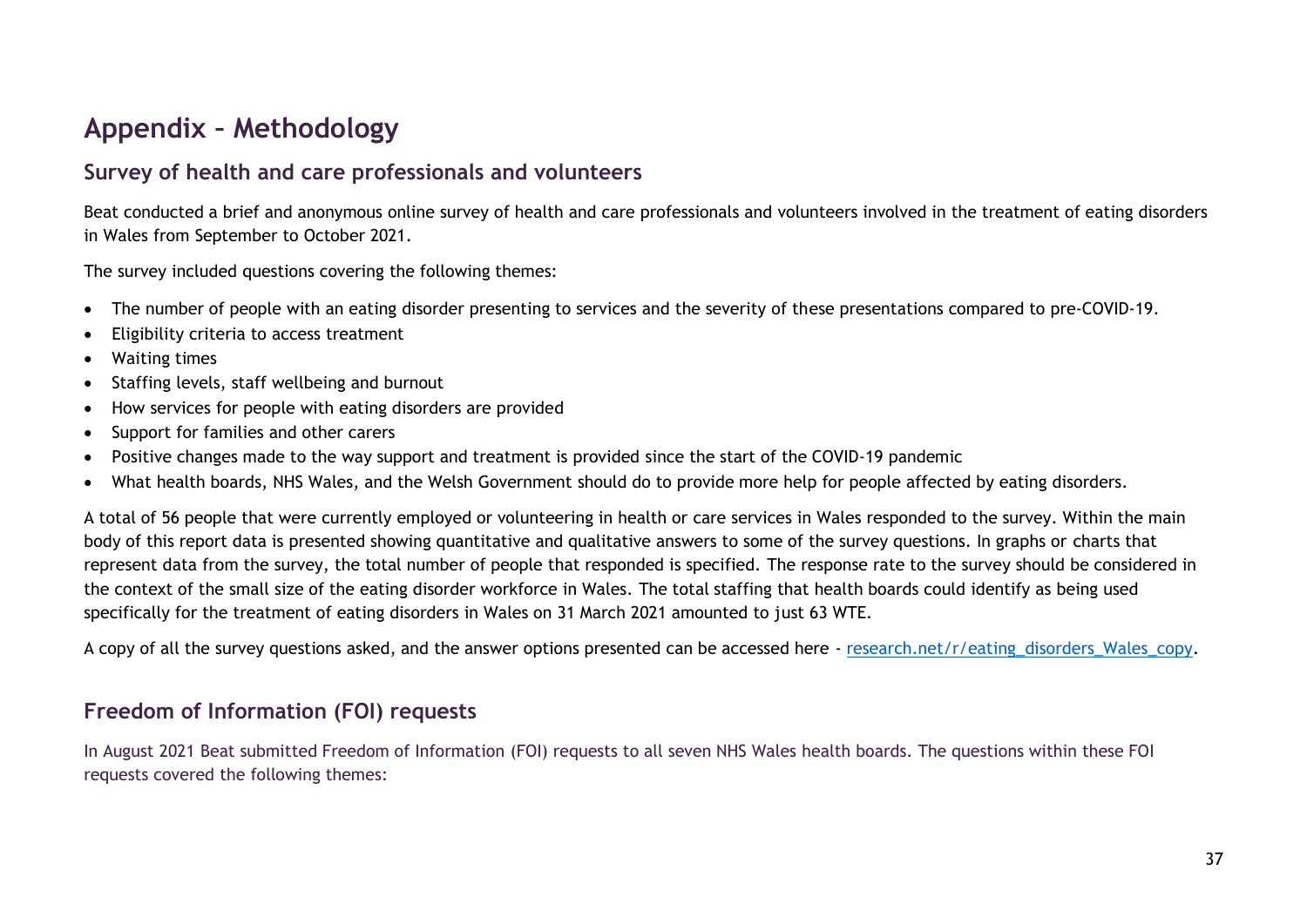# Appendix – Methodology

## Survey of health and care professionals and volunteers

Beat conducted a brief and anonymous online survey of health and care professionals and volunteers involved in the treatment of eating disorders in Wales from September to October 2021.

The survey included questions covering the following themes:

- The number of people with an eating disorder presenting to services and the severity of these presentations compared to pre-COVID-19.
- Eligibility criteria to access treatment
- Waiting times
- Staffing levels, staff wellbeing and burnout
- How services for people with eating disorders are provided
- Support for families and other carers
- Positive changes made to the way support and treatment is provided since the start of the COVID-19 pandemic
- What health boards, NHS Wales, and the Welsh Government should do to provide more help for people affected by eating disorders.

A total of 56 people that were currently employed or volunteering in health or care services in Wales responded to the survey. Within the main body of this report data is presented showing quantitative and qualitative answers to some of the survey questions. In graphs or charts that represent data from the survey, the total number of people that responded is specified. The response rate to the survey should be considered in the context of the small size of the eating disorder workforce in Wales. The total staffing that health boards could identify as being used specifically for the treatment of eating disorders in Wales on 31 March 2021 amounted to just 63 WTE.

A copy of all the survey questions asked, and the answer options presented can be accessed here - research.net/r/eating_disorders_Wales_copy.

## Freedom of Information (FOI) requests

In August 2021 Beat submitted Freedom of Information (FOI) requests to all seven NHS Wales health boards. The questions within these FOI requests covered the following themes: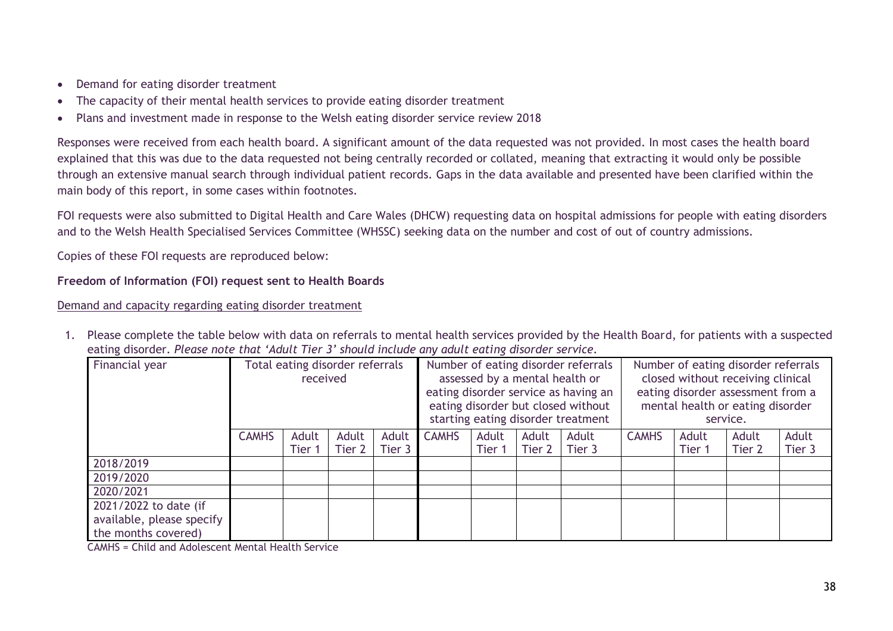- Demand for eating disorder treatment
- The capacity of their mental health services to provide eating disorder treatment
- Plans and investment made in response to the Welsh eating disorder service review 2018

Responses were received from each health board. A significant amount of the data requested was not provided. In most cases the health board explained that this was due to the data requested not being centrally recorded or collated, meaning that extracting it would only be possible through an extensive manual search through individual patient records. Gaps in the data available and presented have been clarified within the main body of this report, in some cases within footnotes.

FOI requests were also submitted to Digital Health and Care Wales (DHCW) requesting data on hospital admissions for people with eating disorders and to the Welsh Health Specialised Services Committee (WHSSC) seeking data on the number and cost of out of country admissions.

Copies of these FOI requests are reproduced below:

**Freedom of Information (FOI) request sent to Health Boards**

<u>Demand and capacity regarding eating disorder treatment</u>

1. Please complete the table below with data on referrals to mental health services provided by the Health Board, for patients with a suspected eating disorder. *Please note that 'Adult Tier 3' should include any adult eating disorder service.*

| Financial year | Total eating disorder referrals received | | | | Number of eating disorder referrals assessed by a mental health or eating disorder service as having an eating disorder but closed without starting eating disorder treatment | | | | Number of eating disorder referrals closed without receiving clinical eating disorder assessment from a mental health or eating disorder service. | | | |
|---|---|---|---|---|---|---|---|---|---|---|---|---|
| | CAMHS | Adult Tier 1 | Adult Tier 2 | Adult Tier 3 | CAMHS | Adult Tier 1 | Adult Tier 2 | Adult Tier 3 | CAMHS | Adult Tier 1 | Adult Tier 2 | Adult Tier 3 |
| 2018/2019 | | | | | | | | | | | | |
| 2019/2020 | | | | | | | | | | | | |
| 2020/2021 | | | | | | | | | | | | |
| 2021/2022 to date (if available, please specify the months covered) | | | | | | | | | | | | |

CAMHS = Child and Adolescent Mental Health Service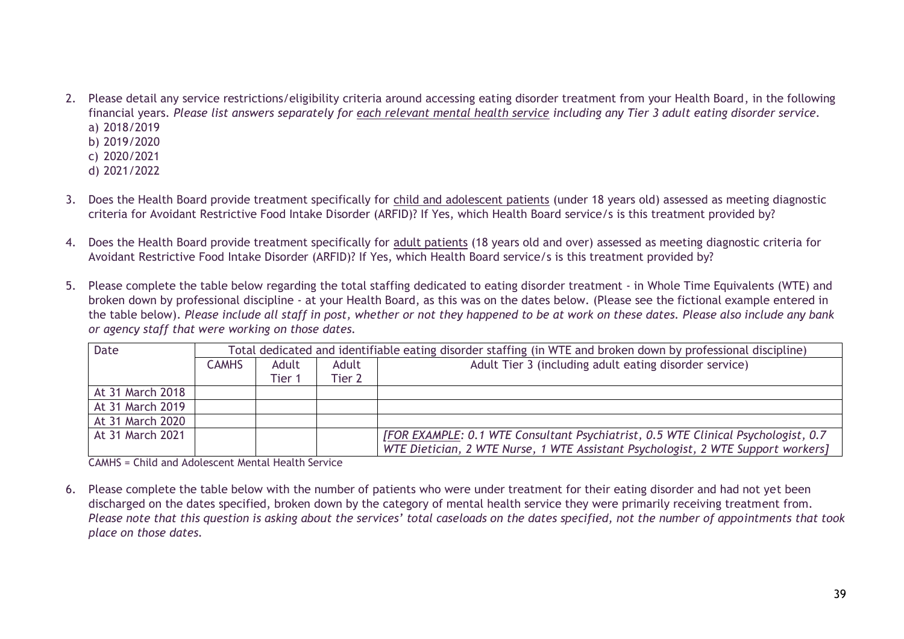2. Please detail any service restrictions/eligibility criteria around accessing eating disorder treatment from your Health Board, in the following financial years. *Please list answers separately for <u>each relevant mental health service</u> including any Tier 3 adult eating disorder service.*
   a) 2018/2019
   b) 2019/2020
   c) 2020/2021
   d) 2021/2022

3. Does the Health Board provide treatment specifically for <u>child and adolescent patients</u> (under 18 years old) assessed as meeting diagnostic criteria for Avoidant Restrictive Food Intake Disorder (ARFID)? If Yes, which Health Board service/s is this treatment provided by?

4. Does the Health Board provide treatment specifically for <u>adult patients</u> (18 years old and over) assessed as meeting diagnostic criteria for Avoidant Restrictive Food Intake Disorder (ARFID)? If Yes, which Health Board service/s is this treatment provided by?

5. Please complete the table below regarding the total staffing dedicated to eating disorder treatment - in Whole Time Equivalents (WTE) and broken down by professional discipline - at your Health Board, as this was on the dates below. (Please see the fictional example entered in the table below). *Please include all staff in post, whether or not they happened to be at work on these dates. Please also include any bank or agency staff that were working on those dates.*

| Date | Total dedicated and identifiable eating disorder staffing (in WTE and broken down by professional discipline) | | | |
|---|---|---|---|---|
| | CAMHS | Adult Tier 1 | Adult Tier 2 | Adult Tier 3 (including adult eating disorder service) |
| At 31 March 2018 | | | | |
| At 31 March 2019 | | | | |
| At 31 March 2020 | | | | |
| At 31 March 2021 | | | | *[FOR EXAMPLE: 0.1 WTE Consultant Psychiatrist, 0.5 WTE Clinical Psychologist, 0.7 WTE Dietician, 2 WTE Nurse, 1 WTE Assistant Psychologist, 2 WTE Support workers]* |

CAMHS = Child and Adolescent Mental Health Service

6. Please complete the table below with the number of patients who were under treatment for their eating disorder and had not yet been discharged on the dates specified, broken down by the category of mental health service they were primarily receiving treatment from. *Please note that this question is asking about the services' total caseloads on the dates specified, not the number of appointments that took place on those dates.*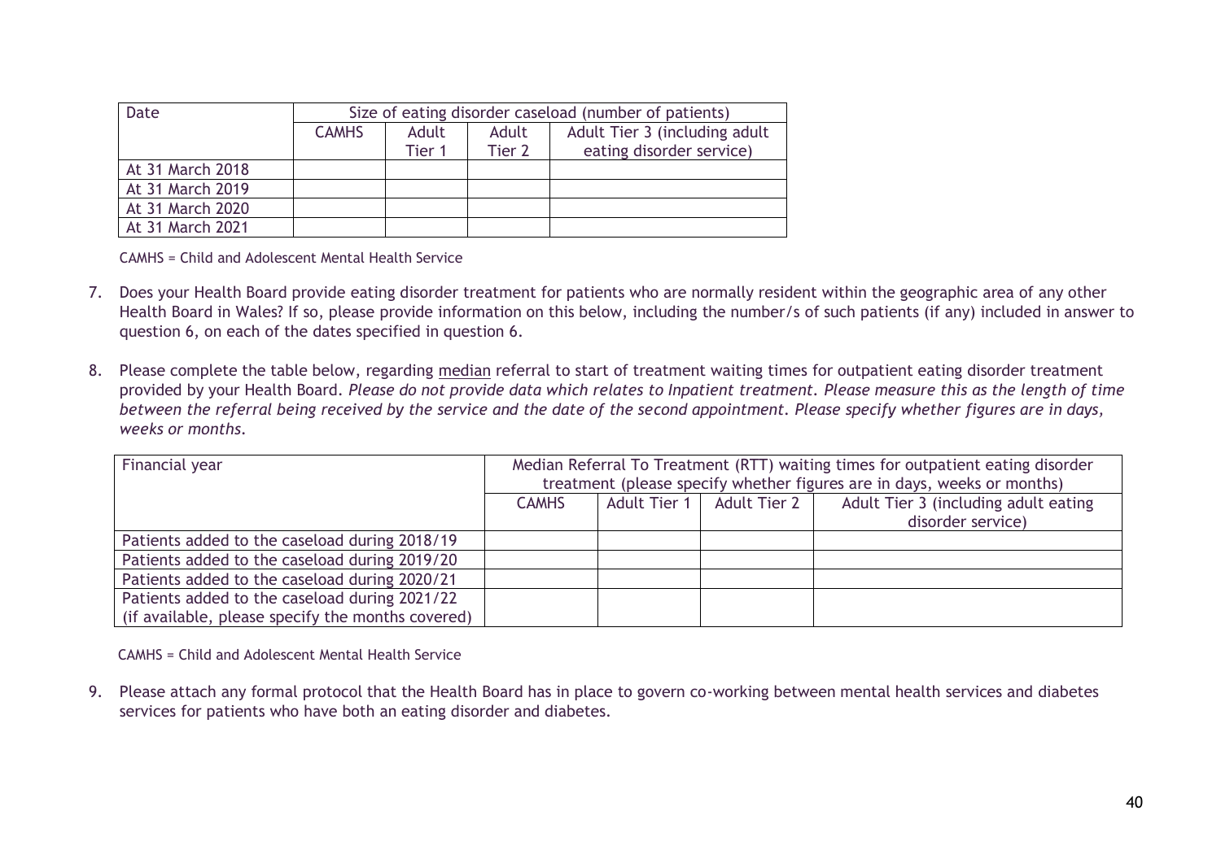| Date | Size of eating disorder caseload (number of patients) | | | |
|---|---|---|---|---|
| | CAMHS | Adult Tier 1 | Adult Tier 2 | Adult Tier 3 (including adult eating disorder service) |
| At 31 March 2018 | | | | |
| At 31 March 2019 | | | | |
| At 31 March 2020 | | | | |
| At 31 March 2021 | | | | |

CAMHS = Child and Adolescent Mental Health Service

7. Does your Health Board provide eating disorder treatment for patients who are normally resident within the geographic area of any other Health Board in Wales? If so, please provide information on this below, including the number/s of such patients (if any) included in answer to question 6, on each of the dates specified in question 6.

8. Please complete the table below, regarding median referral to start of treatment waiting times for outpatient eating disorder treatment provided by your Health Board. *Please do not provide data which relates to Inpatient treatment. Please measure this as the length of time between the referral being received by the service and the date of the second appointment. Please specify whether figures are in days, weeks or months.*

| Financial year | Median Referral To Treatment (RTT) waiting times for outpatient eating disorder treatment (please specify whether figures are in days, weeks or months) | | | |
|---|---|---|---|---|
| | CAMHS | Adult Tier 1 | Adult Tier 2 | Adult Tier 3 (including adult eating disorder service) |
| Patients added to the caseload during 2018/19 | | | | |
| Patients added to the caseload during 2019/20 | | | | |
| Patients added to the caseload during 2020/21 | | | | |
| Patients added to the caseload during 2021/22 (if available, please specify the months covered) | | | | |

CAMHS = Child and Adolescent Mental Health Service

9. Please attach any formal protocol that the Health Board has in place to govern co-working between mental health services and diabetes services for patients who have both an eating disorder and diabetes.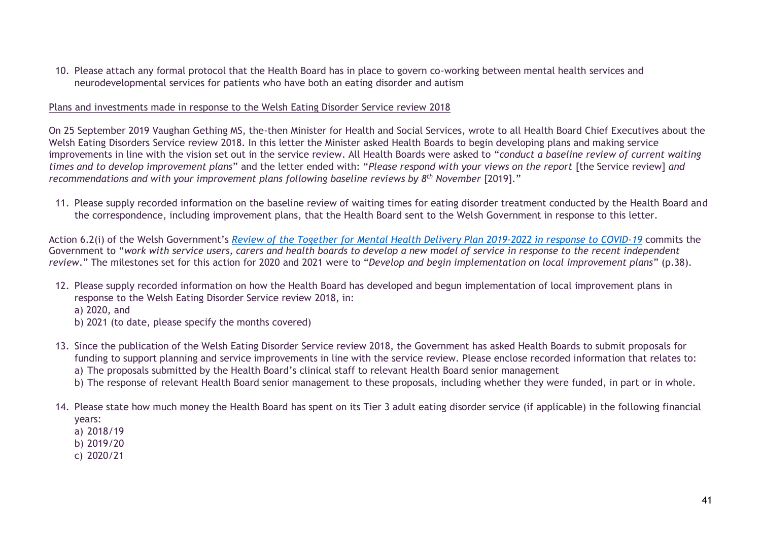10. Please attach any formal protocol that the Health Board has in place to govern co-working between mental health services and neurodevelopmental services for patients who have both an eating disorder and autism

<u>Plans and investments made in response to the Welsh Eating Disorder Service review 2018</u>

On 25 September 2019 Vaughan Gething MS, the-then Minister for Health and Social Services, wrote to all Health Board Chief Executives about the Welsh Eating Disorders Service review 2018. In this letter the Minister asked Health Boards to begin developing plans and making service improvements in line with the vision set out in the service review. All Health Boards were asked to "*conduct a baseline review of current waiting times and to develop improvement plans*" and the letter ended with: "*Please respond with your views on the report* [the Service review] *and recommendations and with your improvement plans following baseline reviews by 8th November* [2019]."

11. Please supply recorded information on the baseline review of waiting times for eating disorder treatment conducted by the Health Board and the correspondence, including improvement plans, that the Health Board sent to the Welsh Government in response to this letter.

Action 6.2(i) of the Welsh Government's *Review of the Together for Mental Health Delivery Plan 2019-2022 in response to COVID-19* commits the Government to "*work with service users, carers and health boards to develop a new model of service in response to the recent independent review*." The milestones set for this action for 2020 and 2021 were to "*Develop and begin implementation on local improvement plans*" (p.38).

12. Please supply recorded information on how the Health Board has developed and begun implementation of local improvement plans in response to the Welsh Eating Disorder Service review 2018, in:
    a) 2020, and
    b) 2021 (to date, please specify the months covered)

13. Since the publication of the Welsh Eating Disorder Service review 2018, the Government has asked Health Boards to submit proposals for funding to support planning and service improvements in line with the service review. Please enclose recorded information that relates to:
    a) The proposals submitted by the Health Board's clinical staff to relevant Health Board senior management
    b) The response of relevant Health Board senior management to these proposals, including whether they were funded, in part or in whole.

14. Please state how much money the Health Board has spent on its Tier 3 adult eating disorder service (if applicable) in the following financial years:
    a) 2018/19
    b) 2019/20
    c) 2020/21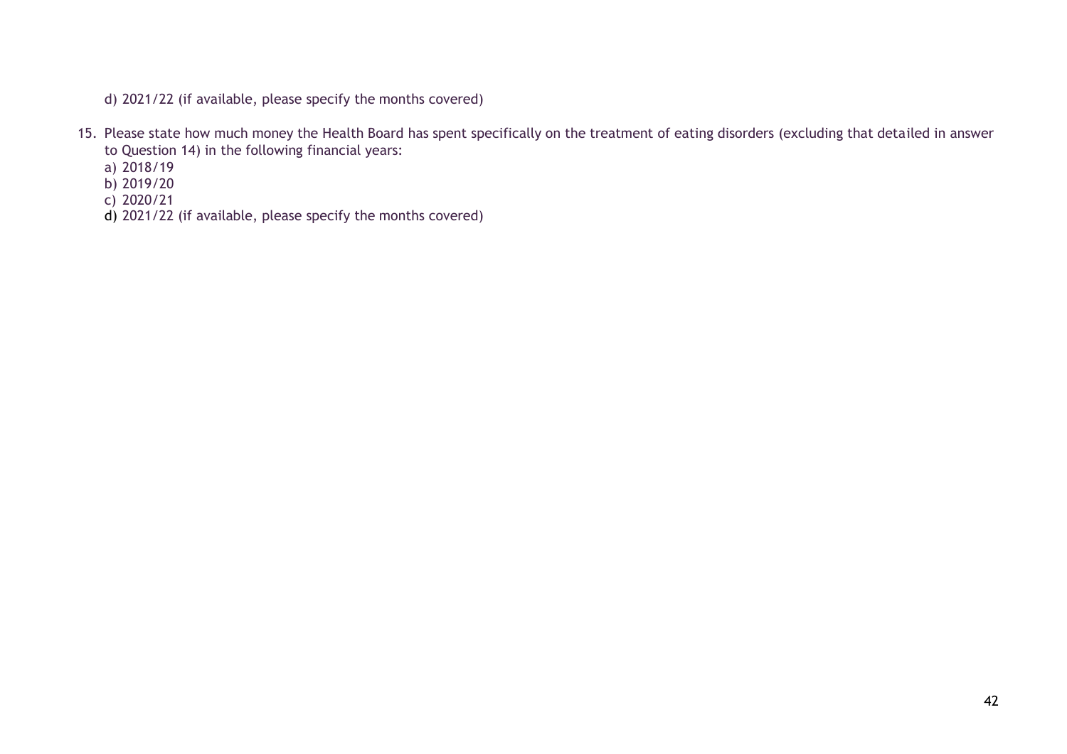d) 2021/22 (if available, please specify the months covered)

15. Please state how much money the Health Board has spent specifically on the treatment of eating disorders (excluding that detailed in answer to Question 14) in the following financial years:
    a) 2018/19
    b) 2019/20
    c) 2020/21
    d) 2021/22 (if available, please specify the months covered)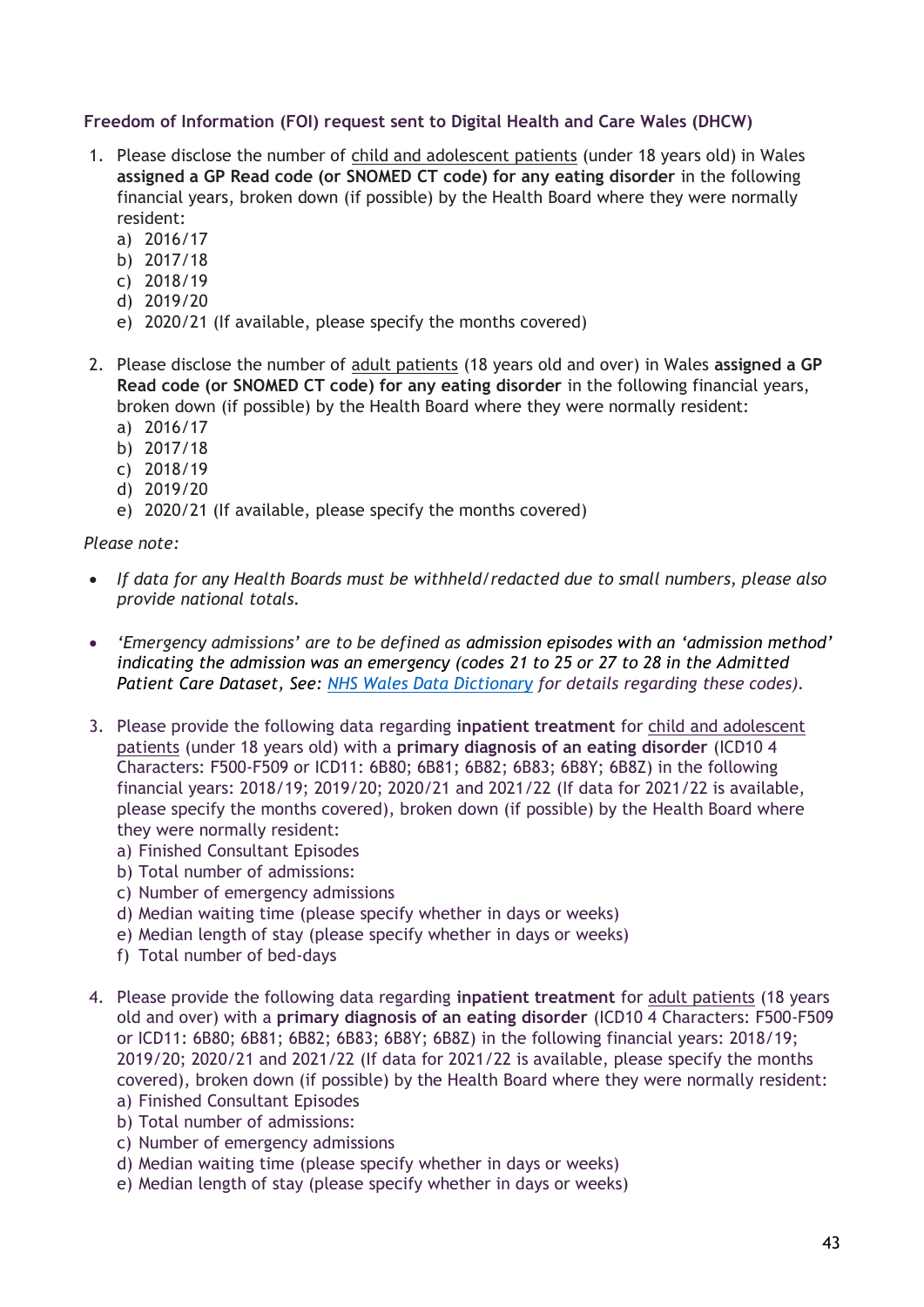**Freedom of Information (FOI) request sent to Digital Health and Care Wales (DHCW)**

1. Please disclose the number of child and adolescent patients (under 18 years old) in Wales **assigned a GP Read code (or SNOMED CT code) for any eating disorder** in the following financial years, broken down (if possible) by the Health Board where they were normally resident:
   a) 2016/17
   b) 2017/18
   c) 2018/19
   d) 2019/20
   e) 2020/21 (If available, please specify the months covered)

2. Please disclose the number of adult patients (18 years old and over) in Wales **assigned a GP Read code (or SNOMED CT code) for any eating disorder** in the following financial years, broken down (if possible) by the Health Board where they were normally resident:
   a) 2016/17
   b) 2017/18
   c) 2018/19
   d) 2019/20
   e) 2020/21 (If available, please specify the months covered)

*Please note:*

- *If data for any Health Boards must be withheld/redacted due to small numbers, please also provide national totals.*
- *'Emergency admissions' are to be defined as* admission episodes with an 'admission method' *indicating the admission was an emergency (codes 21 to 25 or 27 to 28 in the Admitted Patient Care Dataset, See: NHS Wales Data Dictionary for details regarding these codes).*

3. Please provide the following data regarding **inpatient treatment** for child and adolescent patients (under 18 years old) with a **primary diagnosis of an eating disorder** (ICD10 4 Characters: F500-F509 or ICD11: 6B80; 6B81; 6B82; 6B83; 6B8Y; 6B8Z) in the following financial years: 2018/19; 2019/20; 2020/21 and 2021/22 (If data for 2021/22 is available, please specify the months covered), broken down (if possible) by the Health Board where they were normally resident:
   a) Finished Consultant Episodes
   b) Total number of admissions:
   c) Number of emergency admissions
   d) Median waiting time (please specify whether in days or weeks)
   e) Median length of stay (please specify whether in days or weeks)
   f) Total number of bed-days

4. Please provide the following data regarding **inpatient treatment** for adult patients (18 years old and over) with a **primary diagnosis of an eating disorder** (ICD10 4 Characters: F500-F509 or ICD11: 6B80; 6B81; 6B82; 6B83; 6B8Y; 6B8Z) in the following financial years: 2018/19; 2019/20; 2020/21 and 2021/22 (If data for 2021/22 is available, please specify the months covered), broken down (if possible) by the Health Board where they were normally resident:
   a) Finished Consultant Episodes
   b) Total number of admissions:
   c) Number of emergency admissions
   d) Median waiting time (please specify whether in days or weeks)
   e) Median length of stay (please specify whether in days or weeks)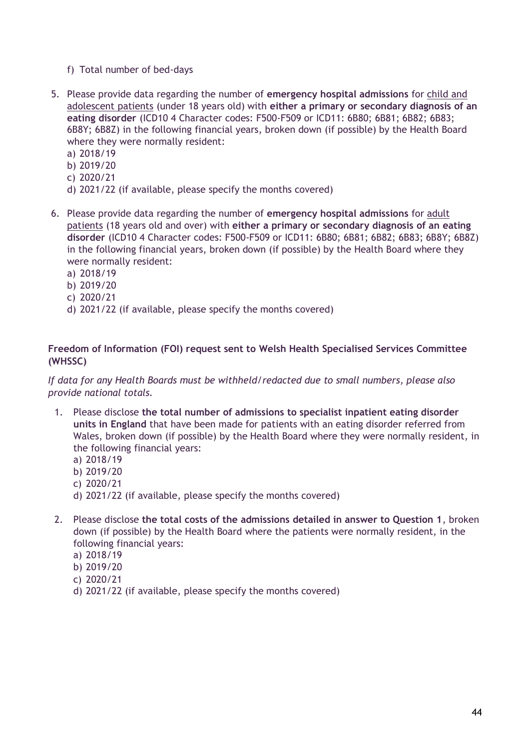f) Total number of bed-days

5. Please provide data regarding the number of **emergency hospital admissions** for <u>child and adolescent patients</u> (under 18 years old) with **either a primary or secondary diagnosis of an eating disorder** (ICD10 4 Character codes: F500-F509 or ICD11: 6B80; 6B81; 6B82; 6B83; 6B8Y; 6B8Z) in the following financial years, broken down (if possible) by the Health Board where they were normally resident:
   a) 2018/19
   b) 2019/20
   c) 2020/21
   d) 2021/22 (if available, please specify the months covered)

6. Please provide data regarding the number of **emergency hospital admissions** for <u>adult patients</u> (18 years old and over) with **either a primary or secondary diagnosis of an eating disorder** (ICD10 4 Character codes: F500-F509 or ICD11: 6B80; 6B81; 6B82; 6B83; 6B8Y; 6B8Z) in the following financial years, broken down (if possible) by the Health Board where they were normally resident:
   a) 2018/19
   b) 2019/20
   c) 2020/21
   d) 2021/22 (if available, please specify the months covered)

**Freedom of Information (FOI) request sent to Welsh Health Specialised Services Committee (WHSSC)**

*If data for any Health Boards must be withheld/redacted due to small numbers, please also provide national totals.*

1. Please disclose **the total number of admissions to specialist inpatient eating disorder units in England** that have been made for patients with an eating disorder referred from Wales, broken down (if possible) by the Health Board where they were normally resident, in the following financial years:
   a) 2018/19
   b) 2019/20
   c) 2020/21
   d) 2021/22 (if available, please specify the months covered)

2. Please disclose **the total costs of the admissions detailed in answer to Question 1**, broken down (if possible) by the Health Board where the patients were normally resident, in the following financial years:
   a) 2018/19
   b) 2019/20
   c) 2020/21
   d) 2021/22 (if available, please specify the months covered)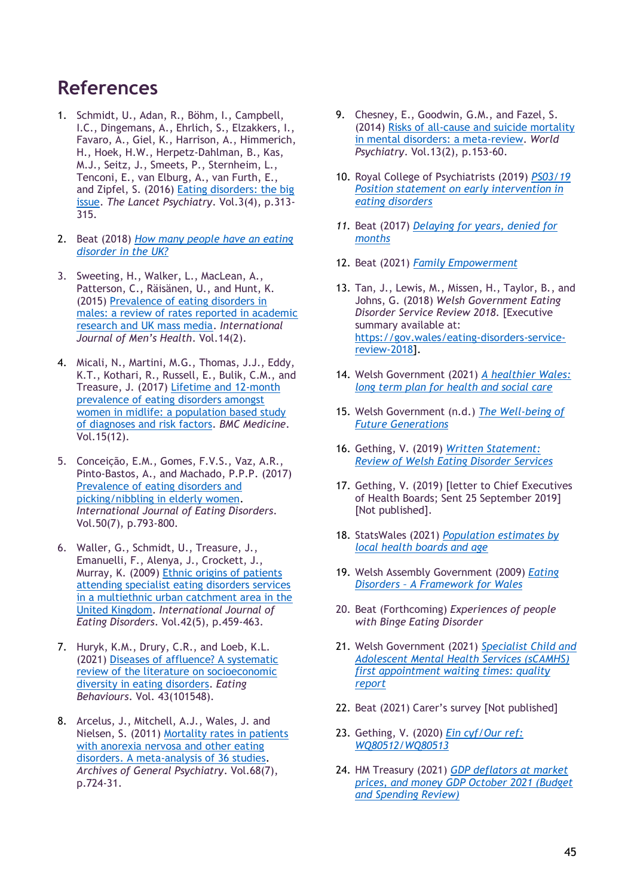# References

1. Schmidt, U., Adan, R., Böhm, I., Campbell, I.C., Dingemans, A., Ehrlich, S., Elzakkers, I., Favaro, A., Giel, K., Harrison, A., Himmerich, H., Hoek, H.W., Herpetz-Dahlman, B., Kas, M.J., Seitz, J., Smeets, P., Sternheim, L., Tenconi, E., van Elburg, A., van Furth, E., and Zipfel, S. (2016) Eating disorders: the big issue. *The Lancet Psychiatry*. Vol.3(4), p.313-315.

2. Beat (2018) *How many people have an eating disorder in the UK?*

3. Sweeting, H., Walker, L., MacLean, A., Patterson, C., Räisänen, U., and Hunt, K. (2015) Prevalence of eating disorders in males: a review of rates reported in academic research and UK mass media. *International Journal of Men's Health*. Vol.14(2).

4. Micali, N., Martini, M.G., Thomas, J.J., Eddy, K.T., Kothari, R., Russell, E., Bulik, C.M., and Treasure, J. (2017) Lifetime and 12-month prevalence of eating disorders amongst women in midlife: a population based study of diagnoses and risk factors. *BMC Medicine*. Vol.15(12).

5. Conceição, E.M., Gomes, F.V.S., Vaz, A.R., Pinto-Bastos, A., and Machado, P.P.P. (2017) Prevalence of eating disorders and picking/nibbling in elderly women. *International Journal of Eating Disorders*. Vol.50(7), p.793-800.

6. Waller, G., Schmidt, U., Treasure, J., Emanuelli, F., Alenya, J., Crockett, J., Murray, K. (2009) Ethnic origins of patients attending specialist eating disorders services in a multiethnic urban catchment area in the United Kingdom. *International Journal of Eating Disorders*. Vol.42(5), p.459-463.

7. Huryk, K.M., Drury, C.R., and Loeb, K.L. (2021) Diseases of affluence? A systematic review of the literature on socioeconomic diversity in eating disorders. *Eating Behaviours*. Vol. 43(101548).

8. Arcelus, J., Mitchell, A.J., Wales, J. and Nielsen, S. (2011) Mortality rates in patients with anorexia nervosa and other eating disorders. A meta-analysis of 36 studies. *Archives of General Psychiatry*. Vol.68(7), p.724-31.

9. Chesney, E., Goodwin, G.M., and Fazel, S. (2014) Risks of all-cause and suicide mortality in mental disorders: a meta-review. *World Psychiatry*. Vol.13(2), p.153-60.

10. Royal College of Psychiatrists (2019) *PS03/19 Position statement on early intervention in eating disorders*

11. Beat (2017) *Delaying for years, denied for months*

12. Beat (2021) *Family Empowerment*

13. Tan, J., Lewis, M., Missen, H., Taylor, B., and Johns, G. (2018) *Welsh Government Eating Disorder Service Review 2018*. [Executive summary available at: https://gov.wales/eating-disorders-service-review-2018].

14. Welsh Government (2021) *A healthier Wales: long term plan for health and social care*

15. Welsh Government (n.d.) *The Well-being of Future Generations*

16. Gething, V. (2019) *Written Statement: Review of Welsh Eating Disorder Services*

17. Gething, V. (2019) [letter to Chief Executives of Health Boards; Sent 25 September 2019] [Not published].

18. StatsWales (2021) *Population estimates by local health boards and age*

19. Welsh Assembly Government (2009) *Eating Disorders – A Framework for Wales*

20. Beat (Forthcoming) *Experiences of people with Binge Eating Disorder*

21. Welsh Government (2021) *Specialist Child and Adolescent Mental Health Services (sCAMHS) first appointment waiting times: quality report*

22. Beat (2021) Carer's survey [Not published]

23. Gething, V. (2020) *Ein cyf/Our ref: WQ80512/WQ80513*

24. HM Treasury (2021) *GDP deflators at market prices, and money GDP October 2021 (Budget and Spending Review)*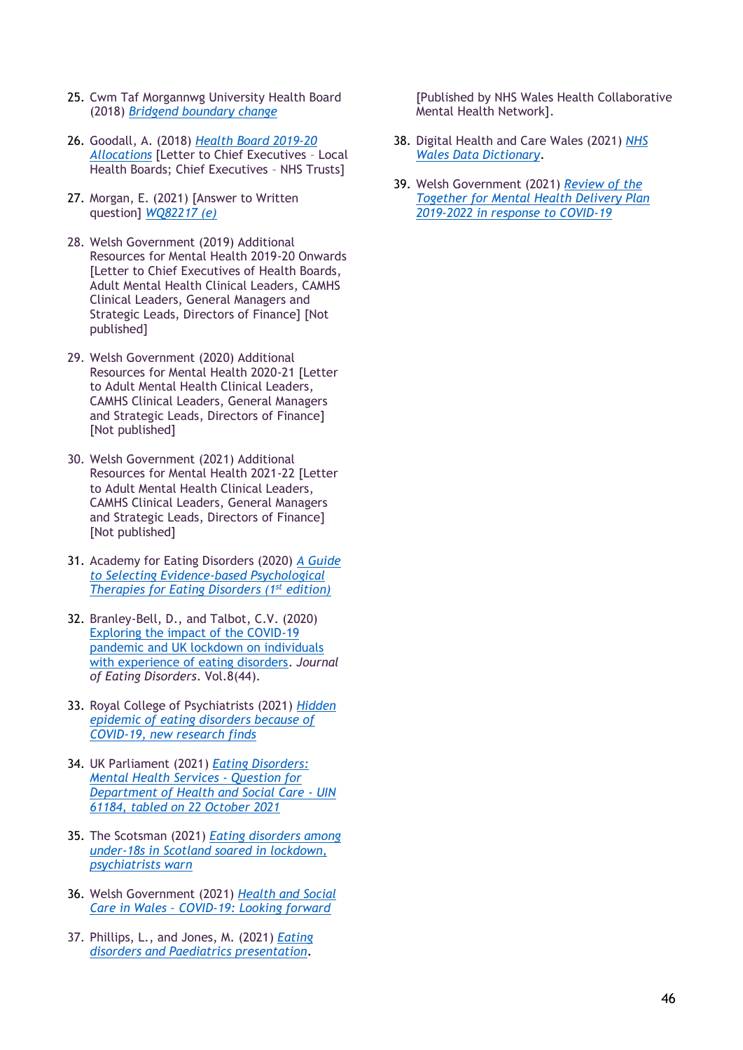25. Cwm Taf Morgannwg University Health Board (2018) Bridgend boundary change

26. Goodall, A. (2018) Health Board 2019-20 Allocations [Letter to Chief Executives – Local Health Boards; Chief Executives – NHS Trusts]

27. Morgan, E. (2021) [Answer to Written question] WQ82217 (e)

28. Welsh Government (2019) Additional Resources for Mental Health 2019-20 Onwards [Letter to Chief Executives of Health Boards, Adult Mental Health Clinical Leaders, CAMHS Clinical Leaders, General Managers and Strategic Leads, Directors of Finance] [Not published]

29. Welsh Government (2020) Additional Resources for Mental Health 2020-21 [Letter to Adult Mental Health Clinical Leaders, CAMHS Clinical Leaders, General Managers and Strategic Leads, Directors of Finance] [Not published]

30. Welsh Government (2021) Additional Resources for Mental Health 2021-22 [Letter to Adult Mental Health Clinical Leaders, CAMHS Clinical Leaders, General Managers and Strategic Leads, Directors of Finance] [Not published]

31. Academy for Eating Disorders (2020) *A Guide to Selecting Evidence-based Psychological Therapies for Eating Disorders (1st edition)*

32. Branley-Bell, D., and Talbot, C.V. (2020) Exploring the impact of the COVID-19 pandemic and UK lockdown on individuals with experience of eating disorders. *Journal of Eating Disorders*. Vol.8(44).

33. Royal College of Psychiatrists (2021) *Hidden epidemic of eating disorders because of COVID-19, new research finds*

34. UK Parliament (2021) *Eating Disorders: Mental Health Services - Question for Department of Health and Social Care - UIN 61184, tabled on 22 October 2021*

35. The Scotsman (2021) *Eating disorders among under-18s in Scotland soared in lockdown, psychiatrists warn*

36. Welsh Government (2021) *Health and Social Care in Wales – COVID-19: Looking forward*

37. Phillips, L., and Jones, M. (2021) *Eating disorders and Paediatrics presentation*. [Published by NHS Wales Health Collaborative Mental Health Network].

38. Digital Health and Care Wales (2021) *NHS Wales Data Dictionary*.

39. Welsh Government (2021) *Review of the Together for Mental Health Delivery Plan 2019-2022 in response to COVID-19*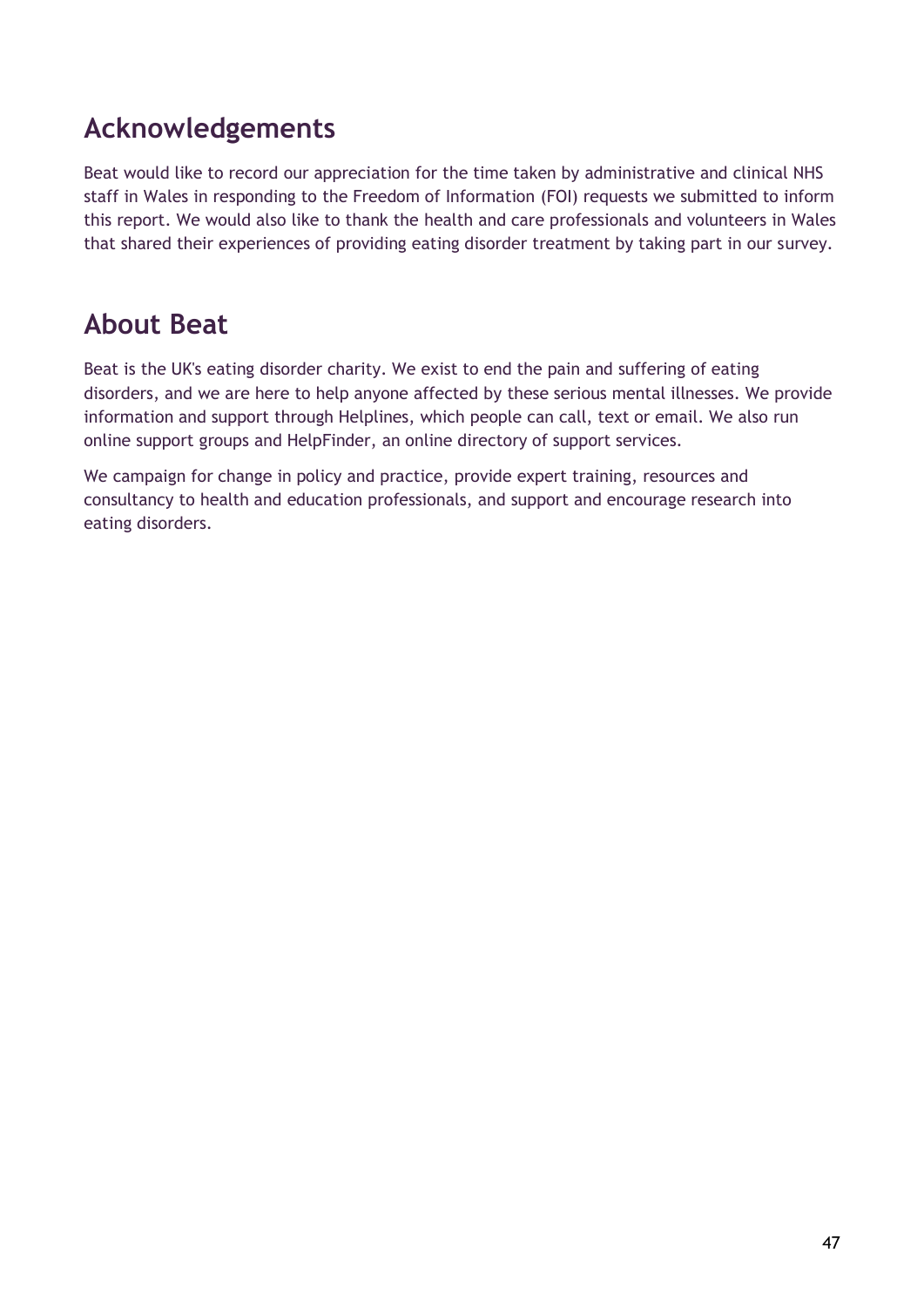## Acknowledgements

Beat would like to record our appreciation for the time taken by administrative and clinical NHS staff in Wales in responding to the Freedom of Information (FOI) requests we submitted to inform this report. We would also like to thank the health and care professionals and volunteers in Wales that shared their experiences of providing eating disorder treatment by taking part in our survey.

## About Beat

Beat is the UK's eating disorder charity. We exist to end the pain and suffering of eating disorders, and we are here to help anyone affected by these serious mental illnesses. We provide information and support through Helplines, which people can call, text or email. We also run online support groups and HelpFinder, an online directory of support services.

We campaign for change in policy and practice, provide expert training, resources and consultancy to health and education professionals, and support and encourage research into eating disorders.